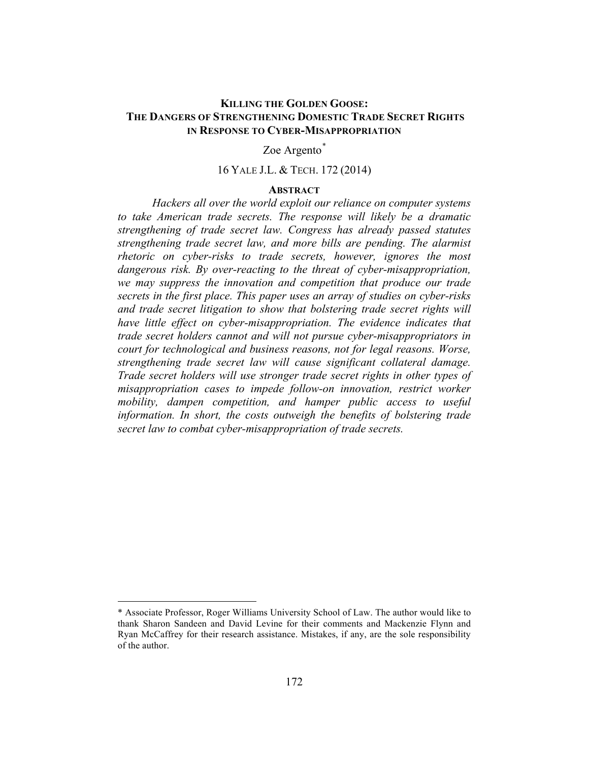# KILLING THE GOLDEN GOOSE: THE DANGERS OF STRENGTHENING DOMESTIC TRADE SECRET RIGHTS IN RESPONSE TO CYBER-MISAPPROPRIATION

Zoe Argento[*]

16 YALE J.L. & TECH. 172 (2014)

## ABSTRACT

*Hackers all over the world exploit our reliance on computer systems to take American trade secrets. The response will likely be a dramatic strengthening of trade secret law. Congress has already passed statutes strengthening trade secret law, and more bills are pending. The alarmist rhetoric on cyber-risks to trade secrets, however, ignores the most dangerous risk. By over-reacting to the threat of cyber-misappropriation, we may suppress the innovation and competition that produce our trade secrets in the first place. This paper uses an array of studies on cyber-risks and trade secret litigation to show that bolstering trade secret rights will have little effect on cyber-misappropriation. The evidence indicates that trade secret holders cannot and will not pursue cyber-misappropriators in court for technological and business reasons, not for legal reasons. Worse, strengthening trade secret law will cause significant collateral damage. Trade secret holders will use stronger trade secret rights in other types of misappropriation cases to impede follow-on innovation, restrict worker mobility, dampen competition, and hamper public access to useful information. In short, the costs outweigh the benefits of bolstering trade secret law to combat cyber-misappropriation of trade secrets.*

---

[*] Associate Professor, Roger Williams University School of Law. The author would like to thank Sharon Sandeen and David Levine for their comments and Mackenzie Flynn and Ryan McCaffrey for their research assistance. Mistakes, if any, are the sole responsibility of the author.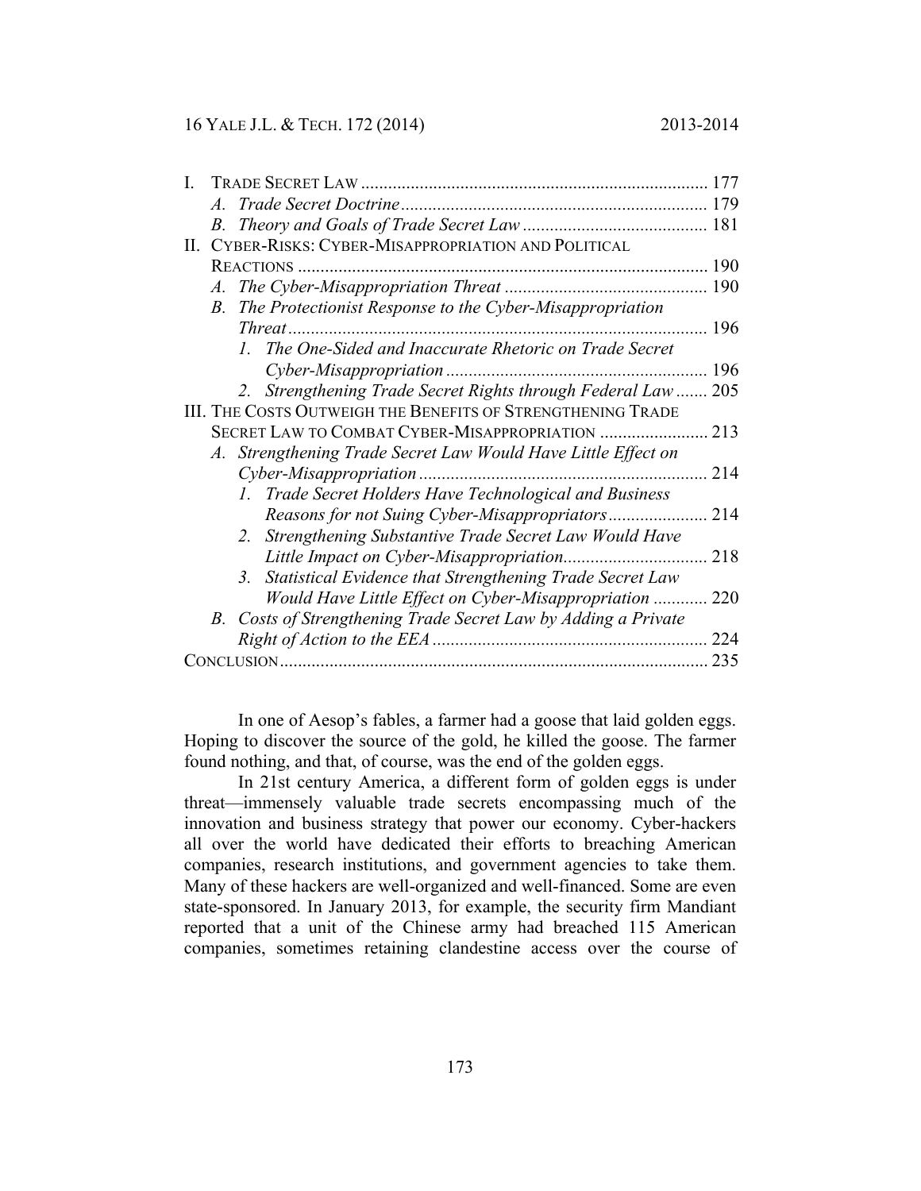I. TRADE SECRET LAW ............................................................................ 177
   *A. Trade Secret Doctrine* .................................................................... 179
   *B. Theory and Goals of Trade Secret Law* ......................................... 181

II. CYBER-RISKS: CYBER-MISAPPROPRIATION AND POLITICAL REACTIONS .......................................................................................... 190
   *A. The Cyber-Misappropriation Threat* ............................................ 190
   *B. The Protectionist Response to the Cyber-Misappropriation Threat* ............................................................................................. 196
      *1. The One-Sided and Inaccurate Rhetoric on Trade Secret Cyber-Misappropriation* ......................................................... 196
      *2. Strengthening Trade Secret Rights through Federal Law* ....... 205

III. THE COSTS OUTWEIGH THE BENEFITS OF STRENGTHENING TRADE SECRET LAW TO COMBAT CYBER-MISAPPROPRIATION ........................ 213
   *A. Strengthening Trade Secret Law Would Have Little Effect on Cyber-Misappropriation* ................................................................ 214
      *1. Trade Secret Holders Have Technological and Business Reasons for not Suing Cyber-Misappropriators* ...................... 214
      *2. Strengthening Substantive Trade Secret Law Would Have Little Impact on Cyber-Misappropriation* ................................ 218
      *3. Statistical Evidence that Strengthening Trade Secret Law Would Have Little Effect on Cyber-Misappropriation* ............ 220
   *B. Costs of Strengthening Trade Secret Law by Adding a Private Right of Action to the EEA* ............................................................ 224

CONCLUSION .............................................................................................. 235

In one of Aesop's fables, a farmer had a goose that laid golden eggs. Hoping to discover the source of the gold, he killed the goose. The farmer found nothing, and that, of course, was the end of the golden eggs.

In 21st century America, a different form of golden eggs is under threat—immensely valuable trade secrets encompassing much of the innovation and business strategy that power our economy. Cyber-hackers all over the world have dedicated their efforts to breaching American companies, research institutions, and government agencies to take them. Many of these hackers are well-organized and well-financed. Some are even state-sponsored. In January 2013, for example, the security firm Mandiant reported that a unit of the Chinese army had breached 115 American companies, sometimes retaining clandestine access over the course of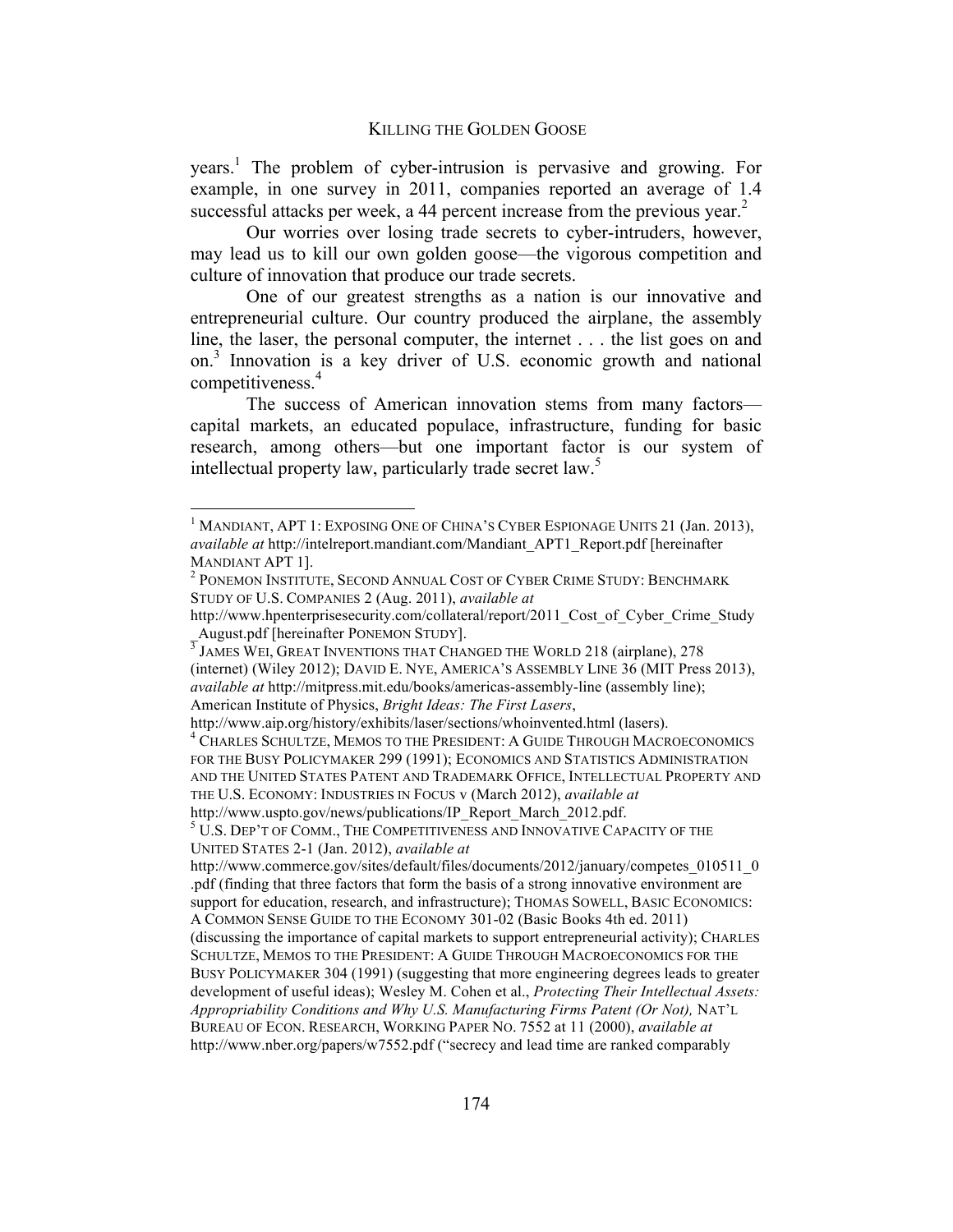years.[1] The problem of cyber-intrusion is pervasive and growing. For example, in one survey in 2011, companies reported an average of 1.4 successful attacks per week, a 44 percent increase from the previous year.[2]

Our worries over losing trade secrets to cyber-intruders, however, may lead us to kill our own golden goose—the vigorous competition and culture of innovation that produce our trade secrets.

One of our greatest strengths as a nation is our innovative and entrepreneurial culture. Our country produced the airplane, the assembly line, the laser, the personal computer, the internet . . . the list goes on and on.[3] Innovation is a key driver of U.S. economic growth and national competitiveness.[4]

The success of American innovation stems from many factors—capital markets, an educated populace, infrastructure, funding for basic research, among others—but one important factor is our system of intellectual property law, particularly trade secret law.[5]

---

[1] MANDIANT, APT 1: EXPOSING ONE OF CHINA'S CYBER ESPIONAGE UNITS 21 (Jan. 2013), *available at* http://intelreport.mandiant.com/Mandiant_APT1_Report.pdf [hereinafter MANDIANT APT 1].

[2] PONEMON INSTITUTE, SECOND ANNUAL COST OF CYBER CRIME STUDY: BENCHMARK STUDY OF U.S. COMPANIES 2 (Aug. 2011), *available at* http://www.hpenterprisesecurity.com/collateral/report/2011_Cost_of_Cyber_Crime_Study_August.pdf [hereinafter PONEMON STUDY].

[3] JAMES WEI, GREAT INVENTIONS THAT CHANGED THE WORLD 218 (airplane), 278 (internet) (Wiley 2012); DAVID E. NYE, AMERICA'S ASSEMBLY LINE 36 (MIT Press 2013), *available at* http://mitpress.mit.edu/books/americas-assembly-line (assembly line); American Institute of Physics, *Bright Ideas: The First Lasers*, http://www.aip.org/history/exhibits/laser/sections/whoinvented.html (lasers).

[4] CHARLES SCHULTZE, MEMOS TO THE PRESIDENT: A GUIDE THROUGH MACROECONOMICS FOR THE BUSY POLICYMAKER 299 (1991); ECONOMICS AND STATISTICS ADMINISTRATION AND THE UNITED STATES PATENT AND TRADEMARK OFFICE, INTELLECTUAL PROPERTY AND THE U.S. ECONOMY: INDUSTRIES IN FOCUS v (March 2012), *available at* http://www.uspto.gov/news/publications/IP_Report_March_2012.pdf.

[5] U.S. DEP'T OF COMM., THE COMPETITIVENESS AND INNOVATIVE CAPACITY OF THE UNITED STATES 2-1 (Jan. 2012), *available at* http://www.commerce.gov/sites/default/files/documents/2012/january/competes_010511_0.pdf (finding that three factors that form the basis of a strong innovative environment are support for education, research, and infrastructure); THOMAS SOWELL, BASIC ECONOMICS: A COMMON SENSE GUIDE TO THE ECONOMY 301-02 (Basic Books 4th ed. 2011) (discussing the importance of capital markets to support entrepreneurial activity); CHARLES SCHULTZE, MEMOS TO THE PRESIDENT: A GUIDE THROUGH MACROECONOMICS FOR THE BUSY POLICYMAKER 304 (1991) (suggesting that more engineering degrees leads to greater development of useful ideas); Wesley M. Cohen et al., *Protecting Their Intellectual Assets: Appropriability Conditions and Why U.S. Manufacturing Firms Patent (Or Not),* NAT'L BUREAU OF ECON. RESEARCH, WORKING PAPER NO. 7552 at 11 (2000), *available at* http://www.nber.org/papers/w7552.pdf ("secrecy and lead time are ranked comparably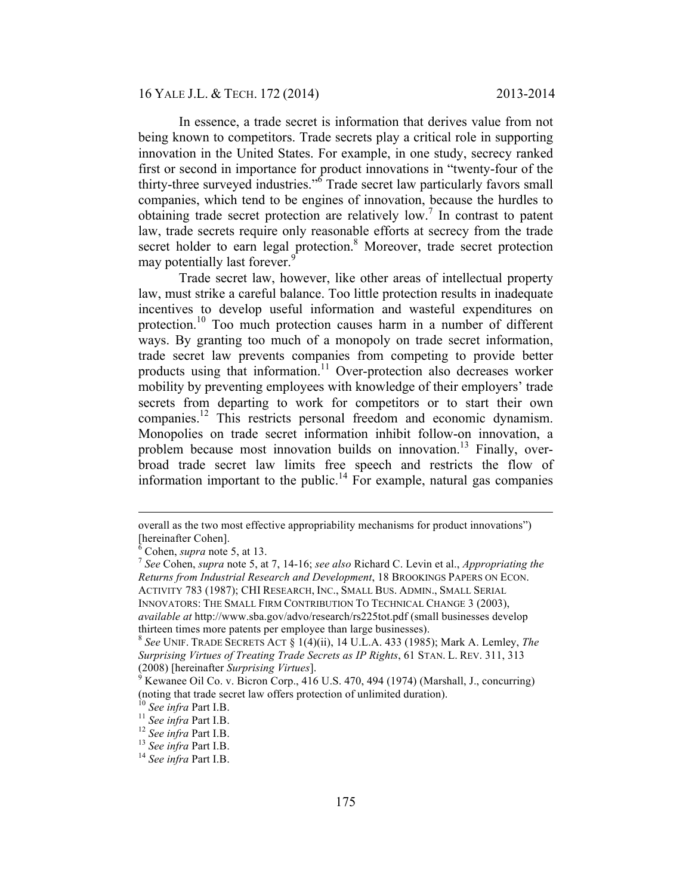In essence, a trade secret is information that derives value from not being known to competitors. Trade secrets play a critical role in supporting innovation in the United States. For example, in one study, secrecy ranked first or second in importance for product innovations in "twenty-four of the thirty-three surveyed industries."[6] Trade secret law particularly favors small companies, which tend to be engines of innovation, because the hurdles to obtaining trade secret protection are relatively low.[7] In contrast to patent law, trade secrets require only reasonable efforts at secrecy from the trade secret holder to earn legal protection.[8] Moreover, trade secret protection may potentially last forever.[9]

Trade secret law, however, like other areas of intellectual property law, must strike a careful balance. Too little protection results in inadequate incentives to develop useful information and wasteful expenditures on protection.[10] Too much protection causes harm in a number of different ways. By granting too much of a monopoly on trade secret information, trade secret law prevents companies from competing to provide better products using that information.[11] Over-protection also decreases worker mobility by preventing employees with knowledge of their employers' trade secrets from departing to work for competitors or to start their own companies.[12] This restricts personal freedom and economic dynamism. Monopolies on trade secret information inhibit follow-on innovation, a problem because most innovation builds on innovation.[13] Finally, over-broad trade secret law limits free speech and restricts the flow of information important to the public.[14] For example, natural gas companies

---

overall as the two most effective appropriability mechanisms for product innovations") [hereinafter Cohen].

[6] Cohen, *supra* note 5, at 13.

[7] *See* Cohen, *supra* note 5, at 7, 14-16; *see also* Richard C. Levin et al., *Appropriating the Returns from Industrial Research and Development*, 18 BROOKINGS PAPERS ON ECON. ACTIVITY 783 (1987); CHI RESEARCH, INC., SMALL BUS. ADMIN., SMALL SERIAL INNOVATORS: THE SMALL FIRM CONTRIBUTION TO TECHNICAL CHANGE 3 (2003), *available at* http://www.sba.gov/advo/research/rs225tot.pdf (small businesses develop thirteen times more patents per employee than large businesses).

[8] *See* UNIF. TRADE SECRETS ACT § 1(4)(ii), 14 U.L.A. 433 (1985); Mark A. Lemley, *The Surprising Virtues of Treating Trade Secrets as IP Rights*, 61 STAN. L. REV. 311, 313 (2008) [hereinafter *Surprising Virtues*].

[9] Kewanee Oil Co. v. Bicron Corp., 416 U.S. 470, 494 (1974) (Marshall, J., concurring) (noting that trade secret law offers protection of unlimited duration).

[10] *See infra* Part I.B.

[11] *See infra* Part I.B.

[12] *See infra* Part I.B.

[13] *See infra* Part I.B.

[14] *See infra* Part I.B.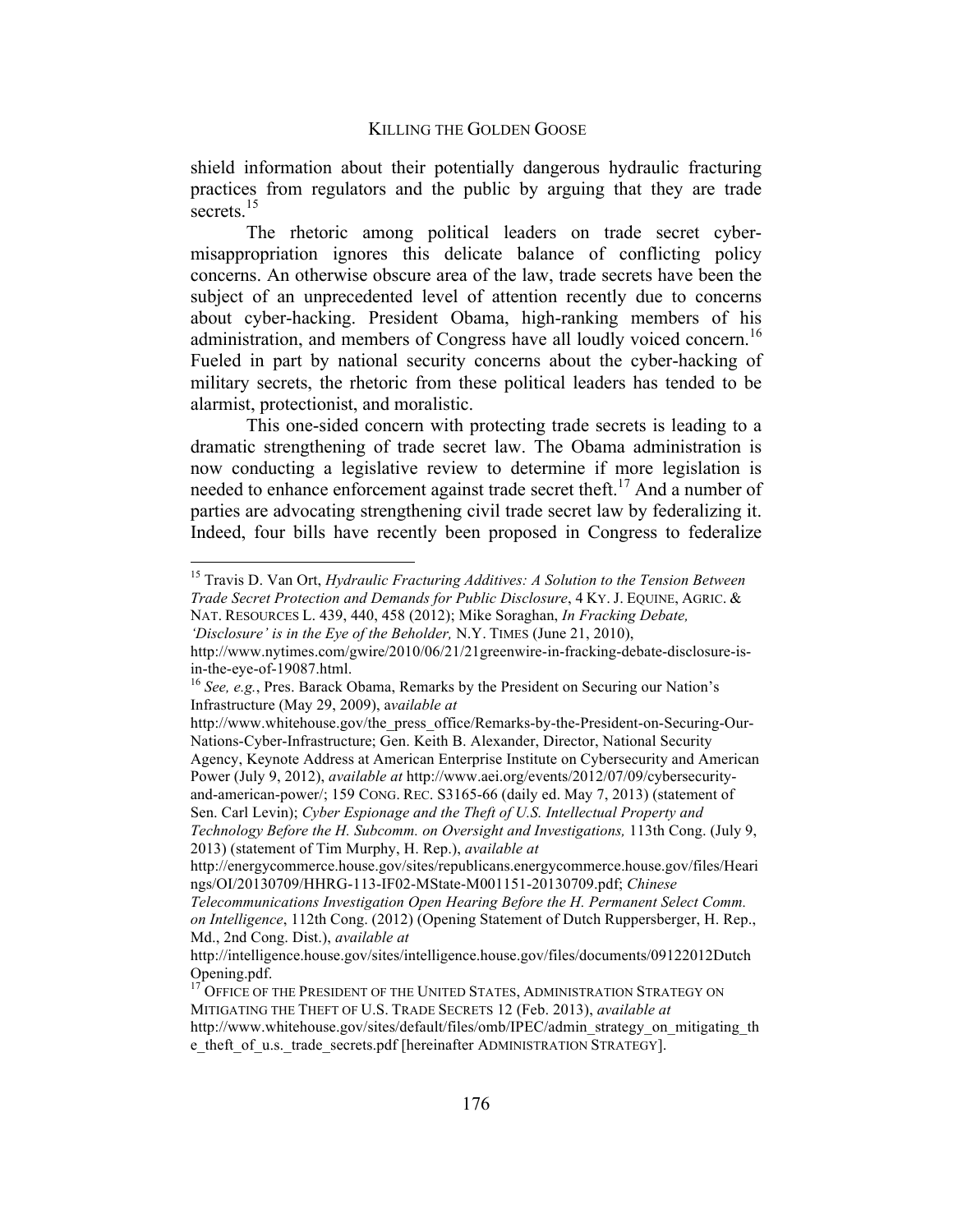shield information about their potentially dangerous hydraulic fracturing practices from regulators and the public by arguing that they are trade secrets.[15]

The rhetoric among political leaders on trade secret cyber-misappropriation ignores this delicate balance of conflicting policy concerns. An otherwise obscure area of the law, trade secrets have been the subject of an unprecedented level of attention recently due to concerns about cyber-hacking. President Obama, high-ranking members of his administration, and members of Congress have all loudly voiced concern.[16] Fueled in part by national security concerns about the cyber-hacking of military secrets, the rhetoric from these political leaders has tended to be alarmist, protectionist, and moralistic.

This one-sided concern with protecting trade secrets is leading to a dramatic strengthening of trade secret law. The Obama administration is now conducting a legislative review to determine if more legislation is needed to enhance enforcement against trade secret theft.[17] And a number of parties are advocating strengthening civil trade secret law by federalizing it. Indeed, four bills have recently been proposed in Congress to federalize

---

[15] Travis D. Van Ort, *Hydraulic Fracturing Additives: A Solution to the Tension Between Trade Secret Protection and Demands for Public Disclosure*, 4 KY. J. EQUINE, AGRIC. & NAT. RESOURCES L. 439, 440, 458 (2012); Mike Soraghan, *In Fracking Debate, 'Disclosure' is in the Eye of the Beholder,* N.Y. TIMES (June 21, 2010), http://www.nytimes.com/gwire/2010/06/21/21greenwire-in-fracking-debate-disclosure-is-in-the-eye-of-19087.html.

[16] *See, e.g.*, Pres. Barack Obama, Remarks by the President on Securing our Nation's Infrastructure (May 29, 2009), *available at* http://www.whitehouse.gov/the_press_office/Remarks-by-the-President-on-Securing-Our-Nations-Cyber-Infrastructure; Gen. Keith B. Alexander, Director, National Security Agency, Keynote Address at American Enterprise Institute on Cybersecurity and American Power (July 9, 2012), *available at* http://www.aei.org/events/2012/07/09/cybersecurity-and-american-power/; 159 CONG. REC. S3165-66 (daily ed. May 7, 2013) (statement of Sen. Carl Levin); *Cyber Espionage and the Theft of U.S. Intellectual Property and Technology Before the H. Subcomm. on Oversight and Investigations,* 113th Cong. (July 9, 2013) (statement of Tim Murphy, H. Rep.), *available at* http://energycommerce.house.gov/sites/republicans.energycommerce.house.gov/files/Hearings/OI/20130709/HHRG-113-IF02-MState-M001151-20130709.pdf; *Chinese Telecommunications Investigation Open Hearing Before the H. Permanent Select Comm. on Intelligence*, 112th Cong. (2012) (Opening Statement of Dutch Ruppersberger, H. Rep., Md., 2nd Cong. Dist.), *available at* http://intelligence.house.gov/sites/intelligence.house.gov/files/documents/09122012DutchOpening.pdf.

[17] OFFICE OF THE PRESIDENT OF THE UNITED STATES, ADMINISTRATION STRATEGY ON MITIGATING THE THEFT OF U.S. TRADE SECRETS 12 (Feb. 2013), *available at* http://www.whitehouse.gov/sites/default/files/omb/IPEC/admin_strategy_on_mitigating_the_theft_of_u.s._trade_secrets.pdf [hereinafter ADMINISTRATION STRATEGY].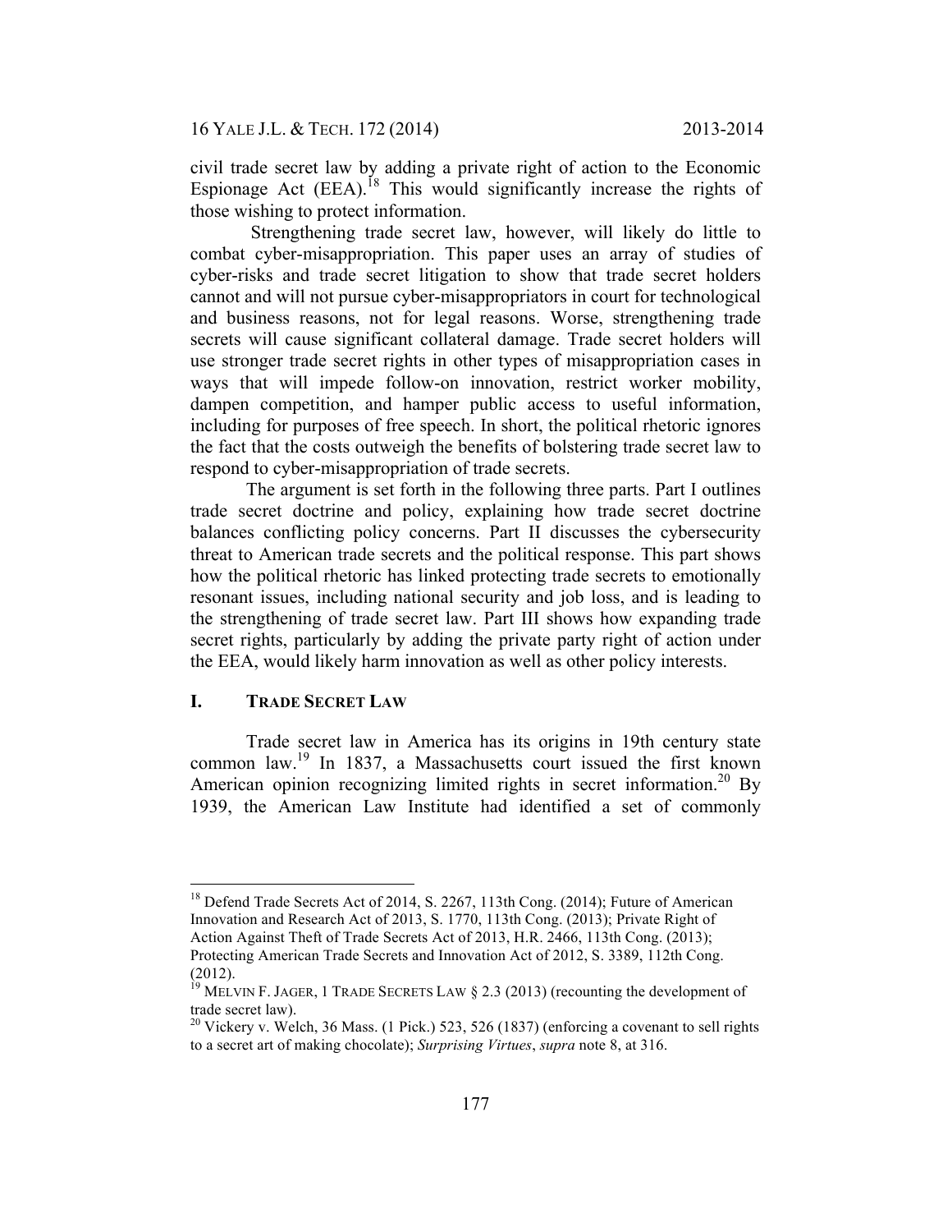civil trade secret law by adding a private right of action to the Economic Espionage Act (EEA).[18] This would significantly increase the rights of those wishing to protect information.

Strengthening trade secret law, however, will likely do little to combat cyber-misappropriation. This paper uses an array of studies of cyber-risks and trade secret litigation to show that trade secret holders cannot and will not pursue cyber-misappropriators in court for technological and business reasons, not for legal reasons. Worse, strengthening trade secrets will cause significant collateral damage. Trade secret holders will use stronger trade secret rights in other types of misappropriation cases in ways that will impede follow-on innovation, restrict worker mobility, dampen competition, and hamper public access to useful information, including for purposes of free speech. In short, the political rhetoric ignores the fact that the costs outweigh the benefits of bolstering trade secret law to respond to cyber-misappropriation of trade secrets.

The argument is set forth in the following three parts. Part I outlines trade secret doctrine and policy, explaining how trade secret doctrine balances conflicting policy concerns. Part II discusses the cybersecurity threat to American trade secrets and the political response. This part shows how the political rhetoric has linked protecting trade secrets to emotionally resonant issues, including national security and job loss, and is leading to the strengthening of trade secret law. Part III shows how expanding trade secret rights, particularly by adding the private party right of action under the EEA, would likely harm innovation as well as other policy interests.

## I. TRADE SECRET LAW

Trade secret law in America has its origins in 19th century state common law.[19] In 1837, a Massachusetts court issued the first known American opinion recognizing limited rights in secret information.[20] By 1939, the American Law Institute had identified a set of commonly

---

[18] Defend Trade Secrets Act of 2014, S. 2267, 113th Cong. (2014); Future of American Innovation and Research Act of 2013, S. 1770, 113th Cong. (2013); Private Right of Action Against Theft of Trade Secrets Act of 2013, H.R. 2466, 113th Cong. (2013); Protecting American Trade Secrets and Innovation Act of 2012, S. 3389, 112th Cong. (2012).

[19] MELVIN F. JAGER, 1 TRADE SECRETS LAW § 2.3 (2013) (recounting the development of trade secret law).

[20] Vickery v. Welch, 36 Mass. (1 Pick.) 523, 526 (1837) (enforcing a covenant to sell rights to a secret art of making chocolate); *Surprising Virtues*, *supra* note 8, at 316.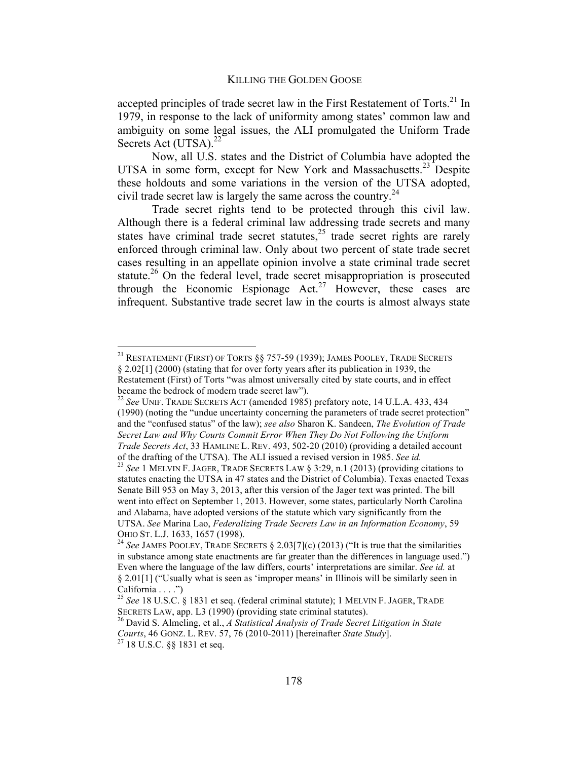accepted principles of trade secret law in the First Restatement of Torts.[21] In 1979, in response to the lack of uniformity among states' common law and ambiguity on some legal issues, the ALI promulgated the Uniform Trade Secrets Act (UTSA).[22]

Now, all U.S. states and the District of Columbia have adopted the UTSA in some form, except for New York and Massachusetts.[23] Despite these holdouts and some variations in the version of the UTSA adopted, civil trade secret law is largely the same across the country.[24]

Trade secret rights tend to be protected through this civil law. Although there is a federal criminal law addressing trade secrets and many states have criminal trade secret statutes,[25] trade secret rights are rarely enforced through criminal law. Only about two percent of state trade secret cases resulting in an appellate opinion involve a state criminal trade secret statute.[26] On the federal level, trade secret misappropriation is prosecuted through the Economic Espionage Act.[27] However, these cases are infrequent. Substantive trade secret law in the courts is almost always state

---

[21] RESTATEMENT (FIRST) OF TORTS §§ 757-59 (1939); JAMES POOLEY, TRADE SECRETS § 2.02[1] (2000) (stating that for over forty years after its publication in 1939, the Restatement (First) of Torts "was almost universally cited by state courts, and in effect became the bedrock of modern trade secret law").

[22] *See* UNIF. TRADE SECRETS ACT (amended 1985) prefatory note, 14 U.L.A. 433, 434 (1990) (noting the "undue uncertainty concerning the parameters of trade secret protection" and the "confused status" of the law); *see also* Sharon K. Sandeen, *The Evolution of Trade Secret Law and Why Courts Commit Error When They Do Not Following the Uniform Trade Secrets Act*, 33 HAMLINE L. REV. 493, 502-20 (2010) (providing a detailed account of the drafting of the UTSA). The ALI issued a revised version in 1985. *See id.*

[23] *See* 1 MELVIN F. JAGER, TRADE SECRETS LAW § 3:29, n.1 (2013) (providing citations to statutes enacting the UTSA in 47 states and the District of Columbia). Texas enacted Texas Senate Bill 953 on May 3, 2013, after this version of the Jager text was printed. The bill went into effect on September 1, 2013. However, some states, particularly North Carolina and Alabama, have adopted versions of the statute which vary significantly from the UTSA. *See* Marina Lao, *Federalizing Trade Secrets Law in an Information Economy*, 59 OHIO ST. L.J. 1633, 1657 (1998).

[24] *See* JAMES POOLEY, TRADE SECRETS § 2.03[7](c) (2013) ("It is true that the similarities in substance among state enactments are far greater than the differences in language used.") Even where the language of the law differs, courts' interpretations are similar. *See id.* at § 2.01[1] ("Usually what is seen as 'improper means' in Illinois will be similarly seen in California . . . .")

[25] *See* 18 U.S.C. § 1831 et seq. (federal criminal statute); 1 MELVIN F. JAGER, TRADE SECRETS LAW, app. L3 (1990) (providing state criminal statutes).

[26] David S. Almeling, et al., *A Statistical Analysis of Trade Secret Litigation in State Courts*, 46 GONZ. L. REV. 57, 76 (2010-2011) [hereinafter *State Study*].

[27] 18 U.S.C. §§ 1831 et seq.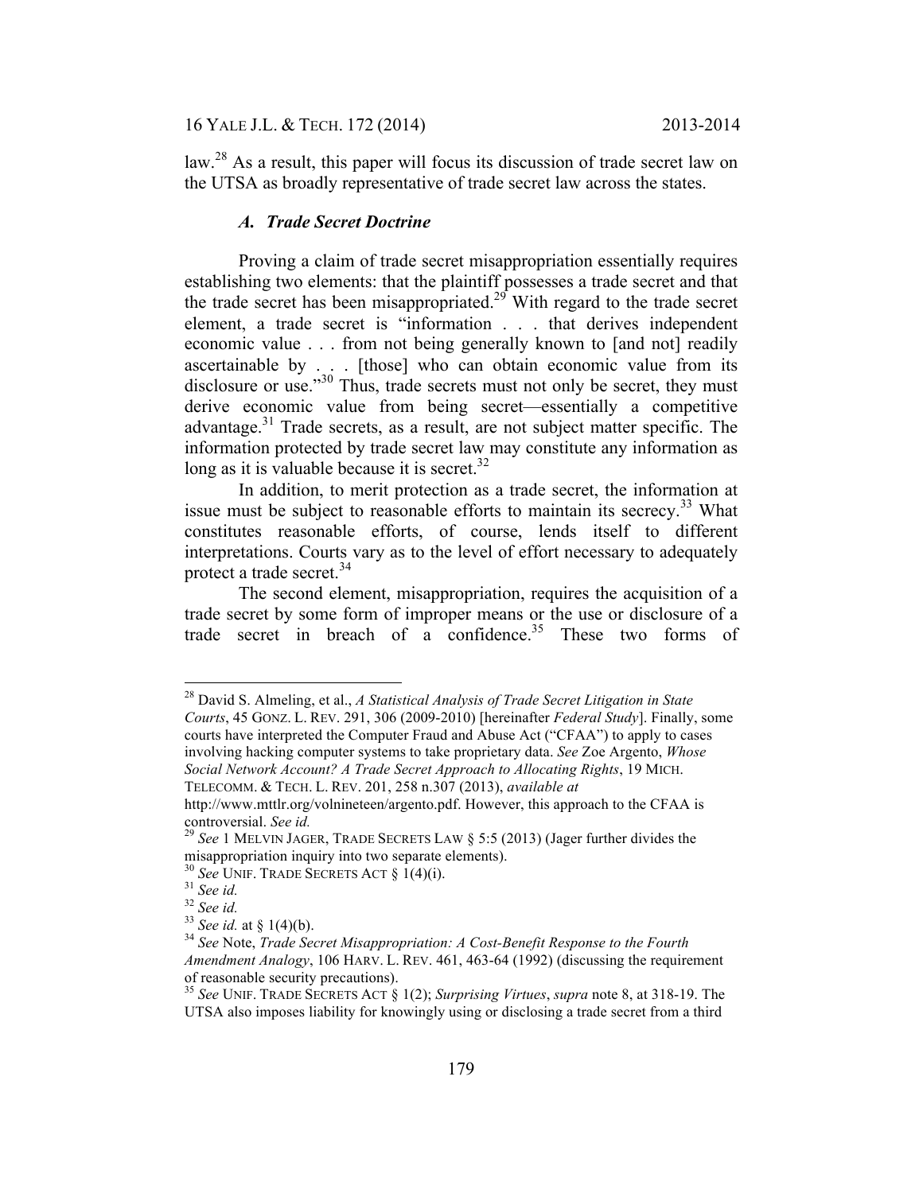law.[28] As a result, this paper will focus its discussion of trade secret law on the UTSA as broadly representative of trade secret law across the states.

### *A. Trade Secret Doctrine*

Proving a claim of trade secret misappropriation essentially requires establishing two elements: that the plaintiff possesses a trade secret and that the trade secret has been misappropriated.[29] With regard to the trade secret element, a trade secret is "information . . . that derives independent economic value . . . from not being generally known to [and not] readily ascertainable by . . . [those] who can obtain economic value from its disclosure or use."[30] Thus, trade secrets must not only be secret, they must derive economic value from being secret—essentially a competitive advantage.[31] Trade secrets, as a result, are not subject matter specific. The information protected by trade secret law may constitute any information as long as it is valuable because it is secret.[32]

In addition, to merit protection as a trade secret, the information at issue must be subject to reasonable efforts to maintain its secrecy.[33] What constitutes reasonable efforts, of course, lends itself to different interpretations. Courts vary as to the level of effort necessary to adequately protect a trade secret.[34]

The second element, misappropriation, requires the acquisition of a trade secret by some form of improper means or the use or disclosure of a trade secret in breach of a confidence.[35] These two forms of

---

[28] David S. Almeling, et al., *A Statistical Analysis of Trade Secret Litigation in State Courts*, 45 GONZ. L. REV. 291, 306 (2009-2010) [hereinafter *Federal Study*]. Finally, some courts have interpreted the Computer Fraud and Abuse Act ("CFAA") to apply to cases involving hacking computer systems to take proprietary data. *See* Zoe Argento, *Whose Social Network Account? A Trade Secret Approach to Allocating Rights*, 19 MICH. TELECOMM. & TECH. L. REV. 201, 258 n.307 (2013), *available at* http://www.mttlr.org/volnineteen/argento.pdf. However, this approach to the CFAA is controversial. *See id.*

[29] *See* 1 MELVIN JAGER, TRADE SECRETS LAW § 5:5 (2013) (Jager further divides the misappropriation inquiry into two separate elements).

[30] *See* UNIF. TRADE SECRETS ACT § 1(4)(i).

[31] *See id.*

[32] *See id.*

[33] *See id.* at § 1(4)(b).

[34] *See* Note, *Trade Secret Misappropriation: A Cost-Benefit Response to the Fourth Amendment Analogy*, 106 HARV. L. REV. 461, 463-64 (1992) (discussing the requirement of reasonable security precautions).

[35] *See* UNIF. TRADE SECRETS ACT § 1(2); *Surprising Virtues*, *supra* note 8, at 318-19. The UTSA also imposes liability for knowingly using or disclosing a trade secret from a third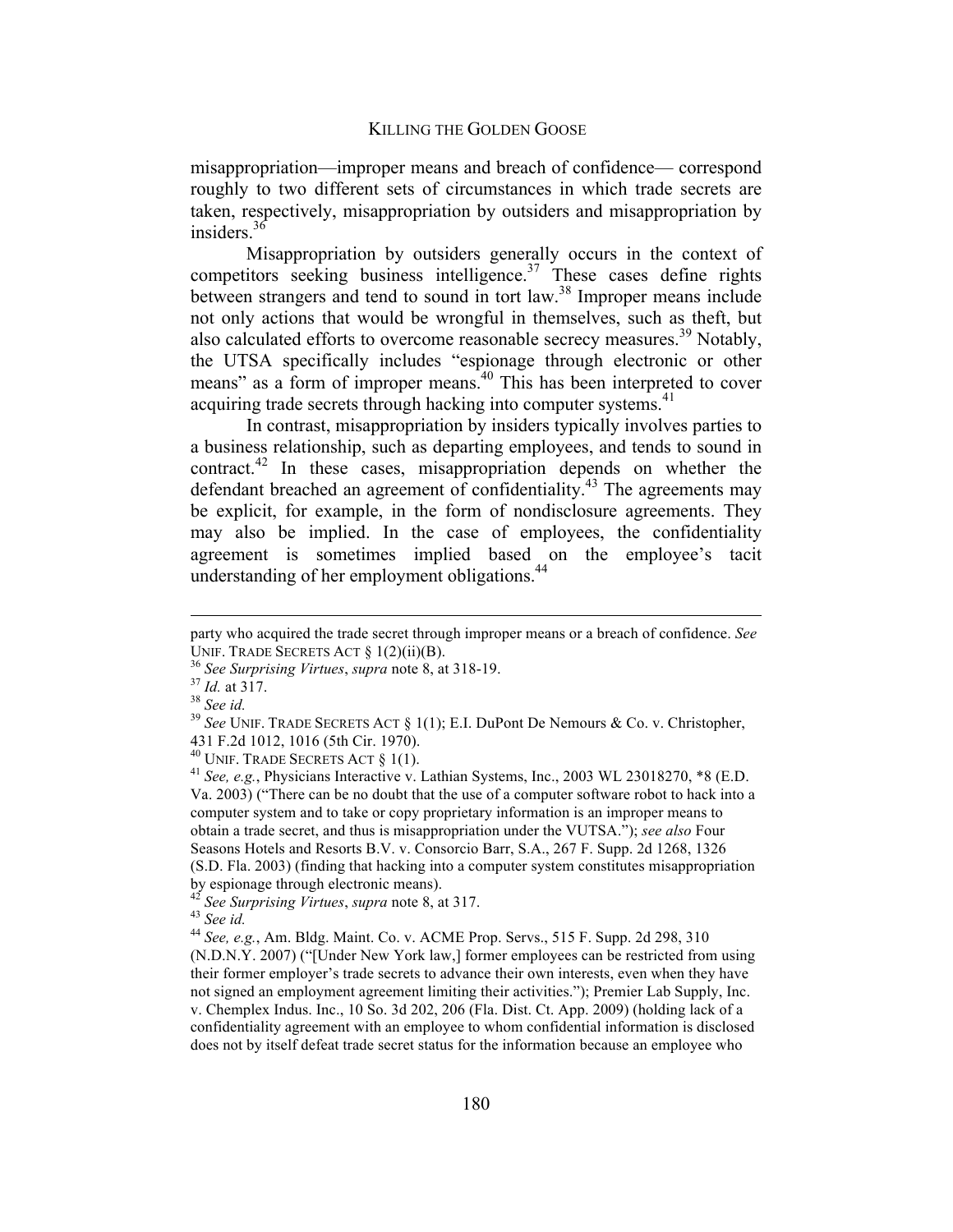misappropriation—improper means and breach of confidence— correspond roughly to two different sets of circumstances in which trade secrets are taken, respectively, misappropriation by outsiders and misappropriation by insiders.[36]

Misappropriation by outsiders generally occurs in the context of competitors seeking business intelligence.[37] These cases define rights between strangers and tend to sound in tort law.[38] Improper means include not only actions that would be wrongful in themselves, such as theft, but also calculated efforts to overcome reasonable secrecy measures.[39] Notably, the UTSA specifically includes "espionage through electronic or other means" as a form of improper means.[40] This has been interpreted to cover acquiring trade secrets through hacking into computer systems.[41]

In contrast, misappropriation by insiders typically involves parties to a business relationship, such as departing employees, and tends to sound in contract.[42] In these cases, misappropriation depends on whether the defendant breached an agreement of confidentiality.[43] The agreements may be explicit, for example, in the form of nondisclosure agreements. They may also be implied. In the case of employees, the confidentiality agreement is sometimes implied based on the employee's tacit understanding of her employment obligations.[44]

---

party who acquired the trade secret through improper means or a breach of confidence. *See* UNIF. TRADE SECRETS ACT § 1(2)(ii)(B).

[36] *See Surprising Virtues*, *supra* note 8, at 318-19.

[37] *Id.* at 317.

[38] *See id.*

[39] *See* UNIF. TRADE SECRETS ACT § 1(1); E.I. DuPont De Nemours & Co. v. Christopher, 431 F.2d 1012, 1016 (5th Cir. 1970).

[40] UNIF. TRADE SECRETS ACT § 1(1).

[41] *See, e.g.*, Physicians Interactive v. Lathian Systems, Inc., 2003 WL 23018270, *8 (E.D. Va. 2003) ("There can be no doubt that the use of a computer software robot to hack into a computer system and to take or copy proprietary information is an improper means to obtain a trade secret, and thus is misappropriation under the VUTSA."); *see also* Four Seasons Hotels and Resorts B.V. v. Consorcio Barr, S.A., 267 F. Supp. 2d 1268, 1326 (S.D. Fla. 2003) (finding that hacking into a computer system constitutes misappropriation by espionage through electronic means).

[42] *See Surprising Virtues*, *supra* note 8, at 317.

[43] *See id.*

[44] *See, e.g.*, Am. Bldg. Maint. Co. v. ACME Prop. Servs., 515 F. Supp. 2d 298, 310 (N.D.N.Y. 2007) ("[Under New York law,] former employees can be restricted from using their former employer's trade secrets to advance their own interests, even when they have not signed an employment agreement limiting their activities."); Premier Lab Supply, Inc. v. Chemplex Indus. Inc., 10 So. 3d 202, 206 (Fla. Dist. Ct. App. 2009) (holding lack of a confidentiality agreement with an employee to whom confidential information is disclosed does not by itself defeat trade secret status for the information because an employee who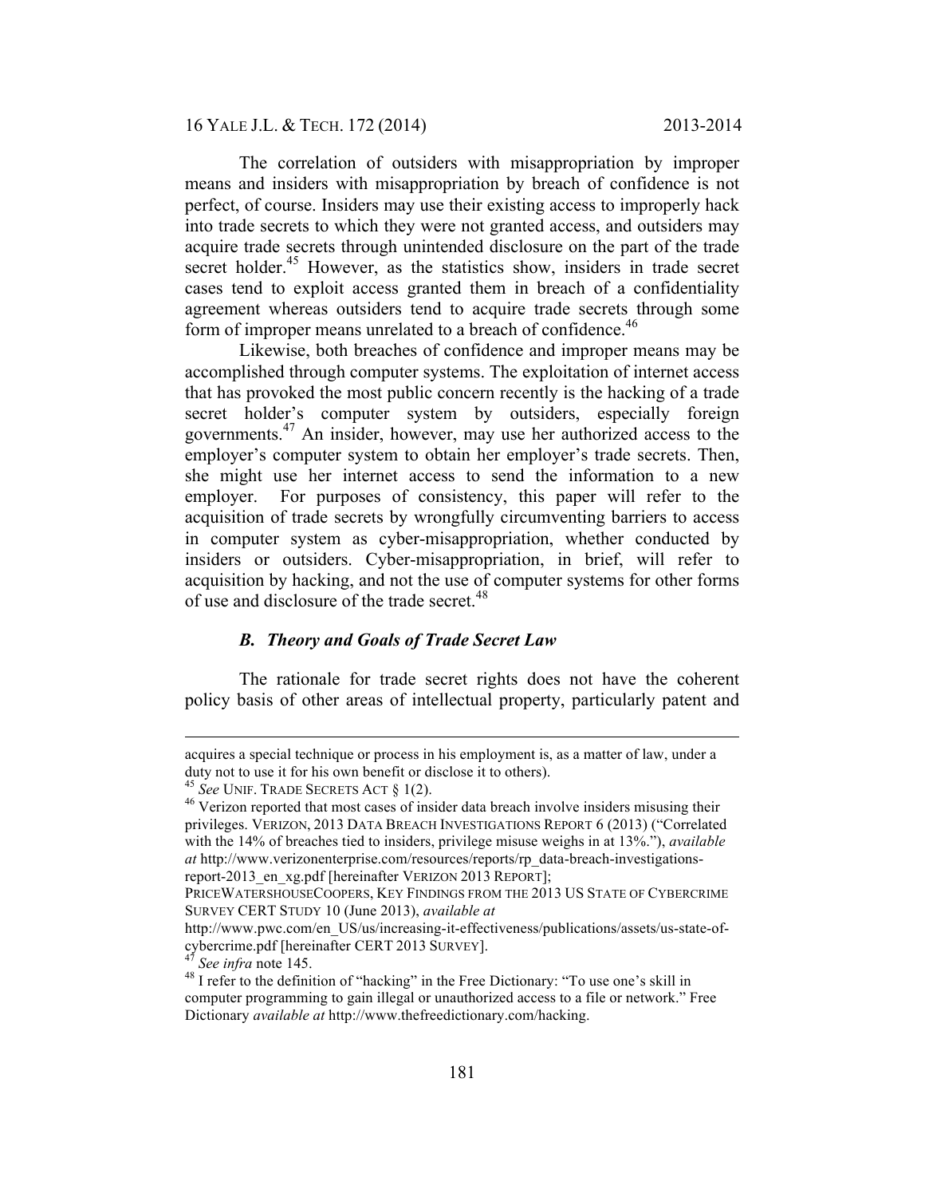The correlation of outsiders with misappropriation by improper means and insiders with misappropriation by breach of confidence is not perfect, of course. Insiders may use their existing access to improperly hack into trade secrets to which they were not granted access, and outsiders may acquire trade secrets through unintended disclosure on the part of the trade secret holder.[45] However, as the statistics show, insiders in trade secret cases tend to exploit access granted them in breach of a confidentiality agreement whereas outsiders tend to acquire trade secrets through some form of improper means unrelated to a breach of confidence.[46]

Likewise, both breaches of confidence and improper means may be accomplished through computer systems. The exploitation of internet access that has provoked the most public concern recently is the hacking of a trade secret holder's computer system by outsiders, especially foreign governments.[47] An insider, however, may use her authorized access to the employer's computer system to obtain her employer's trade secrets. Then, she might use her internet access to send the information to a new employer. For purposes of consistency, this paper will refer to the acquisition of trade secrets by wrongfully circumventing barriers to access in computer system as cyber-misappropriation, whether conducted by insiders or outsiders. Cyber-misappropriation, in brief, will refer to acquisition by hacking, and not the use of computer systems for other forms of use and disclosure of the trade secret.[48]

### *B. Theory and Goals of Trade Secret Law*

The rationale for trade secret rights does not have the coherent policy basis of other areas of intellectual property, particularly patent and

---

acquires a special technique or process in his employment is, as a matter of law, under a duty not to use it for his own benefit or disclose it to others).

[45] *See* UNIF. TRADE SECRETS ACT § 1(2).

[46] Verizon reported that most cases of insider data breach involve insiders misusing their privileges. VERIZON, 2013 DATA BREACH INVESTIGATIONS REPORT 6 (2013) ("Correlated with the 14% of breaches tied to insiders, privilege misuse weighs in at 13%."), *available at* http://www.verizonenterprise.com/resources/reports/rp_data-breach-investigations-report-2013_en_xg.pdf [hereinafter VERIZON 2013 REPORT]; PRICEWATERSHOUSECOOPERS, KEY FINDINGS FROM THE 2013 US STATE OF CYBERCRIME SURVEY CERT STUDY 10 (June 2013), *available at* http://www.pwc.com/en_US/us/increasing-it-effectiveness/publications/assets/us-state-of-cybercrime.pdf [hereinafter CERT 2013 SURVEY].

[47] *See infra* note 145.

[48] I refer to the definition of "hacking" in the Free Dictionary: "To use one's skill in computer programming to gain illegal or unauthorized access to a file or network." Free Dictionary *available at* http://www.thefreedictionary.com/hacking.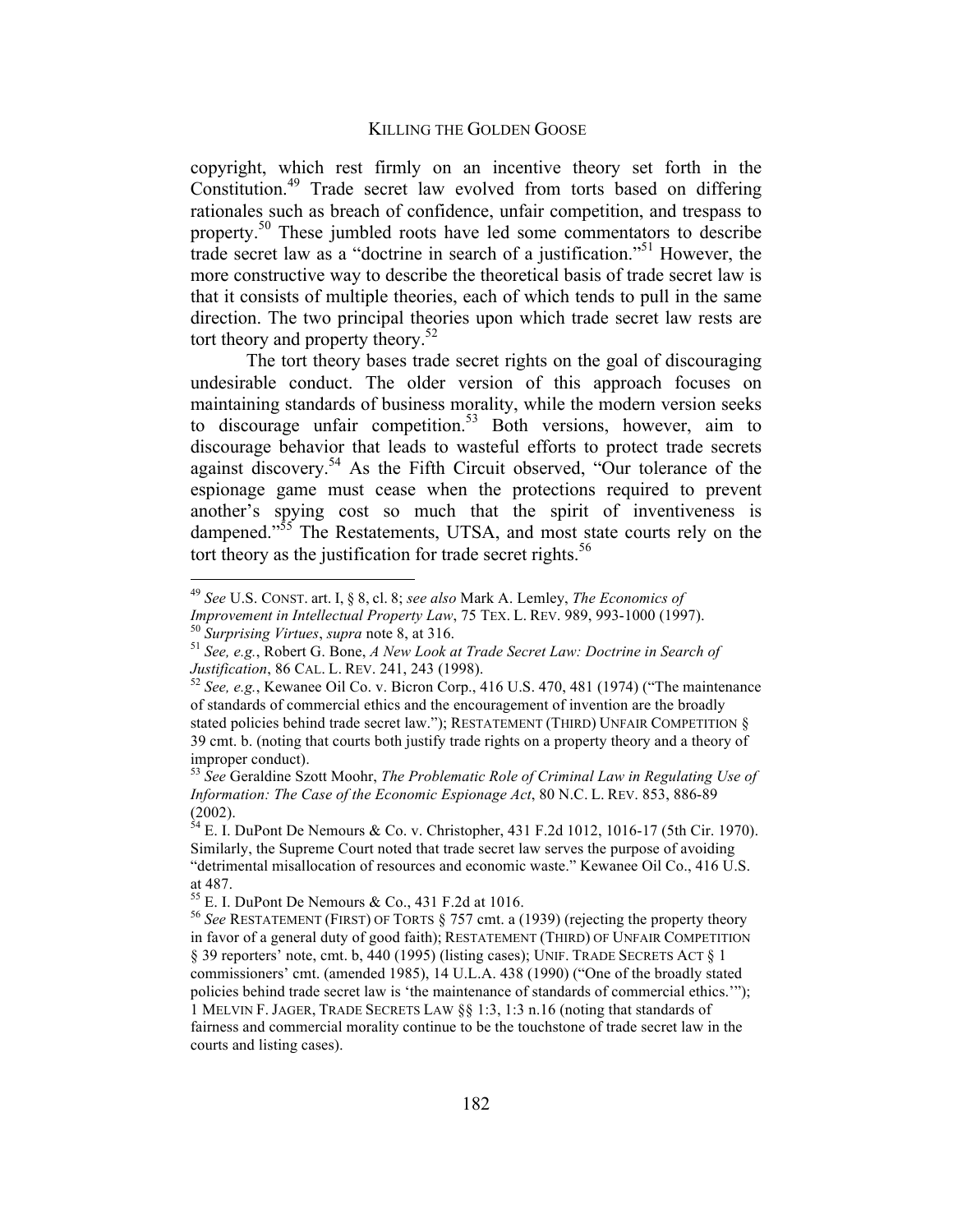copyright, which rest firmly on an incentive theory set forth in the Constitution.[49] Trade secret law evolved from torts based on differing rationales such as breach of confidence, unfair competition, and trespass to property.[50] These jumbled roots have led some commentators to describe trade secret law as a "doctrine in search of a justification."[51] However, the more constructive way to describe the theoretical basis of trade secret law is that it consists of multiple theories, each of which tends to pull in the same direction. The two principal theories upon which trade secret law rests are tort theory and property theory.[52]

The tort theory bases trade secret rights on the goal of discouraging undesirable conduct. The older version of this approach focuses on maintaining standards of business morality, while the modern version seeks to discourage unfair competition.[53] Both versions, however, aim to discourage behavior that leads to wasteful efforts to protect trade secrets against discovery.[54] As the Fifth Circuit observed, "Our tolerance of the espionage game must cease when the protections required to prevent another's spying cost so much that the spirit of inventiveness is dampened."[55] The Restatements, UTSA, and most state courts rely on the tort theory as the justification for trade secret rights.[56]

---

[49] *See* U.S. CONST. art. I, § 8, cl. 8; *see also* Mark A. Lemley, *The Economics of Improvement in Intellectual Property Law*, 75 TEX. L. REV. 989, 993-1000 (1997).

[50] *Surprising Virtues*, *supra* note 8, at 316.

[51] *See, e.g.*, Robert G. Bone, *A New Look at Trade Secret Law: Doctrine in Search of Justification*, 86 CAL. L. REV. 241, 243 (1998).

[52] *See, e.g.*, Kewanee Oil Co. v. Bicron Corp., 416 U.S. 470, 481 (1974) ("The maintenance of standards of commercial ethics and the encouragement of invention are the broadly stated policies behind trade secret law."); RESTATEMENT (THIRD) UNFAIR COMPETITION § 39 cmt. b. (noting that courts both justify trade rights on a property theory and a theory of improper conduct).

[53] *See* Geraldine Szott Moohr, *The Problematic Role of Criminal Law in Regulating Use of Information: The Case of the Economic Espionage Act*, 80 N.C. L. REV. 853, 886-89 (2002).

[54] E. I. DuPont De Nemours & Co. v. Christopher, 431 F.2d 1012, 1016-17 (5th Cir. 1970). Similarly, the Supreme Court noted that trade secret law serves the purpose of avoiding "detrimental misallocation of resources and economic waste." Kewanee Oil Co., 416 U.S. at 487.

[55] E. I. DuPont De Nemours & Co., 431 F.2d at 1016.

[56] *See* RESTATEMENT (FIRST) OF TORTS § 757 cmt. a (1939) (rejecting the property theory in favor of a general duty of good faith); RESTATEMENT (THIRD) OF UNFAIR COMPETITION § 39 reporters' note, cmt. b, 440 (1995) (listing cases); UNIF. TRADE SECRETS ACT § 1 commissioners' cmt. (amended 1985), 14 U.L.A. 438 (1990) ("One of the broadly stated policies behind trade secret law is 'the maintenance of standards of commercial ethics.'"); 1 MELVIN F. JAGER, TRADE SECRETS LAW §§ 1:3, 1:3 n.16 (noting that standards of fairness and commercial morality continue to be the touchstone of trade secret law in the courts and listing cases).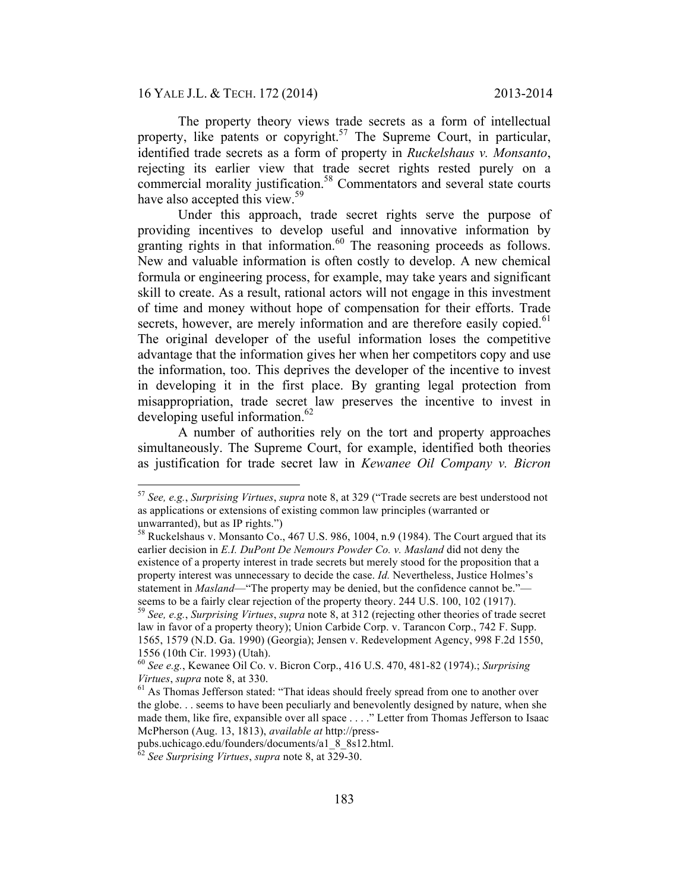The property theory views trade secrets as a form of intellectual property, like patents or copyright.[57] The Supreme Court, in particular, identified trade secrets as a form of property in *Ruckelshaus v. Monsanto*, rejecting its earlier view that trade secret rights rested purely on a commercial morality justification.[58] Commentators and several state courts have also accepted this view.[59]

Under this approach, trade secret rights serve the purpose of providing incentives to develop useful and innovative information by granting rights in that information.[60] The reasoning proceeds as follows. New and valuable information is often costly to develop. A new chemical formula or engineering process, for example, may take years and significant skill to create. As a result, rational actors will not engage in this investment of time and money without hope of compensation for their efforts. Trade secrets, however, are merely information and are therefore easily copied.[61] The original developer of the useful information loses the competitive advantage that the information gives her when her competitors copy and use the information, too. This deprives the developer of the incentive to invest in developing it in the first place. By granting legal protection from misappropriation, trade secret law preserves the incentive to invest in developing useful information.[62]

A number of authorities rely on the tort and property approaches simultaneously. The Supreme Court, for example, identified both theories as justification for trade secret law in *Kewanee Oil Company v. Bicron*

---

[57] *See, e.g.*, *Surprising Virtues*, *supra* note 8, at 329 ("Trade secrets are best understood not as applications or extensions of existing common law principles (warranted or unwarranted), but as IP rights.")

[58] Ruckelshaus v. Monsanto Co., 467 U.S. 986, 1004, n.9 (1984). The Court argued that its earlier decision in *E.I. DuPont De Nemours Powder Co. v. Masland* did not deny the existence of a property interest in trade secrets but merely stood for the proposition that a property interest was unnecessary to decide the case. *Id.* Nevertheless, Justice Holmes's statement in *Masland*—"The property may be denied, but the confidence cannot be."—seems to be a fairly clear rejection of the property theory. 244 U.S. 100, 102 (1917).

[59] *See, e.g.*, *Surprising Virtues*, *supra* note 8, at 312 (rejecting other theories of trade secret law in favor of a property theory); Union Carbide Corp. v. Tarancon Corp., 742 F. Supp. 1565, 1579 (N.D. Ga. 1990) (Georgia); Jensen v. Redevelopment Agency, 998 F.2d 1550, 1556 (10th Cir. 1993) (Utah).

[60] *See e.g.*, Kewanee Oil Co. v. Bicron Corp., 416 U.S. 470, 481-82 (1974).; *Surprising Virtues*, *supra* note 8, at 330.

[61] As Thomas Jefferson stated: "That ideas should freely spread from one to another over the globe. . . seems to have been peculiarly and benevolently designed by nature, when she made them, like fire, expansible over all space . . . ." Letter from Thomas Jefferson to Isaac McPherson (Aug. 13, 1813), *available at* http://press-pubs.uchicago.edu/founders/documents/a1_8_8s12.html.

[62] *See Surprising Virtues*, *supra* note 8, at 329-30.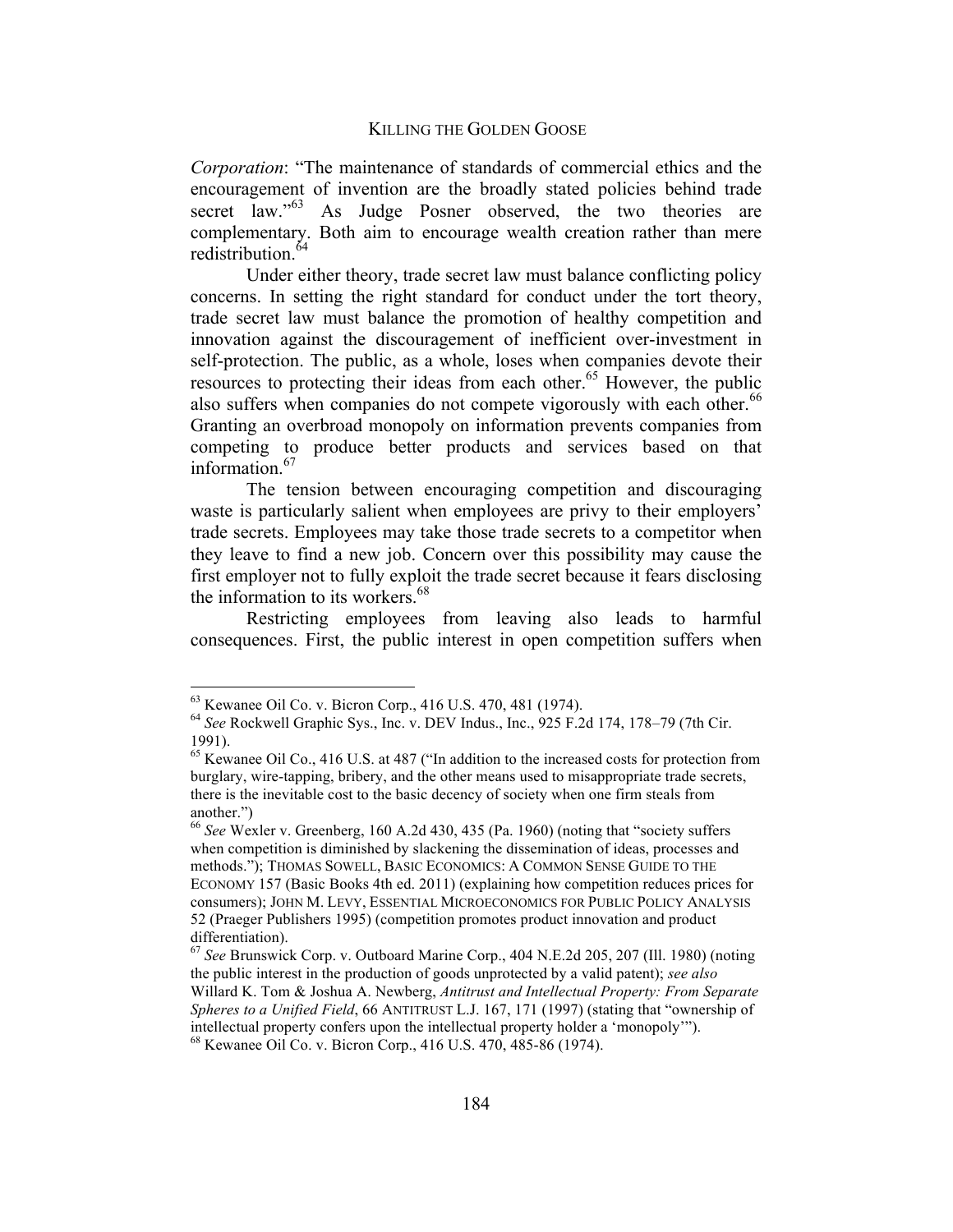*Corporation*: "The maintenance of standards of commercial ethics and the encouragement of invention are the broadly stated policies behind trade secret law."[63] As Judge Posner observed, the two theories are complementary. Both aim to encourage wealth creation rather than mere redistribution.[64]

Under either theory, trade secret law must balance conflicting policy concerns. In setting the right standard for conduct under the tort theory, trade secret law must balance the promotion of healthy competition and innovation against the discouragement of inefficient over-investment in self-protection. The public, as a whole, loses when companies devote their resources to protecting their ideas from each other.[65] However, the public also suffers when companies do not compete vigorously with each other.[66] Granting an overbroad monopoly on information prevents companies from competing to produce better products and services based on that information.[67]

The tension between encouraging competition and discouraging waste is particularly salient when employees are privy to their employers' trade secrets. Employees may take those trade secrets to a competitor when they leave to find a new job. Concern over this possibility may cause the first employer not to fully exploit the trade secret because it fears disclosing the information to its workers.[68]

Restricting employees from leaving also leads to harmful consequences. First, the public interest in open competition suffers when

---

[63] Kewanee Oil Co. v. Bicron Corp., 416 U.S. 470, 481 (1974).

[64] *See* Rockwell Graphic Sys., Inc. v. DEV Indus., Inc., 925 F.2d 174, 178–79 (7th Cir. 1991).

[65] Kewanee Oil Co., 416 U.S. at 487 ("In addition to the increased costs for protection from burglary, wire-tapping, bribery, and the other means used to misappropriate trade secrets, there is the inevitable cost to the basic decency of society when one firm steals from another.")

[66] *See* Wexler v. Greenberg, 160 A.2d 430, 435 (Pa. 1960) (noting that "society suffers when competition is diminished by slackening the dissemination of ideas, processes and methods."); THOMAS SOWELL, BASIC ECONOMICS: A COMMON SENSE GUIDE TO THE ECONOMY 157 (Basic Books 4th ed. 2011) (explaining how competition reduces prices for consumers); JOHN M. LEVY, ESSENTIAL MICROECONOMICS FOR PUBLIC POLICY ANALYSIS 52 (Praeger Publishers 1995) (competition promotes product innovation and product differentiation).

[67] *See* Brunswick Corp. v. Outboard Marine Corp., 404 N.E.2d 205, 207 (Ill. 1980) (noting the public interest in the production of goods unprotected by a valid patent); *see also* Willard K. Tom & Joshua A. Newberg, *Antitrust and Intellectual Property: From Separate Spheres to a Unified Field*, 66 ANTITRUST L.J. 167, 171 (1997) (stating that "ownership of intellectual property confers upon the intellectual property holder a 'monopoly'").

[68] Kewanee Oil Co. v. Bicron Corp., 416 U.S. 470, 485-86 (1974).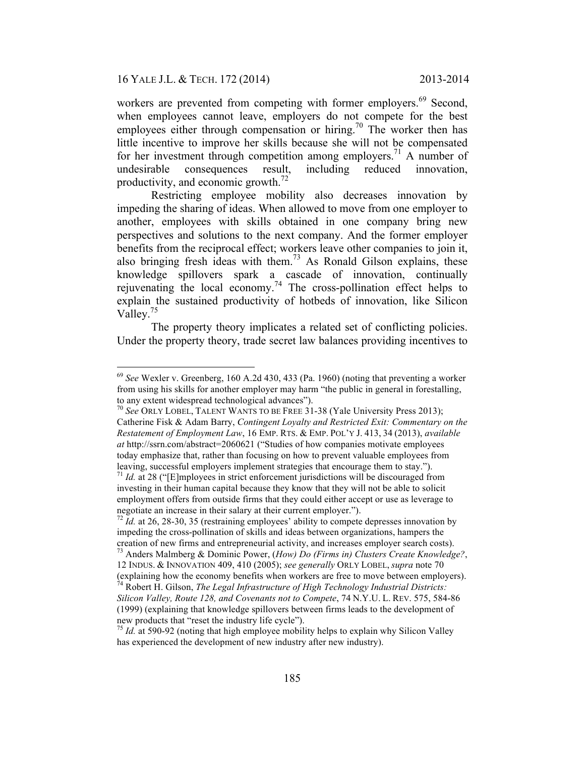workers are prevented from competing with former employers.[69] Second, when employees cannot leave, employers do not compete for the best employees either through compensation or hiring.[70] The worker then has little incentive to improve her skills because she will not be compensated for her investment through competition among employers.[71] A number of undesirable consequences result, including reduced innovation, productivity, and economic growth.[72]

Restricting employee mobility also decreases innovation by impeding the sharing of ideas. When allowed to move from one employer to another, employees with skills obtained in one company bring new perspectives and solutions to the next company. And the former employer benefits from the reciprocal effect; workers leave other companies to join it, also bringing fresh ideas with them.[73] As Ronald Gilson explains, these knowledge spillovers spark a cascade of innovation, continually rejuvenating the local economy.[74] The cross-pollination effect helps to explain the sustained productivity of hotbeds of innovation, like Silicon Valley.[75]

The property theory implicates a related set of conflicting policies. Under the property theory, trade secret law balances providing incentives to

---

[69] *See* Wexler v. Greenberg, 160 A.2d 430, 433 (Pa. 1960) (noting that preventing a worker from using his skills for another employer may harm "the public in general in forestalling, to any extent widespread technological advances").

[70] *See* ORLY LOBEL, TALENT WANTS TO BE FREE 31-38 (Yale University Press 2013); Catherine Fisk & Adam Barry, *Contingent Loyalty and Restricted Exit: Commentary on the Restatement of Employment Law*, 16 EMP. RTS. & EMP. POL'Y J. 413, 34 (2013), *available at* http://ssrn.com/abstract=2060621 ("Studies of how companies motivate employees today emphasize that, rather than focusing on how to prevent valuable employees from leaving, successful employers implement strategies that encourage them to stay.").

[71] *Id.* at 28 ("[E]mployees in strict enforcement jurisdictions will be discouraged from investing in their human capital because they know that they will not be able to solicit employment offers from outside firms that they could either accept or use as leverage to negotiate an increase in their salary at their current employer.").

[72] *Id.* at 26, 28-30, 35 (restraining employees' ability to compete depresses innovation by impeding the cross-pollination of skills and ideas between organizations, hampers the creation of new firms and entrepreneurial activity, and increases employer search costs).

[73] Anders Malmberg & Dominic Power, (*How) Do (Firms in) Clusters Create Knowledge?*, 12 INDUS. & INNOVATION 409, 410 (2005); *see generally* ORLY LOBEL, *supra* note 70 (explaining how the economy benefits when workers are free to move between employers).

[74] Robert H. Gilson, *The Legal Infrastructure of High Technology Industrial Districts: Silicon Valley, Route 128, and Covenants not to Compete*, 74 N.Y.U. L. REV. 575, 584-86 (1999) (explaining that knowledge spillovers between firms leads to the development of new products that "reset the industry life cycle").

[75] *Id.* at 590-92 (noting that high employee mobility helps to explain why Silicon Valley has experienced the development of new industry after new industry).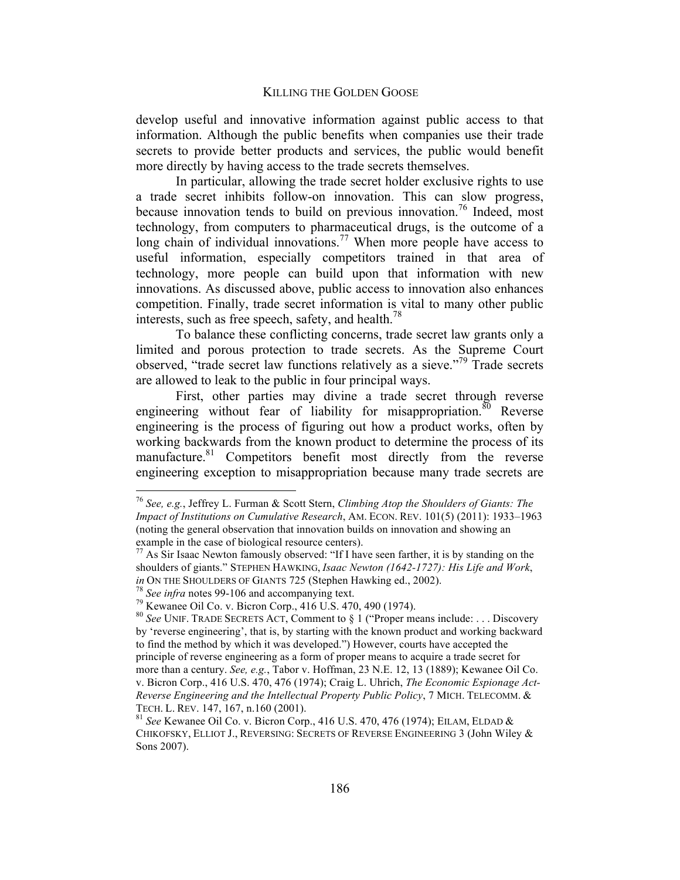develop useful and innovative information against public access to that information. Although the public benefits when companies use their trade secrets to provide better products and services, the public would benefit more directly by having access to the trade secrets themselves.

In particular, allowing the trade secret holder exclusive rights to use a trade secret inhibits follow-on innovation. This can slow progress, because innovation tends to build on previous innovation.[76] Indeed, most technology, from computers to pharmaceutical drugs, is the outcome of a long chain of individual innovations.[77] When more people have access to useful information, especially competitors trained in that area of technology, more people can build upon that information with new innovations. As discussed above, public access to innovation also enhances competition. Finally, trade secret information is vital to many other public interests, such as free speech, safety, and health.[78]

To balance these conflicting concerns, trade secret law grants only a limited and porous protection to trade secrets. As the Supreme Court observed, "trade secret law functions relatively as a sieve."[79] Trade secrets are allowed to leak to the public in four principal ways.

First, other parties may divine a trade secret through reverse engineering without fear of liability for misappropriation.[80] Reverse engineering is the process of figuring out how a product works, often by working backwards from the known product to determine the process of its manufacture.[81] Competitors benefit most directly from the reverse engineering exception to misappropriation because many trade secrets are

---

[76] *See, e.g.*, Jeffrey L. Furman & Scott Stern, *Climbing Atop the Shoulders of Giants: The Impact of Institutions on Cumulative Research*, AM. ECON. REV. 101(5) (2011): 1933–1963 (noting the general observation that innovation builds on innovation and showing an example in the case of biological resource centers).

[77] As Sir Isaac Newton famously observed: "If I have seen farther, it is by standing on the shoulders of giants." STEPHEN HAWKING, *Isaac Newton (1642-1727): His Life and Work*, *in* ON THE SHOULDERS OF GIANTS 725 (Stephen Hawking ed., 2002).

[78] *See infra* notes 99-106 and accompanying text.

[79] Kewanee Oil Co. v. Bicron Corp., 416 U.S. 470, 490 (1974).

[80] *See* UNIF. TRADE SECRETS ACT, Comment to § 1 ("Proper means include: . . . Discovery by 'reverse engineering', that is, by starting with the known product and working backward to find the method by which it was developed.") However, courts have accepted the principle of reverse engineering as a form of proper means to acquire a trade secret for more than a century. *See, e.g.*, Tabor v. Hoffman, 23 N.E. 12, 13 (1889); Kewanee Oil Co. v. Bicron Corp., 416 U.S. 470, 476 (1974); Craig L. Uhrich, *The Economic Espionage Act-Reverse Engineering and the Intellectual Property Public Policy*, 7 MICH. TELECOMM. & TECH. L. REV. 147, 167, n.160 (2001).

[81] *See* Kewanee Oil Co. v. Bicron Corp., 416 U.S. 470, 476 (1974); EILAM, ELDAD & CHIKOFSKY, ELLIOT J., REVERSING: SECRETS OF REVERSE ENGINEERING 3 (John Wiley & Sons 2007).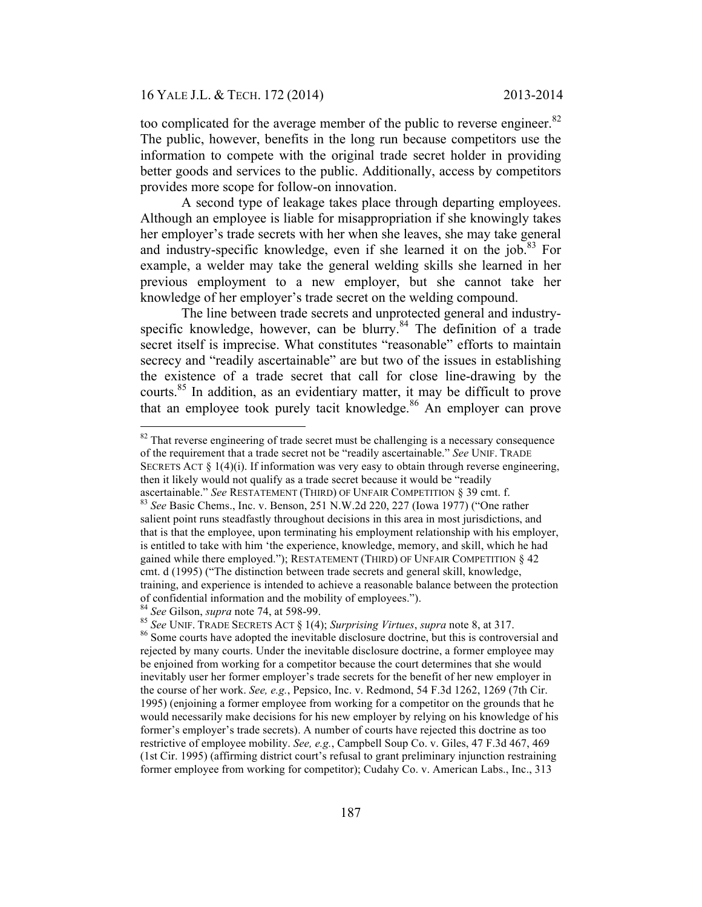too complicated for the average member of the public to reverse engineer.[82] The public, however, benefits in the long run because competitors use the information to compete with the original trade secret holder in providing better goods and services to the public. Additionally, access by competitors provides more scope for follow-on innovation.

A second type of leakage takes place through departing employees. Although an employee is liable for misappropriation if she knowingly takes her employer's trade secrets with her when she leaves, she may take general and industry-specific knowledge, even if she learned it on the job.[83] For example, a welder may take the general welding skills she learned in her previous employment to a new employer, but she cannot take her knowledge of her employer's trade secret on the welding compound.

The line between trade secrets and unprotected general and industry-specific knowledge, however, can be blurry.[84] The definition of a trade secret itself is imprecise. What constitutes "reasonable" efforts to maintain secrecy and "readily ascertainable" are but two of the issues in establishing the existence of a trade secret that call for close line-drawing by the courts.[85] In addition, as an evidentiary matter, it may be difficult to prove that an employee took purely tacit knowledge.[86] An employer can prove

---

[82] That reverse engineering of trade secret must be challenging is a necessary consequence of the requirement that a trade secret not be "readily ascertainable." *See* UNIF. TRADE SECRETS ACT § 1(4)(i). If information was very easy to obtain through reverse engineering, then it likely would not qualify as a trade secret because it would be "readily ascertainable." *See* RESTATEMENT (THIRD) OF UNFAIR COMPETITION § 39 cmt. f.

[83] *See* Basic Chems., Inc. v. Benson, 251 N.W.2d 220, 227 (Iowa 1977) ("One rather salient point runs steadfastly throughout decisions in this area in most jurisdictions, and that is that the employee, upon terminating his employment relationship with his employer, is entitled to take with him 'the experience, knowledge, memory, and skill, which he had gained while there employed."); RESTATEMENT (THIRD) OF UNFAIR COMPETITION § 42 cmt. d (1995) ("The distinction between trade secrets and general skill, knowledge, training, and experience is intended to achieve a reasonable balance between the protection of confidential information and the mobility of employees.").

[84] *See* Gilson, *supra* note 74, at 598-99.

[85] *See* UNIF. TRADE SECRETS ACT § 1(4); *Surprising Virtues*, *supra* note 8, at 317.

[86] Some courts have adopted the inevitable disclosure doctrine, but this is controversial and rejected by many courts. Under the inevitable disclosure doctrine, a former employee may be enjoined from working for a competitor because the court determines that she would inevitably user her former employer's trade secrets for the benefit of her new employer in the course of her work. *See, e.g.*, Pepsico, Inc. v. Redmond, 54 F.3d 1262, 1269 (7th Cir. 1995) (enjoining a former employee from working for a competitor on the grounds that he would necessarily make decisions for his new employer by relying on his knowledge of his former's employer's trade secrets). A number of courts have rejected this doctrine as too restrictive of employee mobility. *See, e.g.*, Campbell Soup Co. v. Giles, 47 F.3d 467, 469 (1st Cir. 1995) (affirming district court's refusal to grant preliminary injunction restraining former employee from working for competitor); Cudahy Co. v. American Labs., Inc., 313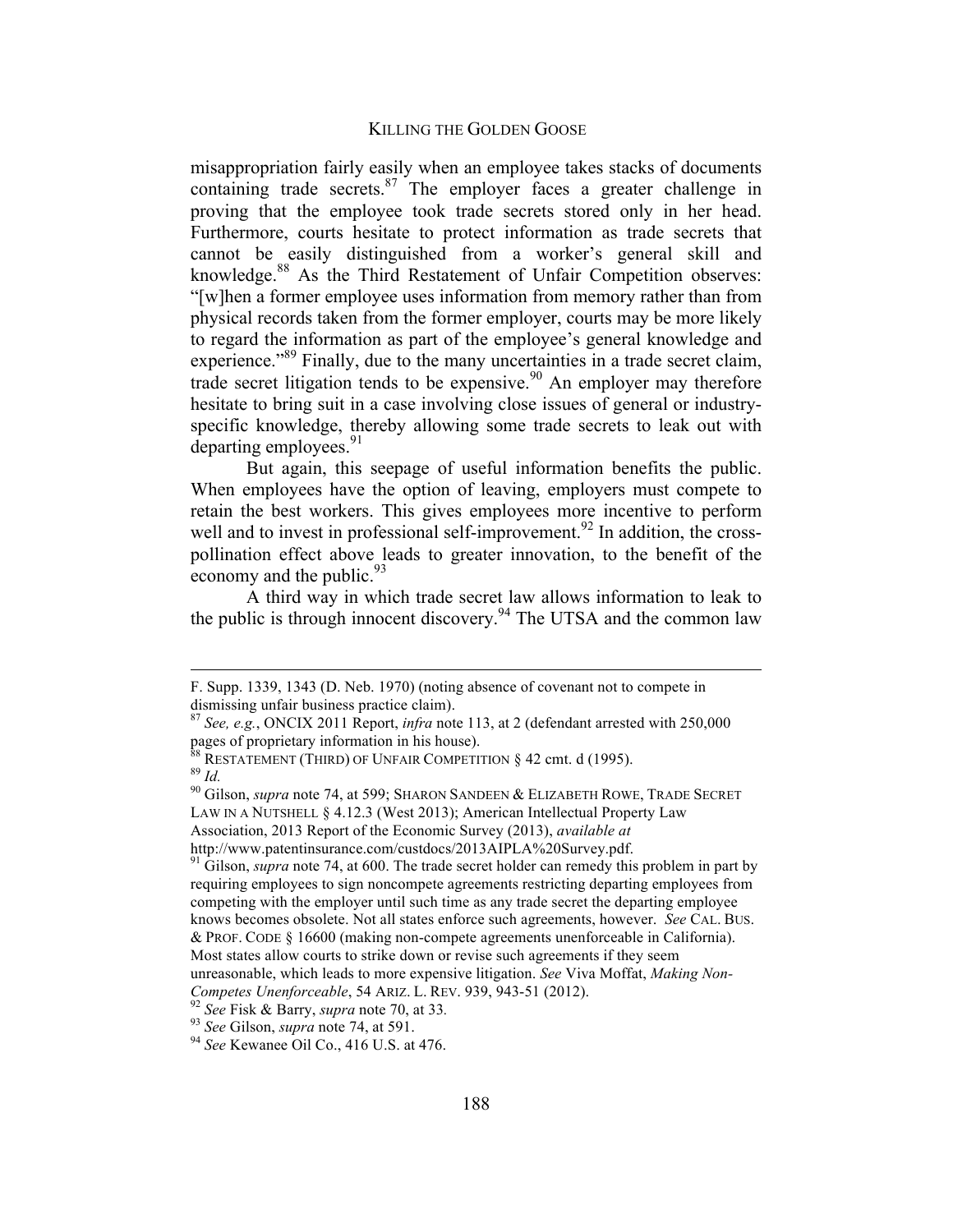misappropriation fairly easily when an employee takes stacks of documents containing trade secrets.[87] The employer faces a greater challenge in proving that the employee took trade secrets stored only in her head. Furthermore, courts hesitate to protect information as trade secrets that cannot be easily distinguished from a worker's general skill and knowledge.[88] As the Third Restatement of Unfair Competition observes: "[w]hen a former employee uses information from memory rather than from physical records taken from the former employer, courts may be more likely to regard the information as part of the employee's general knowledge and experience."[89] Finally, due to the many uncertainties in a trade secret claim, trade secret litigation tends to be expensive.[90] An employer may therefore hesitate to bring suit in a case involving close issues of general or industry-specific knowledge, thereby allowing some trade secrets to leak out with departing employees.[91]

But again, this seepage of useful information benefits the public. When employees have the option of leaving, employers must compete to retain the best workers. This gives employees more incentive to perform well and to invest in professional self-improvement.[92] In addition, the cross-pollination effect above leads to greater innovation, to the benefit of the economy and the public.[93]

A third way in which trade secret law allows information to leak to the public is through innocent discovery.[94] The UTSA and the common law

---

F. Supp. 1339, 1343 (D. Neb. 1970) (noting absence of covenant not to compete in dismissing unfair business practice claim).

[87] *See, e.g.*, ONCIX 2011 Report, *infra* note 113, at 2 (defendant arrested with 250,000 pages of proprietary information in his house).

[88] RESTATEMENT (THIRD) OF UNFAIR COMPETITION § 42 cmt. d (1995).

[89] *Id.*

[90] Gilson, *supra* note 74, at 599; SHARON SANDEEN & ELIZABETH ROWE, TRADE SECRET LAW IN A NUTSHELL § 4.12.3 (West 2013); American Intellectual Property Law Association, 2013 Report of the Economic Survey (2013), *available at* http://www.patentinsurance.com/custdocs/2013AIPLA%20Survey.pdf.

[91] Gilson, *supra* note 74, at 600. The trade secret holder can remedy this problem in part by requiring employees to sign noncompete agreements restricting departing employees from competing with the employer until such time as any trade secret the departing employee knows becomes obsolete. Not all states enforce such agreements, however. *See* CAL. BUS. & PROF. CODE § 16600 (making non-compete agreements unenforceable in California). Most states allow courts to strike down or revise such agreements if they seem unreasonable, which leads to more expensive litigation. *See* Viva Moffat, *Making Non-Competes Unenforceable*, 54 ARIZ. L. REV. 939, 943-51 (2012).

[92] *See* Fisk & Barry, *supra* note 70, at 33.

[93] *See* Gilson, *supra* note 74, at 591.

[94] *See* Kewanee Oil Co., 416 U.S. at 476.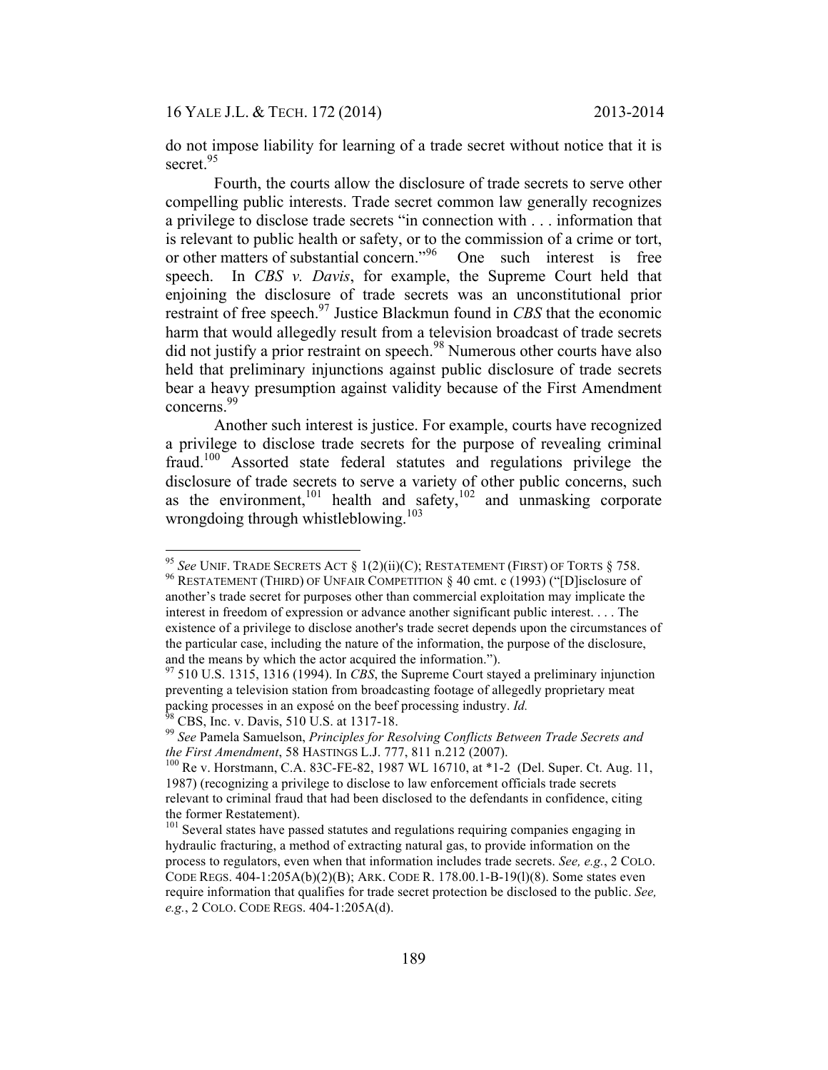do not impose liability for learning of a trade secret without notice that it is secret.[95]

Fourth, the courts allow the disclosure of trade secrets to serve other compelling public interests. Trade secret common law generally recognizes a privilege to disclose trade secrets "in connection with . . . information that is relevant to public health or safety, or to the commission of a crime or tort, or other matters of substantial concern."[96] One such interest is free speech. In *CBS v. Davis*, for example, the Supreme Court held that enjoining the disclosure of trade secrets was an unconstitutional prior restraint of free speech.[97] Justice Blackmun found in *CBS* that the economic harm that would allegedly result from a television broadcast of trade secrets did not justify a prior restraint on speech.[98] Numerous other courts have also held that preliminary injunctions against public disclosure of trade secrets bear a heavy presumption against validity because of the First Amendment concerns.[99]

Another such interest is justice. For example, courts have recognized a privilege to disclose trade secrets for the purpose of revealing criminal fraud.[100] Assorted state federal statutes and regulations privilege the disclosure of trade secrets to serve a variety of other public concerns, such as the environment,[101] health and safety,[102] and unmasking corporate wrongdoing through whistleblowing.[103]

---

[95] *See* UNIF. TRADE SECRETS ACT § 1(2)(ii)(C); RESTATEMENT (FIRST) OF TORTS § 758.

[96] RESTATEMENT (THIRD) OF UNFAIR COMPETITION § 40 cmt. c (1993) ("[D]isclosure of another's trade secret for purposes other than commercial exploitation may implicate the interest in freedom of expression or advance another significant public interest. . . . The existence of a privilege to disclose another's trade secret depends upon the circumstances of the particular case, including the nature of the information, the purpose of the disclosure, and the means by which the actor acquired the information.").

[97] 510 U.S. 1315, 1316 (1994). In *CBS*, the Supreme Court stayed a preliminary injunction preventing a television station from broadcasting footage of allegedly proprietary meat packing processes in an exposé on the beef processing industry. *Id.*

[98] CBS, Inc. v. Davis, 510 U.S. at 1317-18.

[99] *See* Pamela Samuelson, *Principles for Resolving Conflicts Between Trade Secrets and the First Amendment*, 58 HASTINGS L.J. 777, 811 n.212 (2007).

[100] Re v. Horstmann, C.A. 83C-FE-82, 1987 WL 16710, at *1-2 (Del. Super. Ct. Aug. 11, 1987) (recognizing a privilege to disclose to law enforcement officials trade secrets relevant to criminal fraud that had been disclosed to the defendants in confidence, citing the former Restatement).

[101] Several states have passed statutes and regulations requiring companies engaging in hydraulic fracturing, a method of extracting natural gas, to provide information on the process to regulators, even when that information includes trade secrets. *See, e.g.*, 2 COLO. CODE REGS. 404-1:205A(b)(2)(B); ARK. CODE R. 178.00.1-B-19(l)(8). Some states even require information that qualifies for trade secret protection be disclosed to the public. *See, e.g.*, 2 COLO. CODE REGS. 404-1:205A(d).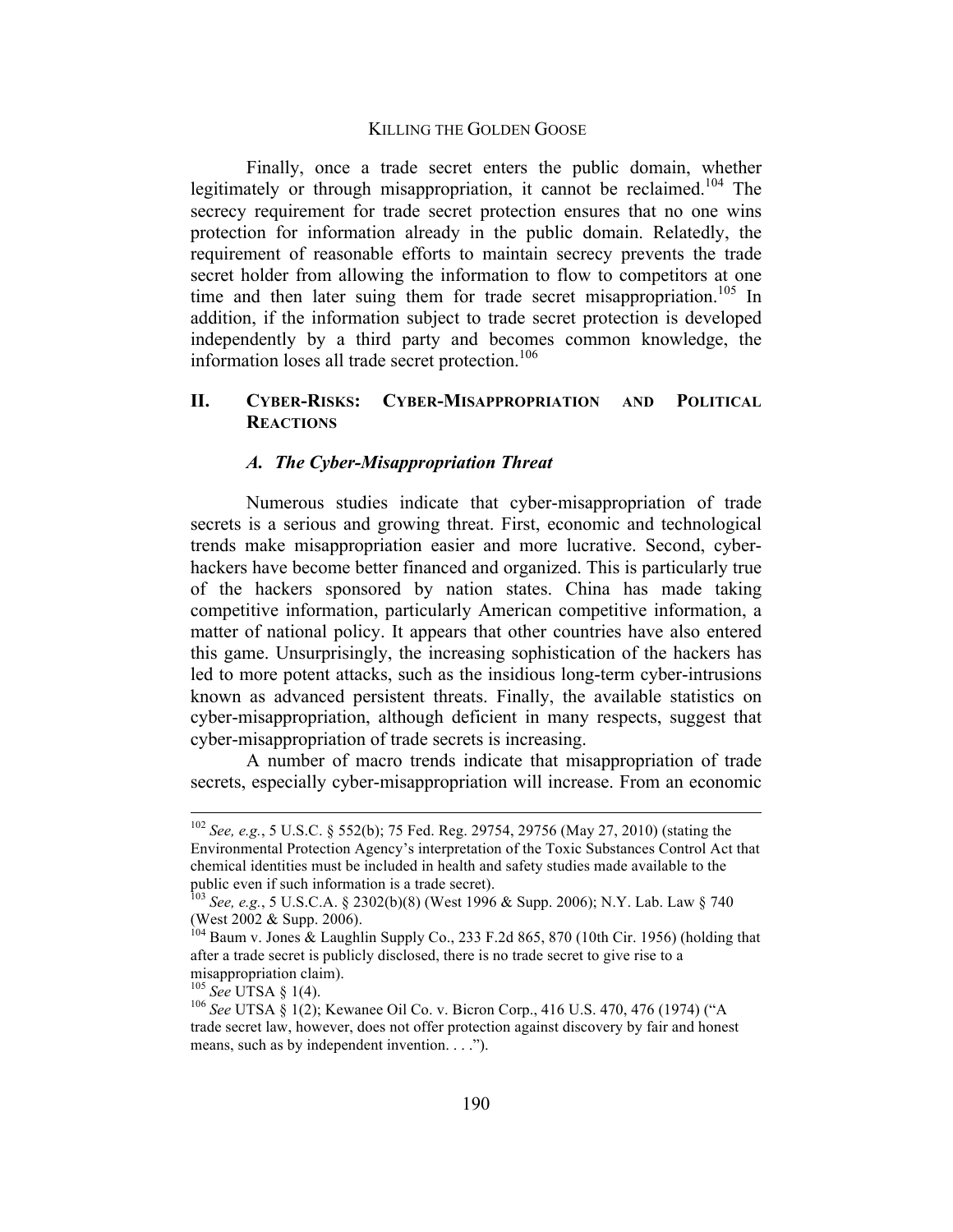Finally, once a trade secret enters the public domain, whether legitimately or through misappropriation, it cannot be reclaimed.[104] The secrecy requirement for trade secret protection ensures that no one wins protection for information already in the public domain. Relatedly, the requirement of reasonable efforts to maintain secrecy prevents the trade secret holder from allowing the information to flow to competitors at one time and then later suing them for trade secret misappropriation.[105] In addition, if the information subject to trade secret protection is developed independently by a third party and becomes common knowledge, the information loses all trade secret protection.[106]

## II. CYBER-RISKS: CYBER-MISAPPROPRIATION AND POLITICAL REACTIONS

### *A. The Cyber-Misappropriation Threat*

Numerous studies indicate that cyber-misappropriation of trade secrets is a serious and growing threat. First, economic and technological trends make misappropriation easier and more lucrative. Second, cyber-hackers have become better financed and organized. This is particularly true of the hackers sponsored by nation states. China has made taking competitive information, particularly American competitive information, a matter of national policy. It appears that other countries have also entered this game. Unsurprisingly, the increasing sophistication of the hackers has led to more potent attacks, such as the insidious long-term cyber-intrusions known as advanced persistent threats. Finally, the available statistics on cyber-misappropriation, although deficient in many respects, suggest that cyber-misappropriation of trade secrets is increasing.

A number of macro trends indicate that misappropriation of trade secrets, especially cyber-misappropriation will increase. From an economic

---

[102] *See, e.g.*, 5 U.S.C. § 552(b); 75 Fed. Reg. 29754, 29756 (May 27, 2010) (stating the Environmental Protection Agency's interpretation of the Toxic Substances Control Act that chemical identities must be included in health and safety studies made available to the public even if such information is a trade secret).

[103] *See, e.g.*, 5 U.S.C.A. § 2302(b)(8) (West 1996 & Supp. 2006); N.Y. Lab. Law § 740 (West 2002 & Supp. 2006).

[104] Baum v. Jones & Laughlin Supply Co., 233 F.2d 865, 870 (10th Cir. 1956) (holding that after a trade secret is publicly disclosed, there is no trade secret to give rise to a misappropriation claim).

[105] *See* UTSA § 1(4).

[106] *See* UTSA § 1(2); Kewanee Oil Co. v. Bicron Corp., 416 U.S. 470, 476 (1974) ("A trade secret law, however, does not offer protection against discovery by fair and honest means, such as by independent invention. . . .").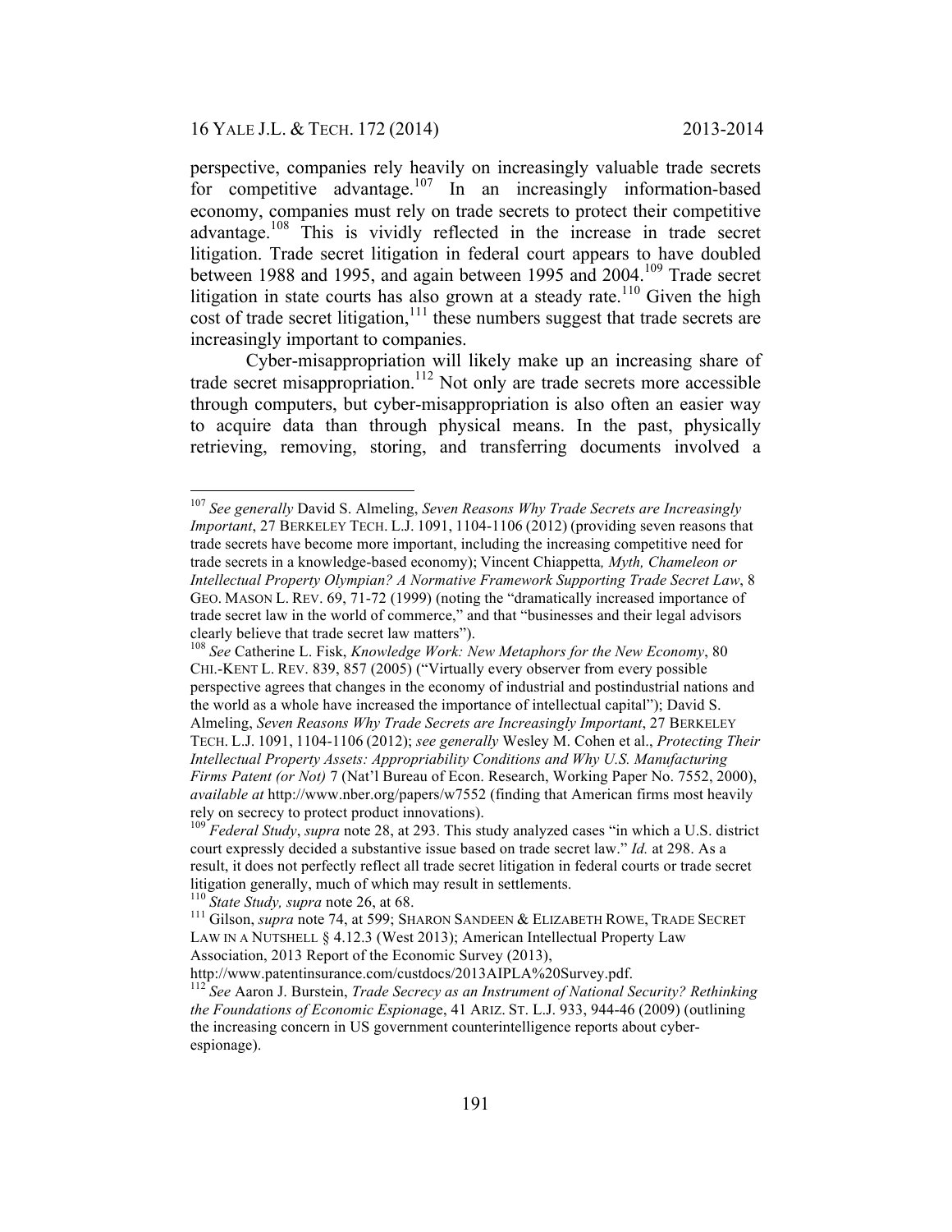perspective, companies rely heavily on increasingly valuable trade secrets for competitive advantage.[107] In an increasingly information-based economy, companies must rely on trade secrets to protect their competitive advantage.[108] This is vividly reflected in the increase in trade secret litigation. Trade secret litigation in federal court appears to have doubled between 1988 and 1995, and again between 1995 and 2004.[109] Trade secret litigation in state courts has also grown at a steady rate.[110] Given the high cost of trade secret litigation,[111] these numbers suggest that trade secrets are increasingly important to companies.

Cyber-misappropriation will likely make up an increasing share of trade secret misappropriation.[112] Not only are trade secrets more accessible through computers, but cyber-misappropriation is also often an easier way to acquire data than through physical means. In the past, physically retrieving, removing, storing, and transferring documents involved a

---

[107] *See generally* David S. Almeling, *Seven Reasons Why Trade Secrets are Increasingly Important*, 27 BERKELEY TECH. L.J. 1091, 1104-1106 (2012) (providing seven reasons that trade secrets have become more important, including the increasing competitive need for trade secrets in a knowledge-based economy); Vincent Chiappetta*, Myth, Chameleon or Intellectual Property Olympian? A Normative Framework Supporting Trade Secret Law*, 8 GEO. MASON L. REV. 69, 71-72 (1999) (noting the "dramatically increased importance of trade secret law in the world of commerce," and that "businesses and their legal advisors clearly believe that trade secret law matters").

[108] *See* Catherine L. Fisk, *Knowledge Work: New Metaphors for the New Economy*, 80 CHI.-KENT L. REV. 839, 857 (2005) ("Virtually every observer from every possible perspective agrees that changes in the economy of industrial and postindustrial nations and the world as a whole have increased the importance of intellectual capital"); David S. Almeling, *Seven Reasons Why Trade Secrets are Increasingly Important*, 27 BERKELEY TECH. L.J. 1091, 1104-1106 (2012); *see generally* Wesley M. Cohen et al., *Protecting Their Intellectual Property Assets: Appropriability Conditions and Why U.S. Manufacturing Firms Patent (or Not)* 7 (Nat'l Bureau of Econ. Research, Working Paper No. 7552, 2000), *available at* http://www.nber.org/papers/w7552 (finding that American firms most heavily rely on secrecy to protect product innovations).

[109] *Federal Study*, *supra* note 28, at 293. This study analyzed cases "in which a U.S. district court expressly decided a substantive issue based on trade secret law." *Id.* at 298. As a result, it does not perfectly reflect all trade secret litigation in federal courts or trade secret litigation generally, much of which may result in settlements.

[110] *State Study, supra* note 26, at 68.

[111] Gilson, *supra* note 74, at 599; SHARON SANDEEN & ELIZABETH ROWE, TRADE SECRET LAW IN A NUTSHELL § 4.12.3 (West 2013); American Intellectual Property Law Association, 2013 Report of the Economic Survey (2013), http://www.patentinsurance.com/custdocs/2013AIPLA%20Survey.pdf.

[112] *See* Aaron J. Burstein, *Trade Secrecy as an Instrument of National Security? Rethinking the Foundations of Economic Espionage*, 41 ARIZ. ST. L.J. 933, 944-46 (2009) (outlining the increasing concern in US government counterintelligence reports about cyber-espionage).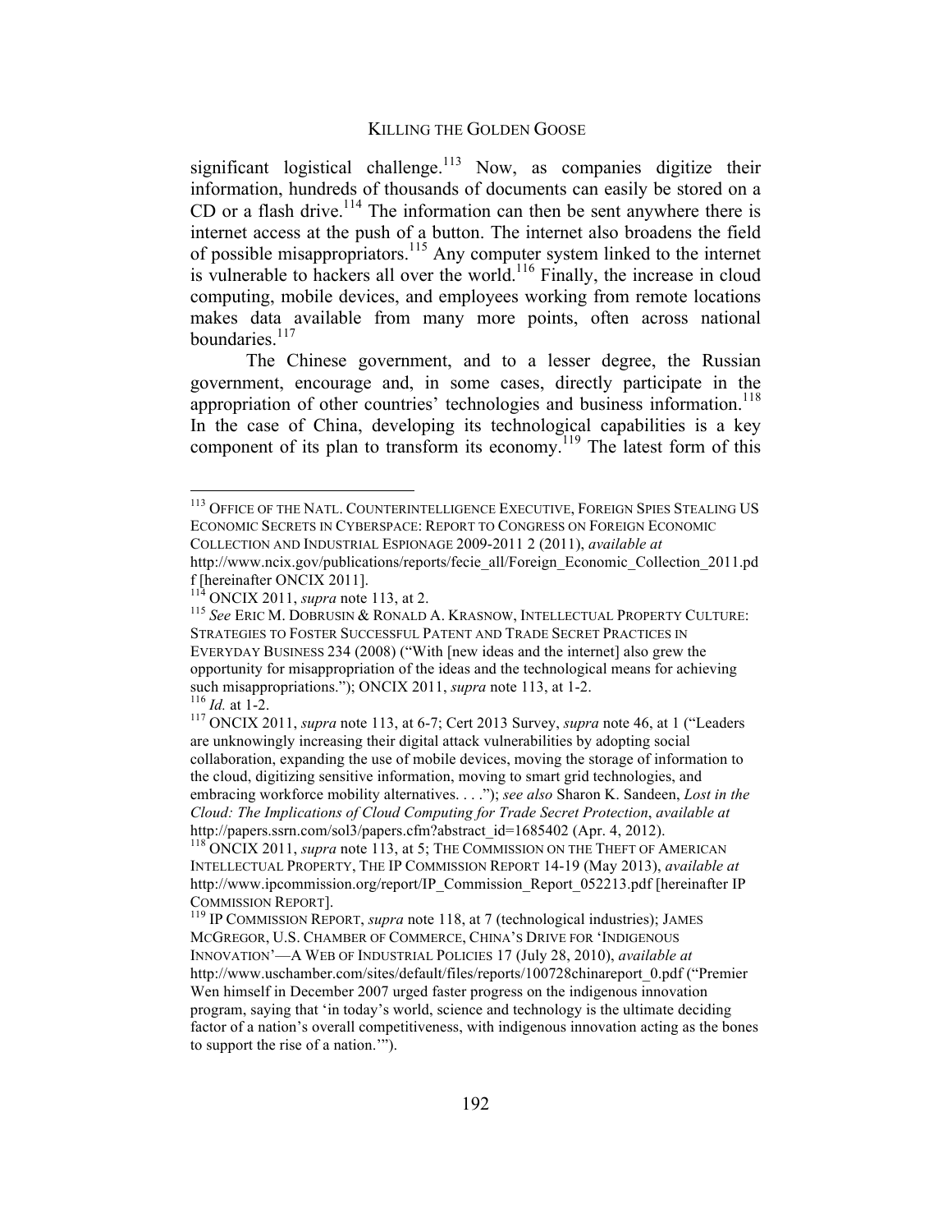significant logistical challenge.[113] Now, as companies digitize their information, hundreds of thousands of documents can easily be stored on a CD or a flash drive.[114] The information can then be sent anywhere there is internet access at the push of a button. The internet also broadens the field of possible misappropriators.[115] Any computer system linked to the internet is vulnerable to hackers all over the world.[116] Finally, the increase in cloud computing, mobile devices, and employees working from remote locations makes data available from many more points, often across national boundaries.[117]

The Chinese government, and to a lesser degree, the Russian government, encourage and, in some cases, directly participate in the appropriation of other countries' technologies and business information.[118] In the case of China, developing its technological capabilities is a key component of its plan to transform its economy.[119] The latest form of this

---

[113] OFFICE OF THE NATL. COUNTERINTELLIGENCE EXECUTIVE, FOREIGN SPIES STEALING US ECONOMIC SECRETS IN CYBERSPACE: REPORT TO CONGRESS ON FOREIGN ECONOMIC COLLECTION AND INDUSTRIAL ESPIONAGE 2009-2011 2 (2011), *available at* http://www.ncix.gov/publications/reports/fecie_all/Foreign_Economic_Collection_2011.pdf [hereinafter ONCIX 2011].

[114] ONCIX 2011, *supra* note 113, at 2.

[115] *See* ERIC M. DOBRUSIN & RONALD A. KRASNOW, INTELLECTUAL PROPERTY CULTURE: STRATEGIES TO FOSTER SUCCESSFUL PATENT AND TRADE SECRET PRACTICES IN EVERYDAY BUSINESS 234 (2008) ("With [new ideas and the internet] also grew the opportunity for misappropriation of the ideas and the technological means for achieving such misappropriations."); ONCIX 2011, *supra* note 113, at 1-2.

[116] *Id.* at 1-2.

[117] ONCIX 2011, *supra* note 113, at 6-7; Cert 2013 Survey, *supra* note 46, at 1 ("Leaders are unknowingly increasing their digital attack vulnerabilities by adopting social collaboration, expanding the use of mobile devices, moving the storage of information to the cloud, digitizing sensitive information, moving to smart grid technologies, and embracing workforce mobility alternatives. . . ."); *see also* Sharon K. Sandeen, *Lost in the Cloud: The Implications of Cloud Computing for Trade Secret Protection*, *available at* http://papers.ssrn.com/sol3/papers.cfm?abstract_id=1685402 (Apr. 4, 2012).

[118] ONCIX 2011, *supra* note 113, at 5; THE COMMISSION ON THE THEFT OF AMERICAN INTELLECTUAL PROPERTY, THE IP COMMISSION REPORT 14-19 (May 2013), *available at* http://www.ipcommission.org/report/IP_Commission_Report_052213.pdf [hereinafter IP COMMISSION REPORT].

[119] IP COMMISSION REPORT, *supra* note 118, at 7 (technological industries); JAMES MCGREGOR, U.S. CHAMBER OF COMMERCE, CHINA'S DRIVE FOR 'INDIGENOUS INNOVATION'—A WEB OF INDUSTRIAL POLICIES 17 (July 28, 2010), *available at* http://www.uschamber.com/sites/default/files/reports/100728chinareport_0.pdf ("Premier Wen himself in December 2007 urged faster progress on the indigenous innovation program, saying that 'in today's world, science and technology is the ultimate deciding factor of a nation's overall competitiveness, with indigenous innovation acting as the bones to support the rise of a nation.'").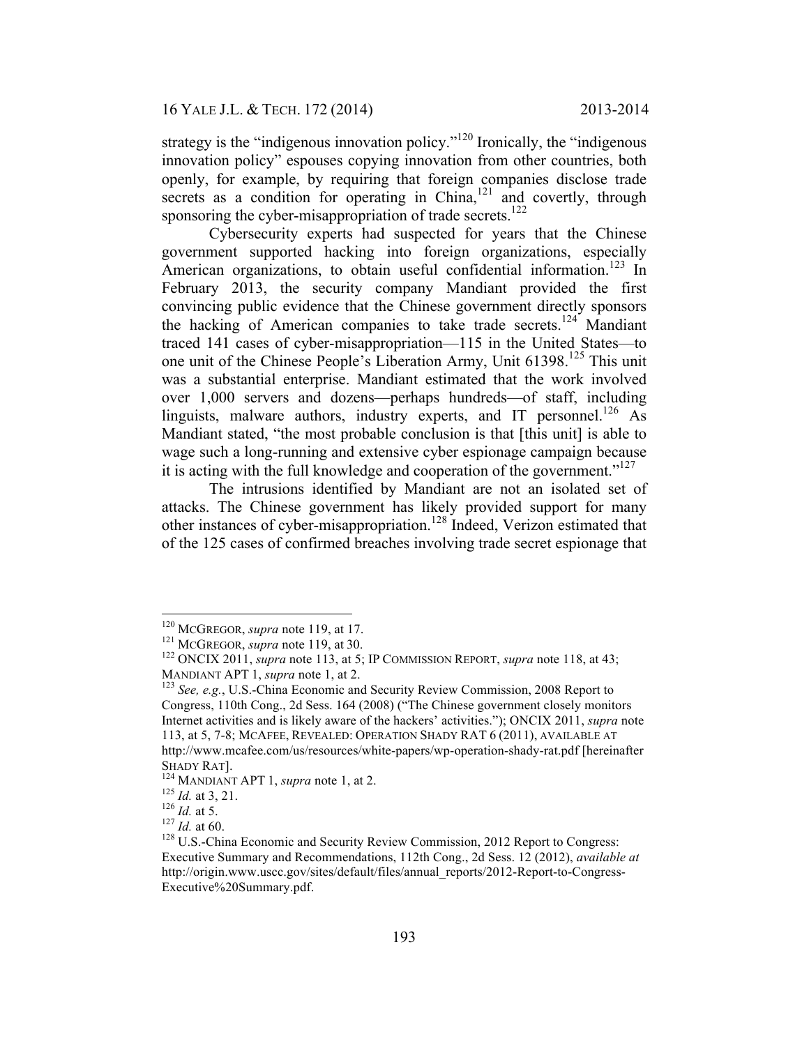strategy is the "indigenous innovation policy."[120] Ironically, the "indigenous innovation policy" espouses copying innovation from other countries, both openly, for example, by requiring that foreign companies disclose trade secrets as a condition for operating in China,[121] and covertly, through sponsoring the cyber-misappropriation of trade secrets.[122]

Cybersecurity experts had suspected for years that the Chinese government supported hacking into foreign organizations, especially American organizations, to obtain useful confidential information.[123] In February 2013, the security company Mandiant provided the first convincing public evidence that the Chinese government directly sponsors the hacking of American companies to take trade secrets.[124] Mandiant traced 141 cases of cyber-misappropriation—115 in the United States—to one unit of the Chinese People's Liberation Army, Unit 61398.[125] This unit was a substantial enterprise. Mandiant estimated that the work involved over 1,000 servers and dozens—perhaps hundreds—of staff, including linguists, malware authors, industry experts, and IT personnel.[126] As Mandiant stated, "the most probable conclusion is that [this unit] is able to wage such a long-running and extensive cyber espionage campaign because it is acting with the full knowledge and cooperation of the government."[127]

The intrusions identified by Mandiant are not an isolated set of attacks. The Chinese government has likely provided support for many other instances of cyber-misappropriation.[128] Indeed, Verizon estimated that of the 125 cases of confirmed breaches involving trade secret espionage that

---

[120] McGregor, *supra* note 119, at 17.

[121] McGregor, *supra* note 119, at 30.

[122] ONCIX 2011, *supra* note 113, at 5; IP Commission Report, *supra* note 118, at 43; Mandiant APT 1, *supra* note 1, at 2.

[123] *See, e.g.*, U.S.-China Economic and Security Review Commission, 2008 Report to Congress, 110th Cong., 2d Sess. 164 (2008) ("The Chinese government closely monitors Internet activities and is likely aware of the hackers' activities."); ONCIX 2011, *supra* note 113, at 5, 7-8; McAfee, Revealed: Operation Shady RAT 6 (2011), available at http://www.mcafee.com/us/resources/white-papers/wp-operation-shady-rat.pdf [hereinafter Shady RAT].

[124] Mandiant APT 1, *supra* note 1, at 2.

[125] *Id.* at 3, 21.

[126] *Id.* at 5.

[127] *Id.* at 60.

[128] U.S.-China Economic and Security Review Commission, 2012 Report to Congress: Executive Summary and Recommendations, 112th Cong., 2d Sess. 12 (2012), *available at* http://origin.www.uscc.gov/sites/default/files/annual_reports/2012-Report-to-Congress-Executive%20Summary.pdf.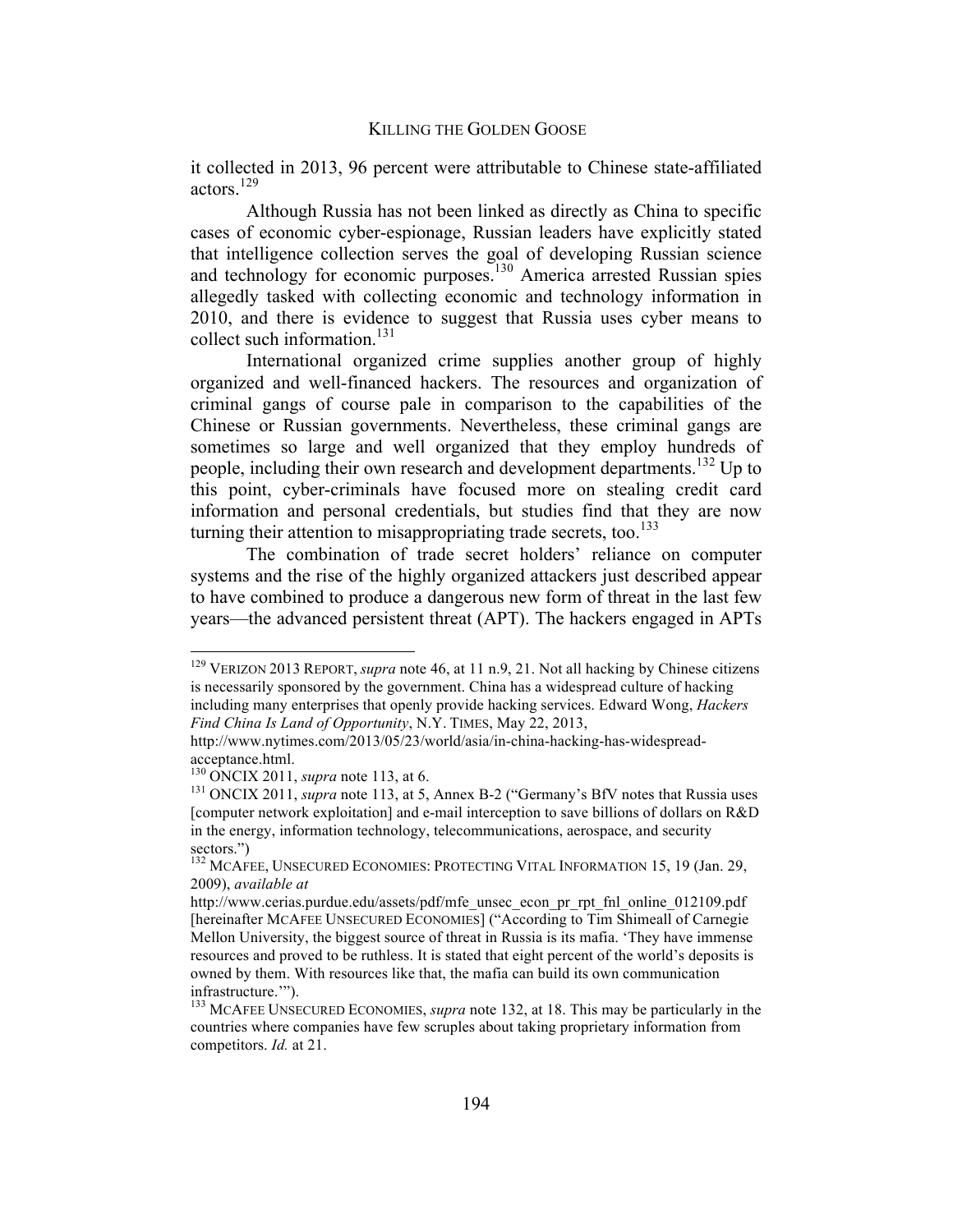it collected in 2013, 96 percent were attributable to Chinese state-affiliated actors.[129]

Although Russia has not been linked as directly as China to specific cases of economic cyber-espionage, Russian leaders have explicitly stated that intelligence collection serves the goal of developing Russian science and technology for economic purposes.[130] America arrested Russian spies allegedly tasked with collecting economic and technology information in 2010, and there is evidence to suggest that Russia uses cyber means to collect such information.[131]

International organized crime supplies another group of highly organized and well-financed hackers. The resources and organization of criminal gangs of course pale in comparison to the capabilities of the Chinese or Russian governments. Nevertheless, these criminal gangs are sometimes so large and well organized that they employ hundreds of people, including their own research and development departments.[132] Up to this point, cyber-criminals have focused more on stealing credit card information and personal credentials, but studies find that they are now turning their attention to misappropriating trade secrets, too.[133]

The combination of trade secret holders' reliance on computer systems and the rise of the highly organized attackers just described appear to have combined to produce a dangerous new form of threat in the last few years—the advanced persistent threat (APT). The hackers engaged in APTs

---

[129] VERIZON 2013 REPORT, *supra* note 46, at 11 n.9, 21. Not all hacking by Chinese citizens is necessarily sponsored by the government. China has a widespread culture of hacking including many enterprises that openly provide hacking services. Edward Wong, *Hackers Find China Is Land of Opportunity*, N.Y. TIMES, May 22, 2013, http://www.nytimes.com/2013/05/23/world/asia/in-china-hacking-has-widespread-acceptance.html.

[130] ONCIX 2011, *supra* note 113, at 6.

[131] ONCIX 2011, *supra* note 113, at 5, Annex B-2 ("Germany's BfV notes that Russia uses [computer network exploitation] and e-mail interception to save billions of dollars on R&D in the energy, information technology, telecommunications, aerospace, and security sectors.")

[132] MCAFEE, UNSECURED ECONOMIES: PROTECTING VITAL INFORMATION 15, 19 (Jan. 29, 2009), *available at* http://www.cerias.purdue.edu/assets/pdf/mfe_unsec_econ_pr_rpt_fnl_online_012109.pdf [hereinafter MCAFEE UNSECURED ECONOMIES] ("According to Tim Shimeall of Carnegie Mellon University, the biggest source of threat in Russia is its mafia. 'They have immense resources and proved to be ruthless. It is stated that eight percent of the world's deposits is owned by them. With resources like that, the mafia can build its own communication infrastructure.'").

[133] MCAFEE UNSECURED ECONOMIES, *supra* note 132, at 18. This may be particularly in the countries where companies have few scruples about taking proprietary information from competitors. *Id.* at 21.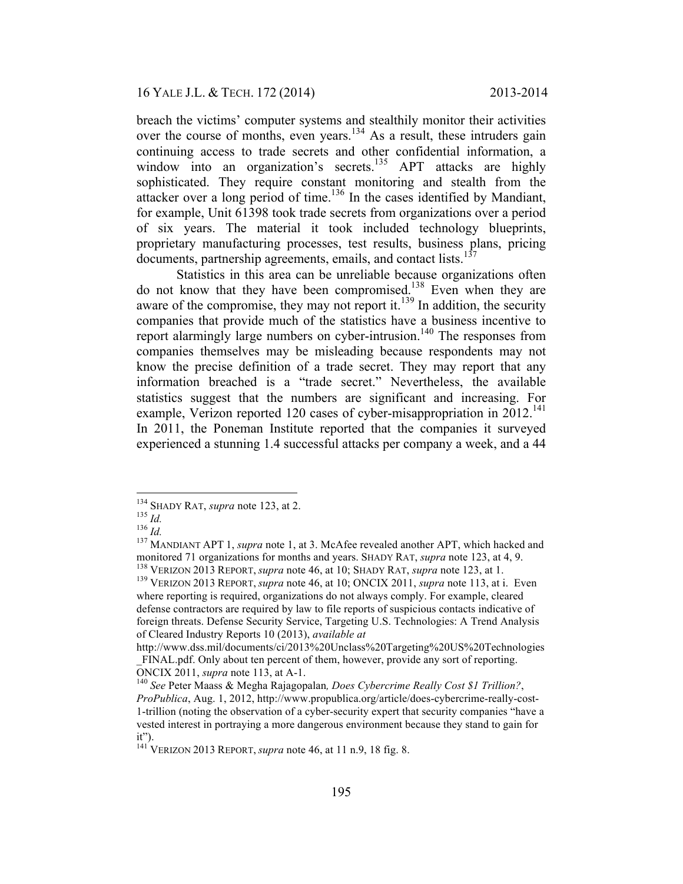breach the victims' computer systems and stealthily monitor their activities over the course of months, even years.[134] As a result, these intruders gain continuing access to trade secrets and other confidential information, a window into an organization's secrets.[135] APT attacks are highly sophisticated. They require constant monitoring and stealth from the attacker over a long period of time.[136] In the cases identified by Mandiant, for example, Unit 61398 took trade secrets from organizations over a period of six years. The material it took included technology blueprints, proprietary manufacturing processes, test results, business plans, pricing documents, partnership agreements, emails, and contact lists.[137]

Statistics in this area can be unreliable because organizations often do not know that they have been compromised.[138] Even when they are aware of the compromise, they may not report it.[139] In addition, the security companies that provide much of the statistics have a business incentive to report alarmingly large numbers on cyber-intrusion.[140] The responses from companies themselves may be misleading because respondents may not know the precise definition of a trade secret. They may report that any information breached is a "trade secret." Nevertheless, the available statistics suggest that the numbers are significant and increasing. For example, Verizon reported 120 cases of cyber-misappropriation in 2012.[141] In 2011, the Poneman Institute reported that the companies it surveyed experienced a stunning 1.4 successful attacks per company a week, and a 44

---

[134] SHADY RAT, *supra* note 123, at 2.

[135] *Id.*

[136] *Id.*

[137] MANDIANT APT 1, *supra* note 1, at 3. McAfee revealed another APT, which hacked and monitored 71 organizations for months and years. SHADY RAT, *supra* note 123, at 4, 9.

[138] VERIZON 2013 REPORT, *supra* note 46, at 10; SHADY RAT, *supra* note 123, at 1.

[139] VERIZON 2013 REPORT, *supra* note 46, at 10; ONCIX 2011, *supra* note 113, at i. Even where reporting is required, organizations do not always comply. For example, cleared defense contractors are required by law to file reports of suspicious contacts indicative of foreign threats. Defense Security Service, Targeting U.S. Technologies: A Trend Analysis of Cleared Industry Reports 10 (2013), *available at* http://www.dss.mil/documents/ci/2013%20Unclass%20Targeting%20US%20Technologies_FINAL.pdf. Only about ten percent of them, however, provide any sort of reporting. ONCIX 2011, *supra* note 113, at A-1.

[140] *See* Peter Maass & Megha Rajagopalan*, Does Cybercrime Really Cost $1 Trillion?*, *ProPublica*, Aug. 1, 2012, http://www.propublica.org/article/does-cybercrime-really-cost-1-trillion (noting the observation of a cyber-security expert that security companies "have a vested interest in portraying a more dangerous environment because they stand to gain for it").

[141] VERIZON 2013 REPORT, *supra* note 46, at 11 n.9, 18 fig. 8.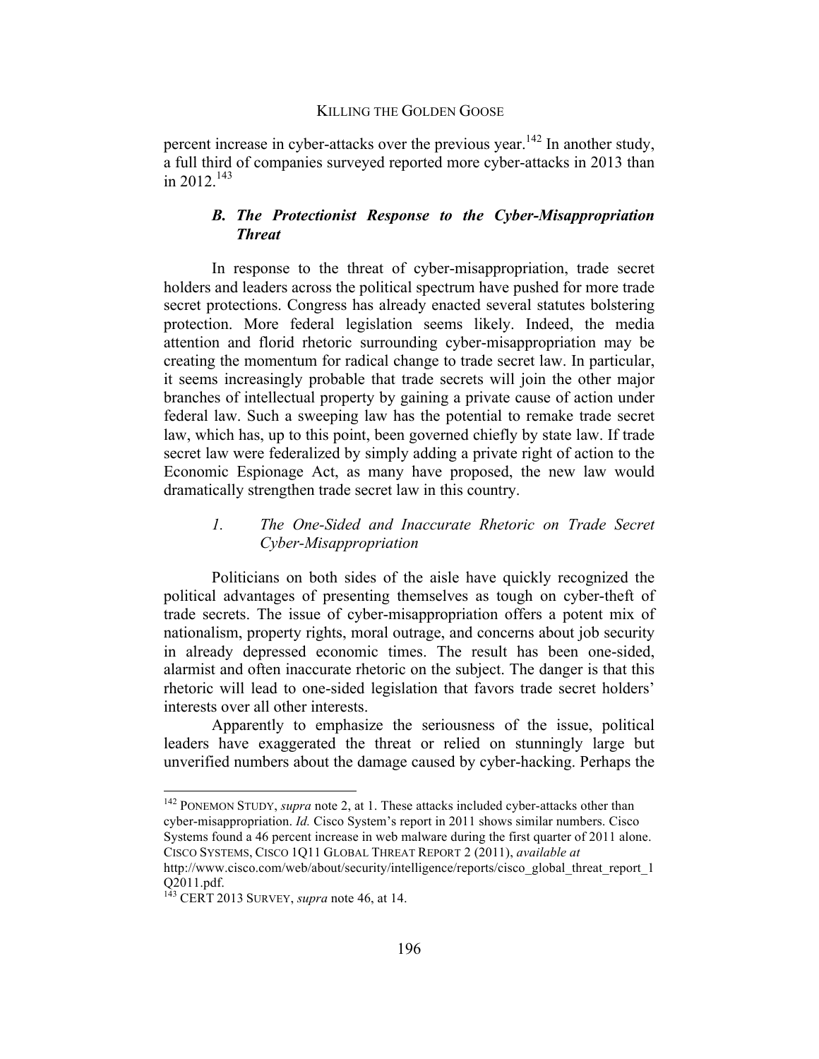percent increase in cyber-attacks over the previous year.[142] In another study, a full third of companies surveyed reported more cyber-attacks in 2013 than in 2012.[143]

### *B. The Protectionist Response to the Cyber-Misappropriation Threat*

In response to the threat of cyber-misappropriation, trade secret holders and leaders across the political spectrum have pushed for more trade secret protections. Congress has already enacted several statutes bolstering protection. More federal legislation seems likely. Indeed, the media attention and florid rhetoric surrounding cyber-misappropriation may be creating the momentum for radical change to trade secret law. In particular, it seems increasingly probable that trade secrets will join the other major branches of intellectual property by gaining a private cause of action under federal law. Such a sweeping law has the potential to remake trade secret law, which has, up to this point, been governed chiefly by state law. If trade secret law were federalized by simply adding a private right of action to the Economic Espionage Act, as many have proposed, the new law would dramatically strengthen trade secret law in this country.

#### *1. The One-Sided and Inaccurate Rhetoric on Trade Secret Cyber-Misappropriation*

Politicians on both sides of the aisle have quickly recognized the political advantages of presenting themselves as tough on cyber-theft of trade secrets. The issue of cyber-misappropriation offers a potent mix of nationalism, property rights, moral outrage, and concerns about job security in already depressed economic times. The result has been one-sided, alarmist and often inaccurate rhetoric on the subject. The danger is that this rhetoric will lead to one-sided legislation that favors trade secret holders' interests over all other interests.

Apparently to emphasize the seriousness of the issue, political leaders have exaggerated the threat or relied on stunningly large but unverified numbers about the damage caused by cyber-hacking. Perhaps the

---

[142] PONEMON STUDY, *supra* note 2, at 1. These attacks included cyber-attacks other than cyber-misappropriation. *Id.* Cisco System's report in 2011 shows similar numbers. Cisco Systems found a 46 percent increase in web malware during the first quarter of 2011 alone. CISCO SYSTEMS, CISCO 1Q11 GLOBAL THREAT REPORT 2 (2011), *available at* http://www.cisco.com/web/about/security/intelligence/reports/cisco_global_threat_report_1Q2011.pdf.

[143] CERT 2013 SURVEY, *supra* note 46, at 14.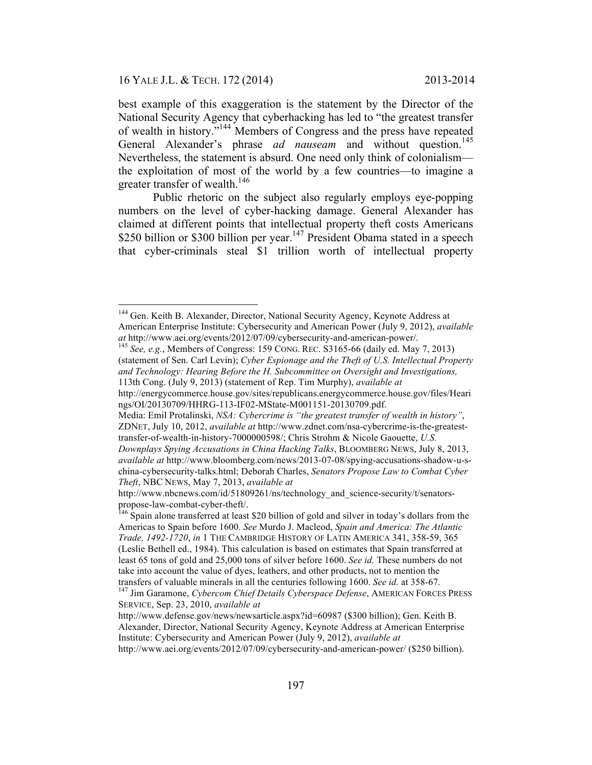best example of this exaggeration is the statement by the Director of the National Security Agency that cyberhacking has led to "the greatest transfer of wealth in history."[144] Members of Congress and the press have repeated General Alexander's phrase *ad nauseam* and without question.[145] Nevertheless, the statement is absurd. One need only think of colonialism—the exploitation of most of the world by a few countries—to imagine a greater transfer of wealth.[146]

Public rhetoric on the subject also regularly employs eye-popping numbers on the level of cyber-hacking damage. General Alexander has claimed at different points that intellectual property theft costs Americans $250 billion or $300 billion per year.[147] President Obama stated in a speech that cyber-criminals steal $1 trillion worth of intellectual property

---

[144] Gen. Keith B. Alexander, Director, National Security Agency, Keynote Address at American Enterprise Institute: Cybersecurity and American Power (July 9, 2012), *available at* http://www.aei.org/events/2012/07/09/cybersecurity-and-american-power/.

[145] *See, e.g.*, Members of Congress: 159 CONG. REC. S3165-66 (daily ed. May 7, 2013) (statement of Sen. Carl Levin); *Cyber Espionage and the Theft of U.S. Intellectual Property and Technology: Hearing Before the H. Subcommittee on Oversight and Investigations,* 113th Cong. (July 9, 2013) (statement of Rep. Tim Murphy), *available at* http://energycommerce.house.gov/sites/republicans.energycommerce.house.gov/files/Hearings/OI/20130709/HHRG-113-IF02-MState-M001151-20130709.pdf.
Media: Emil Protalinski, *NSA: Cybercrime is "the greatest transfer of wealth in history"*, ZDNET, July 10, 2012, *available at* http://www.zdnet.com/nsa-cybercrime-is-the-greatest-transfer-of-wealth-in-history-7000000598/; Chris Strohm & Nicole Gaouette, *U.S. Downplays Spying Accusations in China Hacking Talks*, BLOOMBERG NEWS, July 8, 2013, *available at* http://www.bloomberg.com/news/2013-07-08/spying-accusations-shadow-u-s-china-cybersecurity-talks.html; Deborah Charles, *Senators Propose Law to Combat Cyber Theft*, NBC NEWS, May 7, 2013, *available at* http://www.nbcnews.com/id/51809261/ns/technology_and_science-security/t/senators-propose-law-combat-cyber-theft/.

[146] Spain alone transferred at least $20 billion of gold and silver in today's dollars from the Americas to Spain before 1600. *See* Murdo J. Macleod, *Spain and America: The Atlantic Trade, 1492-1720*, *in* 1 THE CAMBRIDGE HISTORY OF LATIN AMERICA 341, 358-59, 365 (Leslie Bethell ed., 1984). This calculation is based on estimates that Spain transferred at least 65 tons of gold and 25,000 tons of silver before 1600. *See id.* These numbers do not take into account the value of dyes, leathers, and other products, not to mention the transfers of valuable minerals in all the centuries following 1600. *See id.* at 358-67.

[147] Jim Garamone, *Cybercom Chief Details Cyberspace Defense*, AMERICAN FORCES PRESS SERVICE, Sep. 23, 2010, *available at* http://www.defense.gov/news/newsarticle.aspx?id=60987 ($300 billion); Gen. Keith B. Alexander, Director, National Security Agency, Keynote Address at American Enterprise Institute: Cybersecurity and American Power (July 9, 2012), *available at* http://www.aei.org/events/2012/07/09/cybersecurity-and-american-power/ ($250 billion).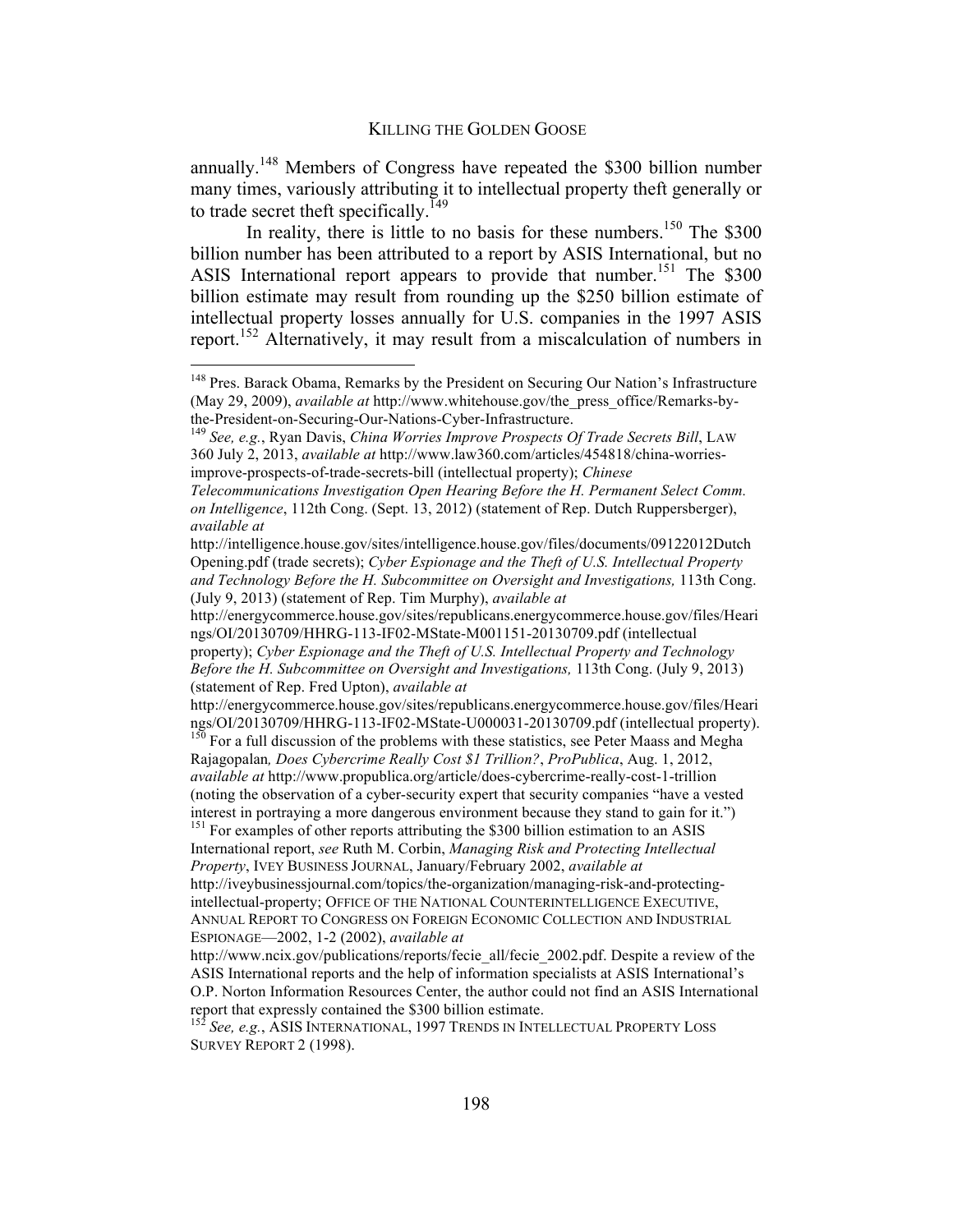annually.[148] Members of Congress have repeated the $300 billion number many times, variously attributing it to intellectual property theft generally or to trade secret theft specifically.[149]

In reality, there is little to no basis for these numbers.[150] The $300 billion number has been attributed to a report by ASIS International, but no ASIS International report appears to provide that number.[151] The $300 billion estimate may result from rounding up the $250 billion estimate of intellectual property losses annually for U.S. companies in the 1997 ASIS report.[152] Alternatively, it may result from a miscalculation of numbers in

---

[148] Pres. Barack Obama, Remarks by the President on Securing Our Nation's Infrastructure (May 29, 2009), *available at* http://www.whitehouse.gov/the_press_office/Remarks-by-the-President-on-Securing-Our-Nations-Cyber-Infrastructure.

[149] *See, e.g.*, Ryan Davis, *China Worries Improve Prospects Of Trade Secrets Bill*, LAW 360 July 2, 2013, *available at* http://www.law360.com/articles/454818/china-worries-improve-prospects-of-trade-secrets-bill (intellectual property); *Chinese Telecommunications Investigation Open Hearing Before the H. Permanent Select Comm. on Intelligence*, 112th Cong. (Sept. 13, 2012) (statement of Rep. Dutch Ruppersberger), *available at* http://intelligence.house.gov/sites/intelligence.house.gov/files/documents/09122012DutchOpening.pdf (trade secrets); *Cyber Espionage and the Theft of U.S. Intellectual Property and Technology Before the H. Subcommittee on Oversight and Investigations,* 113th Cong. (July 9, 2013) (statement of Rep. Tim Murphy), *available at* http://energycommerce.house.gov/sites/republicans.energycommerce.house.gov/files/Hearings/OI/20130709/HHRG-113-IF02-MState-M001151-20130709.pdf (intellectual property); *Cyber Espionage and the Theft of U.S. Intellectual Property and Technology Before the H. Subcommittee on Oversight and Investigations,* 113th Cong. (July 9, 2013) (statement of Rep. Fred Upton), *available at* http://energycommerce.house.gov/sites/republicans.energycommerce.house.gov/files/Hearings/OI/20130709/HHRG-113-IF02-MState-U000031-20130709.pdf (intellectual property).

[150] For a full discussion of the problems with these statistics, see Peter Maass and Megha Rajagopalan*, Does Cybercrime Really Cost $1 Trillion?*, *ProPublica*, Aug. 1, 2012, *available at* http://www.propublica.org/article/does-cybercrime-really-cost-1-trillion (noting the observation of a cyber-security expert that security companies "have a vested interest in portraying a more dangerous environment because they stand to gain for it.")

[151] For examples of other reports attributing the $300 billion estimation to an ASIS International report, *see* Ruth M. Corbin, *Managing Risk and Protecting Intellectual Property*, IVEY BUSINESS JOURNAL, January/February 2002, *available at* http://iveybusinessjournal.com/topics/the-organization/managing-risk-and-protecting-intellectual-property; OFFICE OF THE NATIONAL COUNTERINTELLIGENCE EXECUTIVE, ANNUAL REPORT TO CONGRESS ON FOREIGN ECONOMIC COLLECTION AND INDUSTRIAL ESPIONAGE—2002, 1-2 (2002), *available at* http://www.ncix.gov/publications/reports/fecie_all/fecie_2002.pdf. Despite a review of the ASIS International reports and the help of information specialists at ASIS International's O.P. Norton Information Resources Center, the author could not find an ASIS International report that expressly contained the $300 billion estimate.

[152] *See, e.g.*, ASIS INTERNATIONAL, 1997 TRENDS IN INTELLECTUAL PROPERTY LOSS SURVEY REPORT 2 (1998).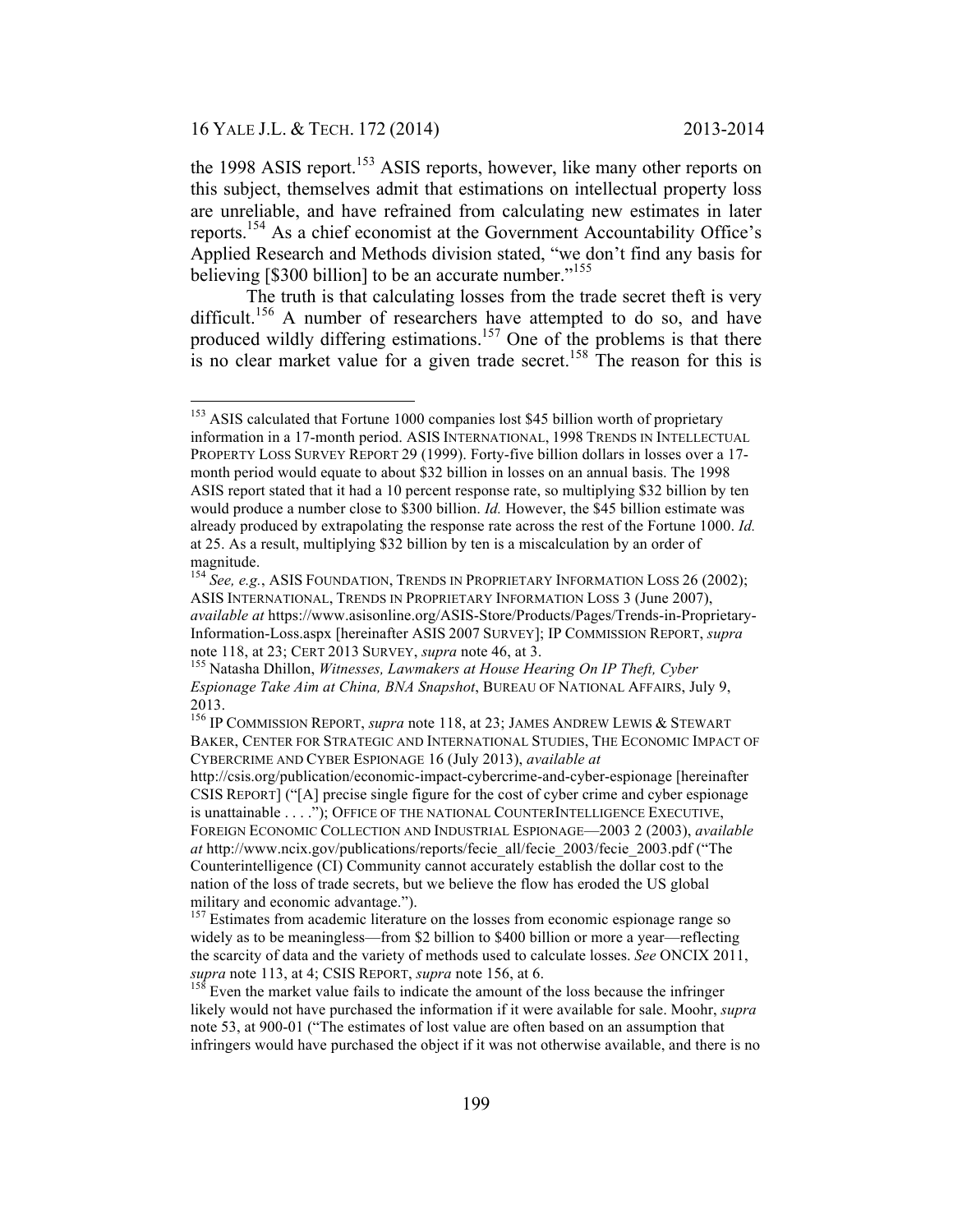the 1998 ASIS report.[153] ASIS reports, however, like many other reports on this subject, themselves admit that estimations on intellectual property loss are unreliable, and have refrained from calculating new estimates in later reports.[154] As a chief economist at the Government Accountability Office's Applied Research and Methods division stated, "we don't find any basis for believing [$300 billion] to be an accurate number."[155]

The truth is that calculating losses from the trade secret theft is very difficult.[156] A number of researchers have attempted to do so, and have produced wildly differing estimations.[157] One of the problems is that there is no clear market value for a given trade secret.[158] The reason for this is

---

[153] ASIS calculated that Fortune 1000 companies lost $45 billion worth of proprietary information in a 17-month period. ASIS INTERNATIONAL, 1998 TRENDS IN INTELLECTUAL PROPERTY LOSS SURVEY REPORT 29 (1999). Forty-five billion dollars in losses over a 17-month period would equate to about $32 billion in losses on an annual basis. The 1998 ASIS report stated that it had a 10 percent response rate, so multiplying $32 billion by ten would produce a number close to $300 billion. *Id.* However, the $45 billion estimate was already produced by extrapolating the response rate across the rest of the Fortune 1000. *Id.* at 25. As a result, multiplying $32 billion by ten is a miscalculation by an order of magnitude.

[154] *See, e.g.*, ASIS FOUNDATION, TRENDS IN PROPRIETARY INFORMATION LOSS 26 (2002); ASIS INTERNATIONAL, TRENDS IN PROPRIETARY INFORMATION LOSS 3 (June 2007), *available at* https://www.asisonline.org/ASIS-Store/Products/Pages/Trends-in-Proprietary-Information-Loss.aspx [hereinafter ASIS 2007 SURVEY]; IP COMMISSION REPORT, *supra* note 118, at 23; CERT 2013 SURVEY, *supra* note 46, at 3.

[155] Natasha Dhillon, *Witnesses, Lawmakers at House Hearing On IP Theft, Cyber Espionage Take Aim at China, BNA Snapshot*, BUREAU OF NATIONAL AFFAIRS, July 9, 2013.

[156] IP COMMISSION REPORT, *supra* note 118, at 23; JAMES ANDREW LEWIS & STEWART BAKER, CENTER FOR STRATEGIC AND INTERNATIONAL STUDIES, THE ECONOMIC IMPACT OF CYBERCRIME AND CYBER ESPIONAGE 16 (July 2013), *available at* http://csis.org/publication/economic-impact-cybercrime-and-cyber-espionage [hereinafter CSIS REPORT] ("[A] precise single figure for the cost of cyber crime and cyber espionage is unattainable . . . ."); OFFICE OF THE NATIONAL COUNTERINTELLIGENCE EXECUTIVE, FOREIGN ECONOMIC COLLECTION AND INDUSTRIAL ESPIONAGE—2003 2 (2003), *available at* http://www.ncix.gov/publications/reports/fecie_all/fecie_2003/fecie_2003.pdf ("The Counterintelligence (CI) Community cannot accurately establish the dollar cost to the nation of the loss of trade secrets, but we believe the flow has eroded the US global military and economic advantage.").

[157] Estimates from academic literature on the losses from economic espionage range so widely as to be meaningless—from $2 billion to $400 billion or more a year—reflecting the scarcity of data and the variety of methods used to calculate losses. *See* ONCIX 2011, *supra* note 113, at 4; CSIS REPORT, *supra* note 156, at 6.

[158] Even the market value fails to indicate the amount of the loss because the infringer likely would not have purchased the information if it were available for sale. Moohr, *supra* note 53, at 900-01 ("The estimates of lost value are often based on an assumption that infringers would have purchased the object if it was not otherwise available, and there is no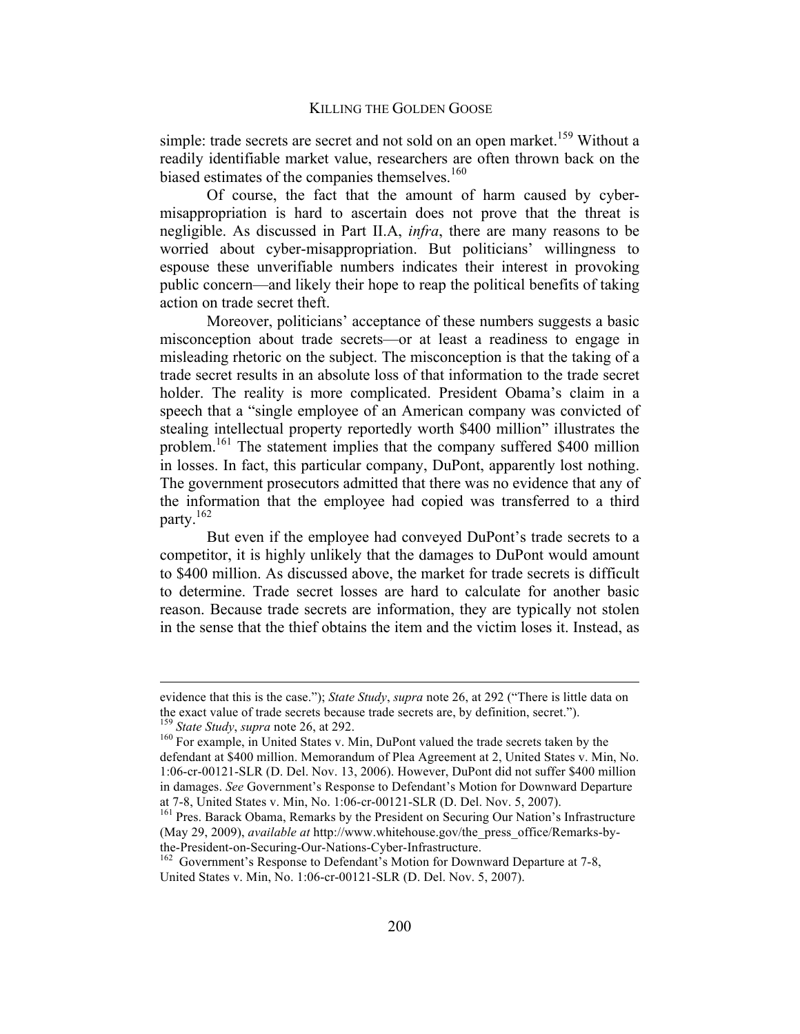simple: trade secrets are secret and not sold on an open market.[159] Without a readily identifiable market value, researchers are often thrown back on the biased estimates of the companies themselves.[160]

Of course, the fact that the amount of harm caused by cyber-misappropriation is hard to ascertain does not prove that the threat is negligible. As discussed in Part II.A, *infra*, there are many reasons to be worried about cyber-misappropriation. But politicians' willingness to espouse these unverifiable numbers indicates their interest in provoking public concern—and likely their hope to reap the political benefits of taking action on trade secret theft.

Moreover, politicians' acceptance of these numbers suggests a basic misconception about trade secrets—or at least a readiness to engage in misleading rhetoric on the subject. The misconception is that the taking of a trade secret results in an absolute loss of that information to the trade secret holder. The reality is more complicated. President Obama's claim in a speech that a "single employee of an American company was convicted of stealing intellectual property reportedly worth $400 million" illustrates the problem.[161] The statement implies that the company suffered $400 million in losses. In fact, this particular company, DuPont, apparently lost nothing. The government prosecutors admitted that there was no evidence that any of the information that the employee had copied was transferred to a third party.[162]

But even if the employee had conveyed DuPont's trade secrets to a competitor, it is highly unlikely that the damages to DuPont would amount to $400 million. As discussed above, the market for trade secrets is difficult to determine. Trade secret losses are hard to calculate for another basic reason. Because trade secrets are information, they are typically not stolen in the sense that the thief obtains the item and the victim loses it. Instead, as

---

evidence that this is the case."); *State Study*, *supra* note 26, at 292 ("There is little data on the exact value of trade secrets because trade secrets are, by definition, secret.").

[159] *State Study*, *supra* note 26, at 292.

[160] For example, in United States v. Min, DuPont valued the trade secrets taken by the defendant at $400 million. Memorandum of Plea Agreement at 2, United States v. Min, No. 1:06-cr-00121-SLR (D. Del. Nov. 13, 2006). However, DuPont did not suffer $400 million in damages. *See* Government's Response to Defendant's Motion for Downward Departure at 7-8, United States v. Min, No. 1:06-cr-00121-SLR (D. Del. Nov. 5, 2007).

[161] Pres. Barack Obama, Remarks by the President on Securing Our Nation's Infrastructure (May 29, 2009), *available at* http://www.whitehouse.gov/the_press_office/Remarks-by-the-President-on-Securing-Our-Nations-Cyber-Infrastructure.

[162] Government's Response to Defendant's Motion for Downward Departure at 7-8, United States v. Min, No. 1:06-cr-00121-SLR (D. Del. Nov. 5, 2007).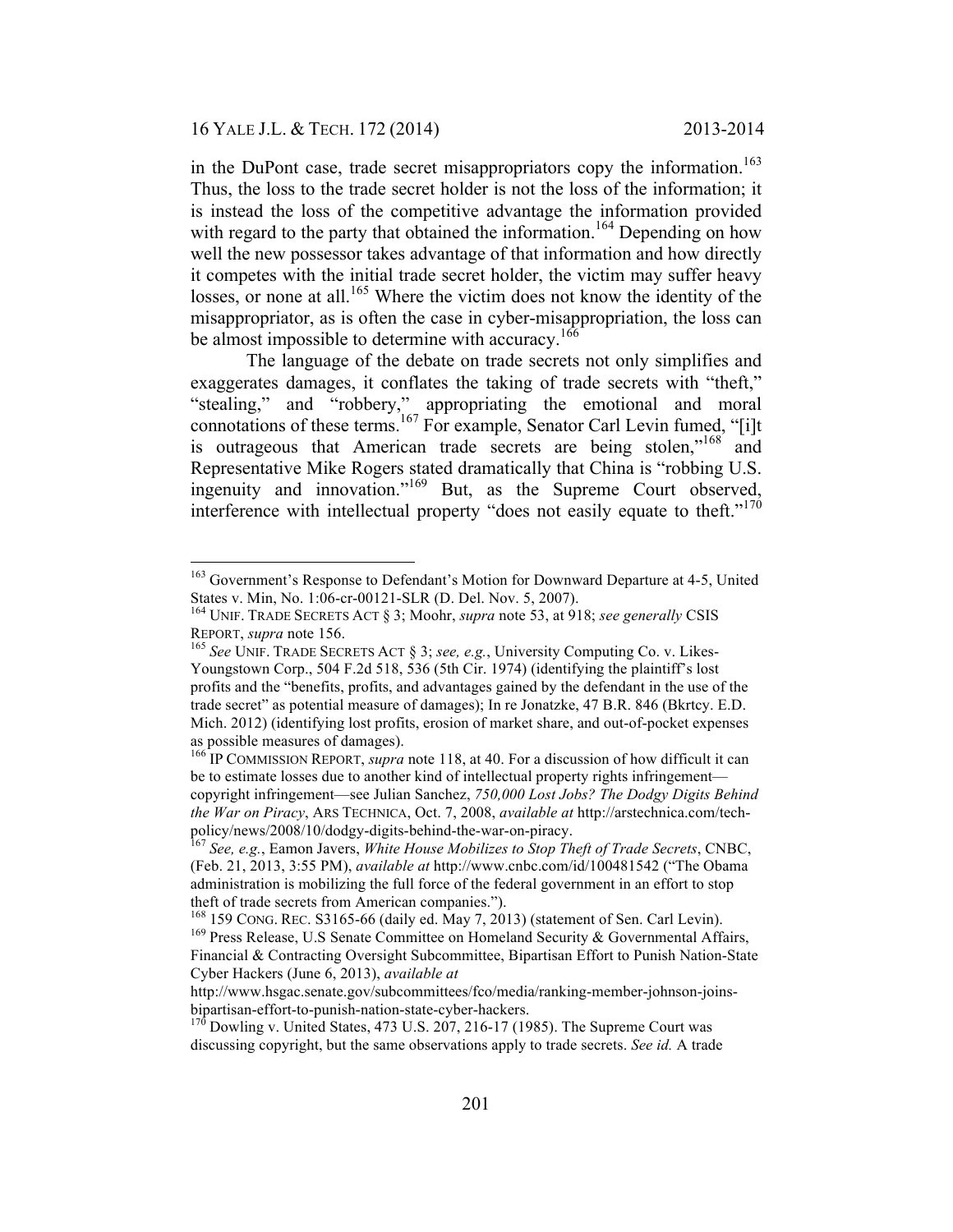in the DuPont case, trade secret misappropriators copy the information.[163] Thus, the loss to the trade secret holder is not the loss of the information; it is instead the loss of the competitive advantage the information provided with regard to the party that obtained the information.[164] Depending on how well the new possessor takes advantage of that information and how directly it competes with the initial trade secret holder, the victim may suffer heavy losses, or none at all.[165] Where the victim does not know the identity of the misappropriator, as is often the case in cyber-misappropriation, the loss can be almost impossible to determine with accuracy.[166]

The language of the debate on trade secrets not only simplifies and exaggerates damages, it conflates the taking of trade secrets with "theft," "stealing," and "robbery," appropriating the emotional and moral connotations of these terms.[167] For example, Senator Carl Levin fumed, "[i]t is outrageous that American trade secrets are being stolen,"[168] and Representative Mike Rogers stated dramatically that China is "robbing U.S. ingenuity and innovation."[169] But, as the Supreme Court observed, interference with intellectual property "does not easily equate to theft."[170]

---

[163] Government's Response to Defendant's Motion for Downward Departure at 4-5, United States v. Min, No. 1:06-cr-00121-SLR (D. Del. Nov. 5, 2007).

[164] UNIF. TRADE SECRETS ACT § 3; Moohr, *supra* note 53, at 918; *see generally* CSIS REPORT, *supra* note 156.

[165] *See* UNIF. TRADE SECRETS ACT § 3; *see, e.g.*, University Computing Co. v. Likes-Youngstown Corp., 504 F.2d 518, 536 (5th Cir. 1974) (identifying the plaintiff's lost profits and the "benefits, profits, and advantages gained by the defendant in the use of the trade secret" as potential measure of damages); In re Jonatzke, 47 B.R. 846 (Bkrtcy. E.D. Mich. 2012) (identifying lost profits, erosion of market share, and out-of-pocket expenses as possible measures of damages).

[166] IP COMMISSION REPORT, *supra* note 118, at 40. For a discussion of how difficult it can be to estimate losses due to another kind of intellectual property rights infringement—copyright infringement—see Julian Sanchez, *750,000 Lost Jobs? The Dodgy Digits Behind the War on Piracy*, ARS TECHNICA, Oct. 7, 2008, *available at* http://arstechnica.com/tech-policy/news/2008/10/dodgy-digits-behind-the-war-on-piracy.

[167] *See, e.g.*, Eamon Javers, *White House Mobilizes to Stop Theft of Trade Secrets*, CNBC, (Feb. 21, 2013, 3:55 PM), *available at* http://www.cnbc.com/id/100481542 ("The Obama administration is mobilizing the full force of the federal government in an effort to stop theft of trade secrets from American companies.").

[168] 159 CONG. REC. S3165-66 (daily ed. May 7, 2013) (statement of Sen. Carl Levin).

[169] Press Release, U.S Senate Committee on Homeland Security & Governmental Affairs, Financial & Contracting Oversight Subcommittee, Bipartisan Effort to Punish Nation-State Cyber Hackers (June 6, 2013), *available at* http://www.hsgac.senate.gov/subcommittees/fco/media/ranking-member-johnson-joins-bipartisan-effort-to-punish-nation-state-cyber-hackers.

[170] Dowling v. United States, 473 U.S. 207, 216-17 (1985). The Supreme Court was discussing copyright, but the same observations apply to trade secrets. *See id.* A trade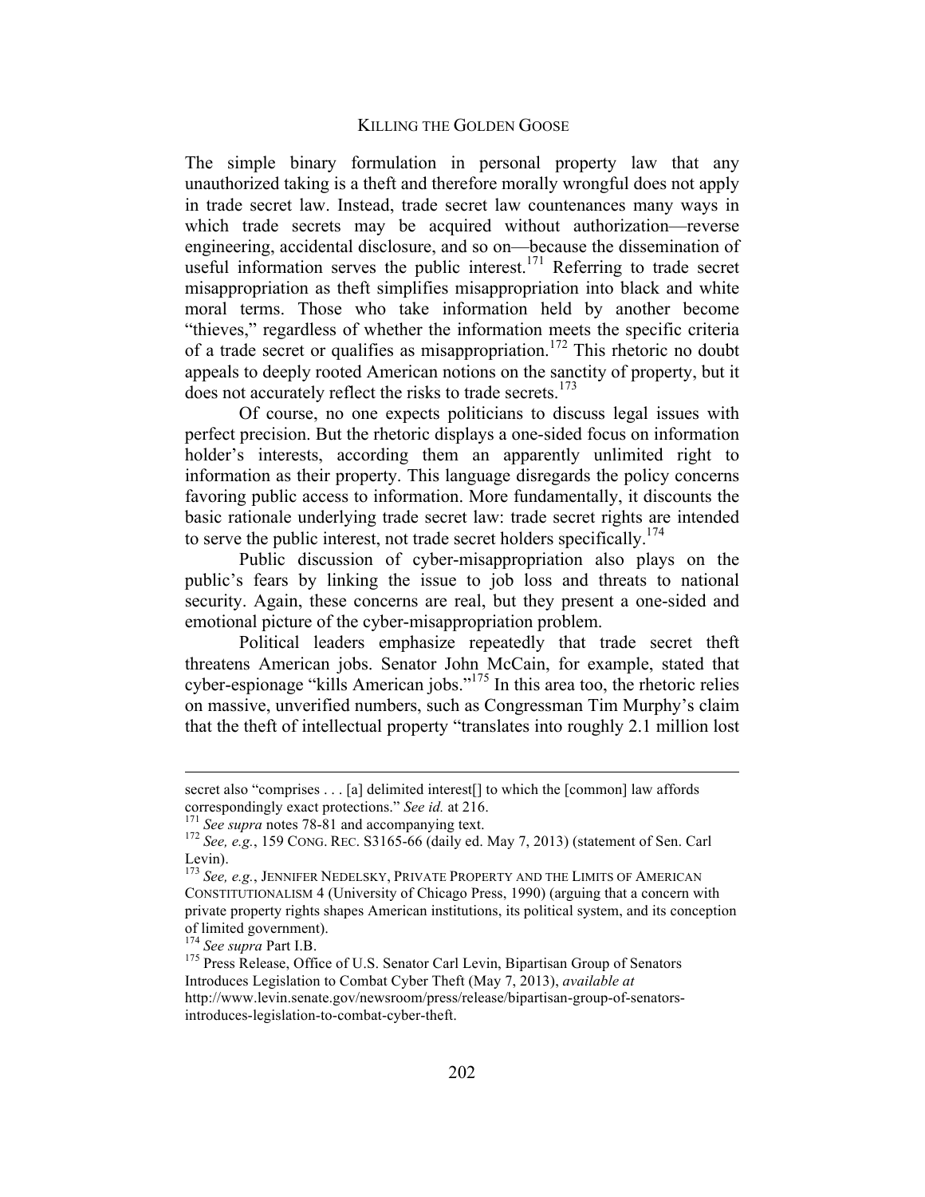The simple binary formulation in personal property law that any unauthorized taking is a theft and therefore morally wrongful does not apply in trade secret law. Instead, trade secret law countenances many ways in which trade secrets may be acquired without authorization—reverse engineering, accidental disclosure, and so on—because the dissemination of useful information serves the public interest.[171] Referring to trade secret misappropriation as theft simplifies misappropriation into black and white moral terms. Those who take information held by another become "thieves," regardless of whether the information meets the specific criteria of a trade secret or qualifies as misappropriation.[172] This rhetoric no doubt appeals to deeply rooted American notions on the sanctity of property, but it does not accurately reflect the risks to trade secrets.[173]

Of course, no one expects politicians to discuss legal issues with perfect precision. But the rhetoric displays a one-sided focus on information holder's interests, according them an apparently unlimited right to information as their property. This language disregards the policy concerns favoring public access to information. More fundamentally, it discounts the basic rationale underlying trade secret law: trade secret rights are intended to serve the public interest, not trade secret holders specifically.[174]

Public discussion of cyber-misappropriation also plays on the public's fears by linking the issue to job loss and threats to national security. Again, these concerns are real, but they present a one-sided and emotional picture of the cyber-misappropriation problem.

Political leaders emphasize repeatedly that trade secret theft threatens American jobs. Senator John McCain, for example, stated that cyber-espionage "kills American jobs."[175] In this area too, the rhetoric relies on massive, unverified numbers, such as Congressman Tim Murphy's claim that the theft of intellectual property "translates into roughly 2.1 million lost

---

secret also "comprises . . . [a] delimited interest[] to which the [common] law affords correspondingly exact protections." *See id.* at 216.

[171] *See supra* notes 78-81 and accompanying text.

[172] *See, e.g.*, 159 CONG. REC. S3165-66 (daily ed. May 7, 2013) (statement of Sen. Carl Levin).

[173] *See, e.g.*, JENNIFER NEDELSKY, PRIVATE PROPERTY AND THE LIMITS OF AMERICAN CONSTITUTIONALISM 4 (University of Chicago Press, 1990) (arguing that a concern with private property rights shapes American institutions, its political system, and its conception of limited government).

[174] *See supra* Part I.B.

[175] Press Release, Office of U.S. Senator Carl Levin, Bipartisan Group of Senators Introduces Legislation to Combat Cyber Theft (May 7, 2013), *available at* http://www.levin.senate.gov/newsroom/press/release/bipartisan-group-of-senators-introduces-legislation-to-combat-cyber-theft.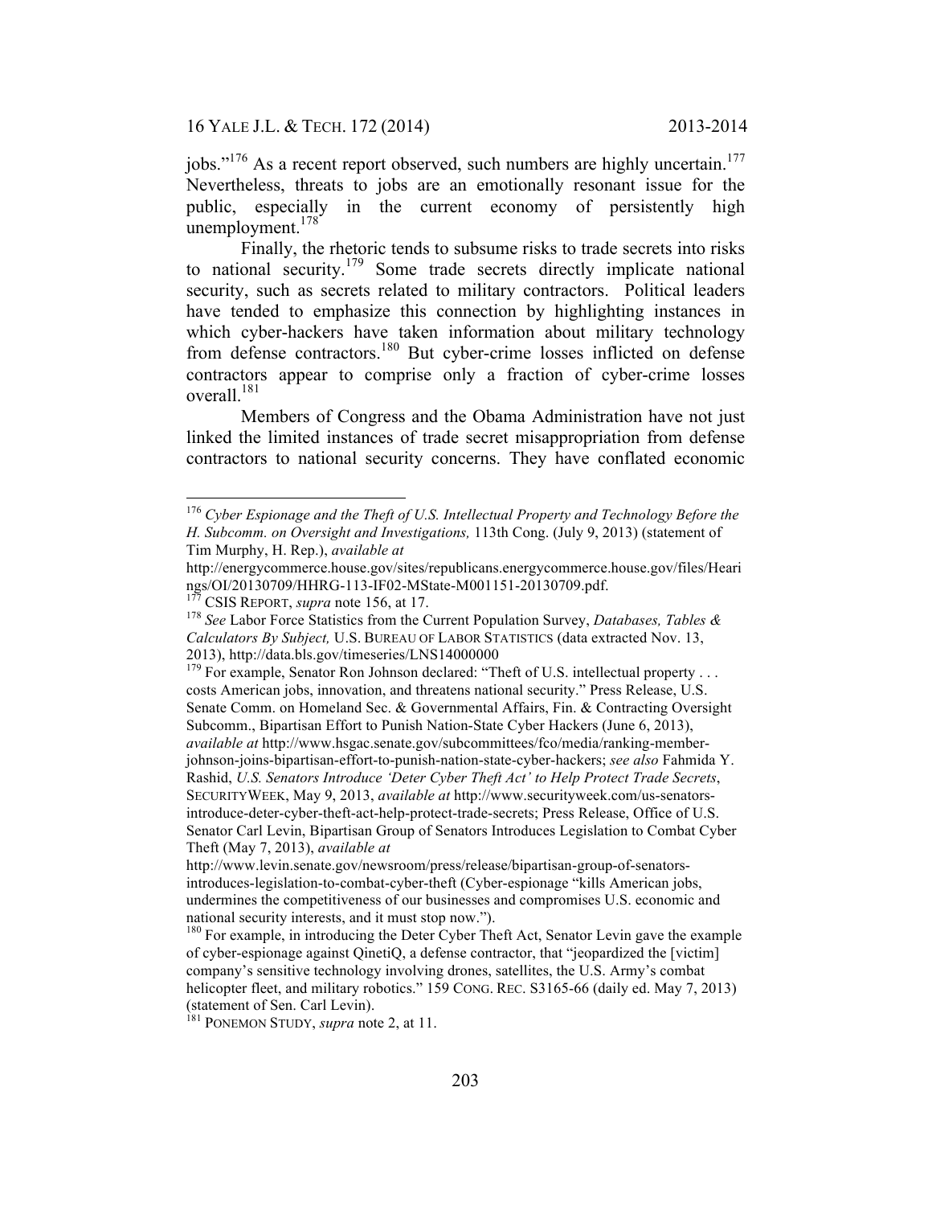jobs."[176] As a recent report observed, such numbers are highly uncertain.[177] Nevertheless, threats to jobs are an emotionally resonant issue for the public, especially in the current economy of persistently high unemployment.[178]

Finally, the rhetoric tends to subsume risks to trade secrets into risks to national security.[179] Some trade secrets directly implicate national security, such as secrets related to military contractors. Political leaders have tended to emphasize this connection by highlighting instances in which cyber-hackers have taken information about military technology from defense contractors.[180] But cyber-crime losses inflicted on defense contractors appear to comprise only a fraction of cyber-crime losses overall.[181]

Members of Congress and the Obama Administration have not just linked the limited instances of trade secret misappropriation from defense contractors to national security concerns. They have conflated economic

---

[176] *Cyber Espionage and the Theft of U.S. Intellectual Property and Technology Before the H. Subcomm. on Oversight and Investigations,* 113th Cong. (July 9, 2013) (statement of Tim Murphy, H. Rep.), *available at* http://energycommerce.house.gov/sites/republicans.energycommerce.house.gov/files/Hearings/OI/20130709/HHRG-113-IF02-MState-M001151-20130709.pdf.

[177] CSIS REPORT, *supra* note 156, at 17.

[178] *See* Labor Force Statistics from the Current Population Survey, *Databases, Tables & Calculators By Subject,* U.S. BUREAU OF LABOR STATISTICS (data extracted Nov. 13, 2013), http://data.bls.gov/timeseries/LNS14000000

[179] For example, Senator Ron Johnson declared: "Theft of U.S. intellectual property . . . costs American jobs, innovation, and threatens national security." Press Release, U.S. Senate Comm. on Homeland Sec. & Governmental Affairs, Fin. & Contracting Oversight Subcomm., Bipartisan Effort to Punish Nation-State Cyber Hackers (June 6, 2013), *available at* http://www.hsgac.senate.gov/subcommittees/fco/media/ranking-member-johnson-joins-bipartisan-effort-to-punish-nation-state-cyber-hackers; *see also* Fahmida Y. Rashid, *U.S. Senators Introduce 'Deter Cyber Theft Act' to Help Protect Trade Secrets*, SECURITYWEEK, May 9, 2013, *available at* http://www.securityweek.com/us-senators-introduce-deter-cyber-theft-act-help-protect-trade-secrets; Press Release, Office of U.S. Senator Carl Levin, Bipartisan Group of Senators Introduces Legislation to Combat Cyber Theft (May 7, 2013), *available at* http://www.levin.senate.gov/newsroom/press/release/bipartisan-group-of-senators-introduces-legislation-to-combat-cyber-theft (Cyber-espionage "kills American jobs, undermines the competitiveness of our businesses and compromises U.S. economic and national security interests, and it must stop now.").

[180] For example, in introducing the Deter Cyber Theft Act, Senator Levin gave the example of cyber-espionage against QinetiQ, a defense contractor, that "jeopardized the [victim] company's sensitive technology involving drones, satellites, the U.S. Army's combat helicopter fleet, and military robotics." 159 CONG. REC. S3165-66 (daily ed. May 7, 2013) (statement of Sen. Carl Levin).

[181] PONEMON STUDY, *supra* note 2, at 11.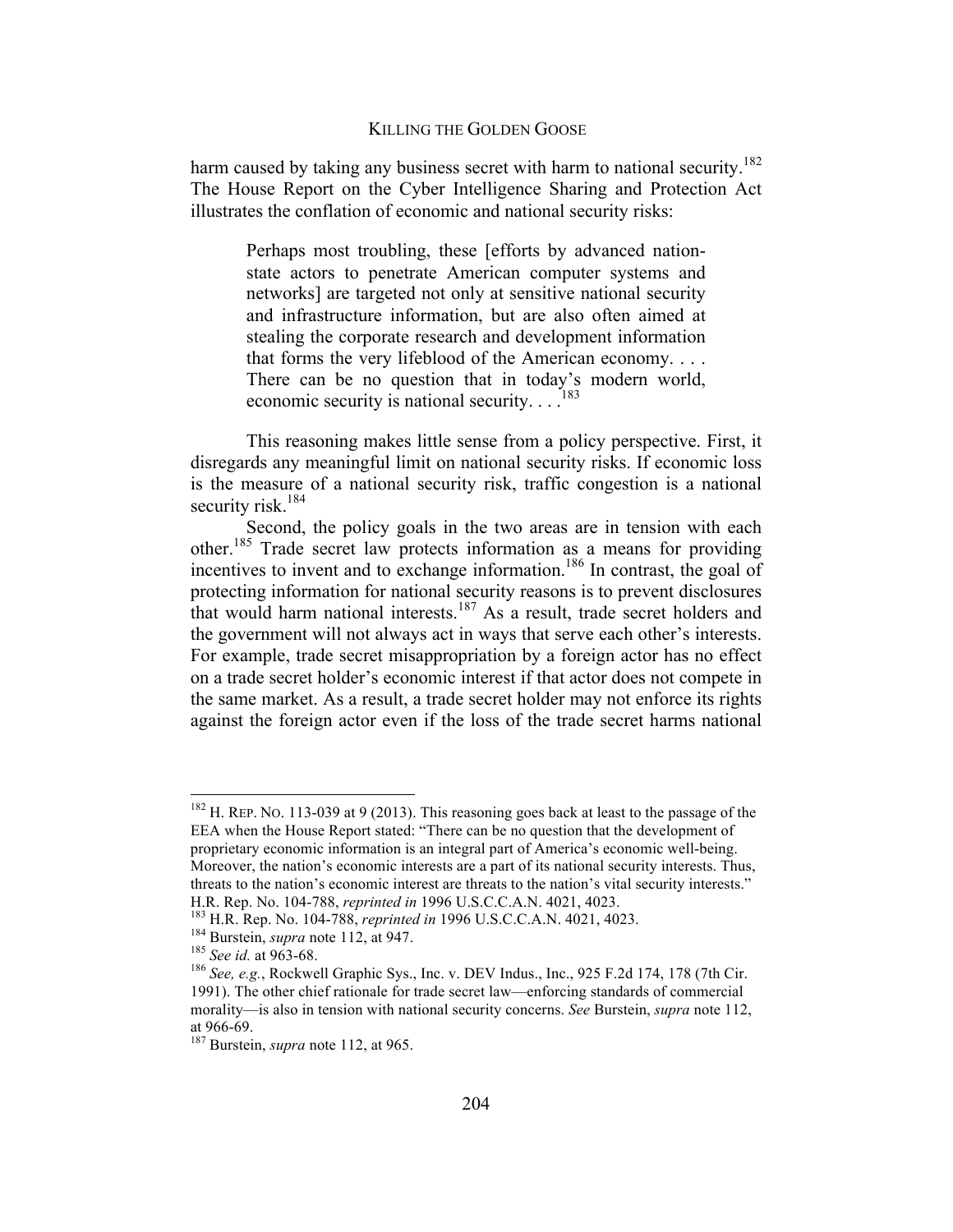harm caused by taking any business secret with harm to national security.[182] The House Report on the Cyber Intelligence Sharing and Protection Act illustrates the conflation of economic and national security risks:

> Perhaps most troubling, these [efforts by advanced nation-state actors to penetrate American computer systems and networks] are targeted not only at sensitive national security and infrastructure information, but are also often aimed at stealing the corporate research and development information that forms the very lifeblood of the American economy. . . . There can be no question that in today's modern world, economic security is national security. . . .[183]

This reasoning makes little sense from a policy perspective. First, it disregards any meaningful limit on national security risks. If economic loss is the measure of a national security risk, traffic congestion is a national security risk.[184]

Second, the policy goals in the two areas are in tension with each other.[185] Trade secret law protects information as a means for providing incentives to invent and to exchange information.[186] In contrast, the goal of protecting information for national security reasons is to prevent disclosures that would harm national interests.[187] As a result, trade secret holders and the government will not always act in ways that serve each other's interests. For example, trade secret misappropriation by a foreign actor has no effect on a trade secret holder's economic interest if that actor does not compete in the same market. As a result, a trade secret holder may not enforce its rights against the foreign actor even if the loss of the trade secret harms national

---

[182] H. REP. NO. 113-039 at 9 (2013). This reasoning goes back at least to the passage of the EEA when the House Report stated: "There can be no question that the development of proprietary economic information is an integral part of America's economic well-being. Moreover, the nation's economic interests are a part of its national security interests. Thus, threats to the nation's economic interest are threats to the nation's vital security interests." H.R. Rep. No. 104-788, *reprinted in* 1996 U.S.C.C.A.N. 4021, 4023.

[183] H.R. Rep. No. 104-788, *reprinted in* 1996 U.S.C.C.A.N. 4021, 4023.

[184] Burstein, *supra* note 112, at 947.

[185] *See id.* at 963-68.

[186] *See, e.g.*, Rockwell Graphic Sys., Inc. v. DEV Indus., Inc., 925 F.2d 174, 178 (7th Cir. 1991). The other chief rationale for trade secret law—enforcing standards of commercial morality—is also in tension with national security concerns. *See* Burstein, *supra* note 112, at 966-69.

[187] Burstein, *supra* note 112, at 965.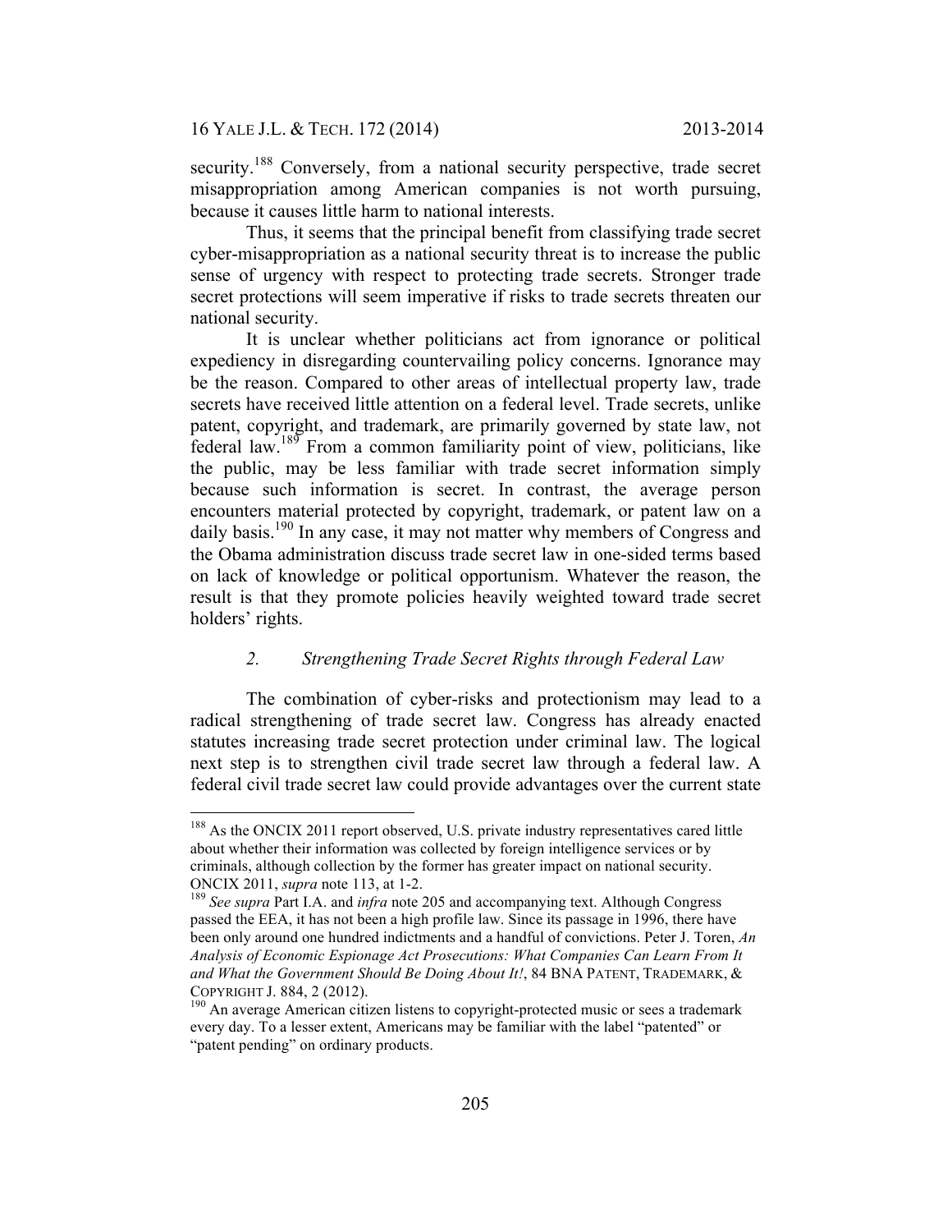security.[188] Conversely, from a national security perspective, trade secret misappropriation among American companies is not worth pursuing, because it causes little harm to national interests.

Thus, it seems that the principal benefit from classifying trade secret cyber-misappropriation as a national security threat is to increase the public sense of urgency with respect to protecting trade secrets. Stronger trade secret protections will seem imperative if risks to trade secrets threaten our national security.

It is unclear whether politicians act from ignorance or political expediency in disregarding countervailing policy concerns. Ignorance may be the reason. Compared to other areas of intellectual property law, trade secrets have received little attention on a federal level. Trade secrets, unlike patent, copyright, and trademark, are primarily governed by state law, not federal law.[189] From a common familiarity point of view, politicians, like the public, may be less familiar with trade secret information simply because such information is secret. In contrast, the average person encounters material protected by copyright, trademark, or patent law on a daily basis.[190] In any case, it may not matter why members of Congress and the Obama administration discuss trade secret law in one-sided terms based on lack of knowledge or political opportunism. Whatever the reason, the result is that they promote policies heavily weighted toward trade secret holders' rights.

### *2. Strengthening Trade Secret Rights through Federal Law*

The combination of cyber-risks and protectionism may lead to a radical strengthening of trade secret law. Congress has already enacted statutes increasing trade secret protection under criminal law. The logical next step is to strengthen civil trade secret law through a federal law. A federal civil trade secret law could provide advantages over the current state

---

[188] As the ONCIX 2011 report observed, U.S. private industry representatives cared little about whether their information was collected by foreign intelligence services or by criminals, although collection by the former has greater impact on national security. ONCIX 2011, *supra* note 113, at 1-2.

[189] *See supra* Part I.A. and *infra* note 205 and accompanying text. Although Congress passed the EEA, it has not been a high profile law. Since its passage in 1996, there have been only around one hundred indictments and a handful of convictions. Peter J. Toren, *An Analysis of Economic Espionage Act Prosecutions: What Companies Can Learn From It and What the Government Should Be Doing About It!*, 84 BNA PATENT, TRADEMARK, & COPYRIGHT J. 884, 2 (2012).

[190] An average American citizen listens to copyright-protected music or sees a trademark every day. To a lesser extent, Americans may be familiar with the label "patented" or "patent pending" on ordinary products.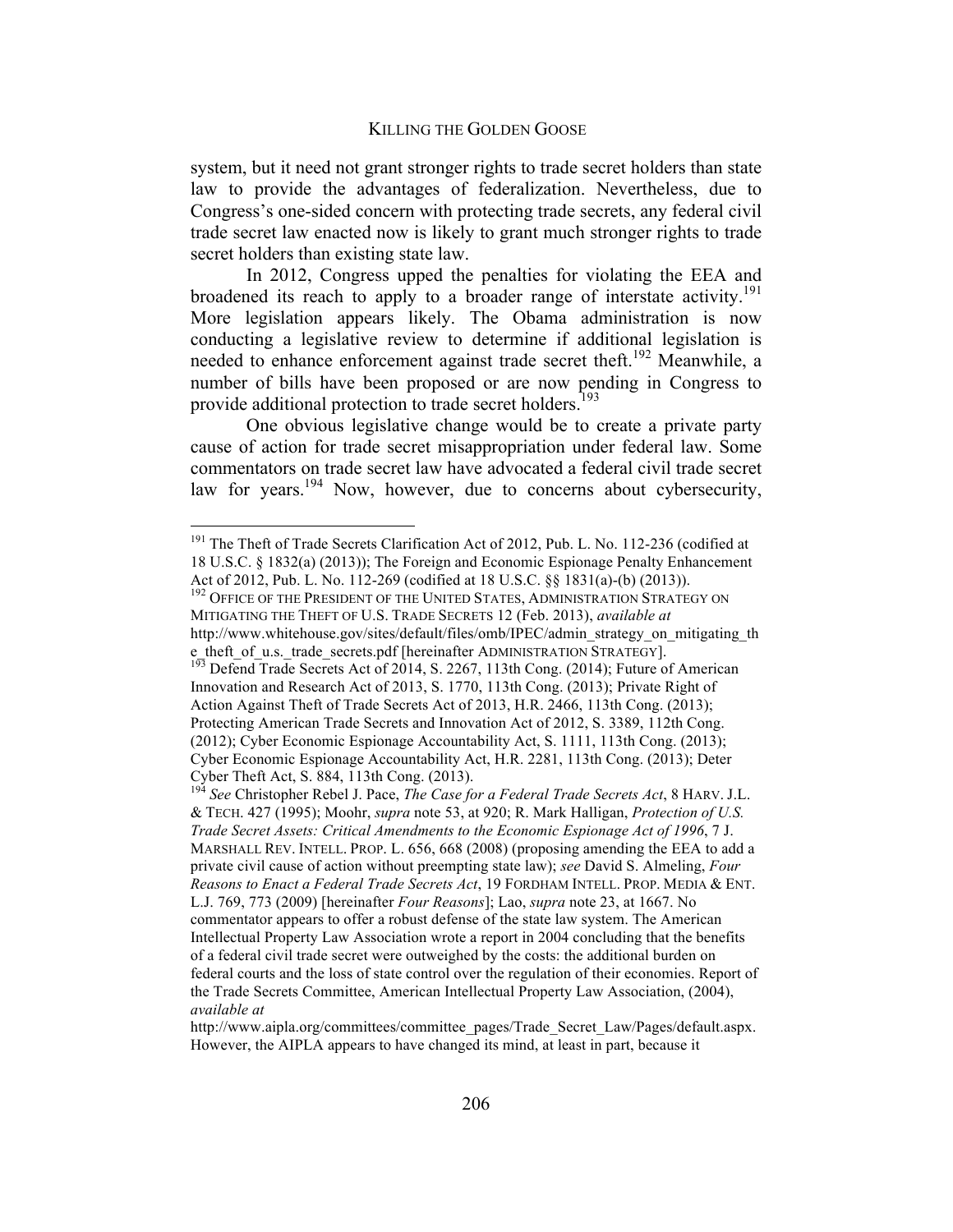system, but it need not grant stronger rights to trade secret holders than state law to provide the advantages of federalization. Nevertheless, due to Congress's one-sided concern with protecting trade secrets, any federal civil trade secret law enacted now is likely to grant much stronger rights to trade secret holders than existing state law.

In 2012, Congress upped the penalties for violating the EEA and broadened its reach to apply to a broader range of interstate activity.[191] More legislation appears likely. The Obama administration is now conducting a legislative review to determine if additional legislation is needed to enhance enforcement against trade secret theft.[192] Meanwhile, a number of bills have been proposed or are now pending in Congress to provide additional protection to trade secret holders.[193]

One obvious legislative change would be to create a private party cause of action for trade secret misappropriation under federal law. Some commentators on trade secret law have advocated a federal civil trade secret law for years.[194] Now, however, due to concerns about cybersecurity,

---

[191] The Theft of Trade Secrets Clarification Act of 2012, Pub. L. No. 112-236 (codified at 18 U.S.C. § 1832(a) (2013)); The Foreign and Economic Espionage Penalty Enhancement Act of 2012, Pub. L. No. 112-269 (codified at 18 U.S.C. §§ 1831(a)-(b) (2013)).

[192] OFFICE OF THE PRESIDENT OF THE UNITED STATES, ADMINISTRATION STRATEGY ON MITIGATING THE THEFT OF U.S. TRADE SECRETS 12 (Feb. 2013), *available at* http://www.whitehouse.gov/sites/default/files/omb/IPEC/admin_strategy_on_mitigating_the_theft_of_u.s._trade_secrets.pdf [hereinafter ADMINISTRATION STRATEGY].

[193] Defend Trade Secrets Act of 2014, S. 2267, 113th Cong. (2014); Future of American Innovation and Research Act of 2013, S. 1770, 113th Cong. (2013); Private Right of Action Against Theft of Trade Secrets Act of 2013, H.R. 2466, 113th Cong. (2013); Protecting American Trade Secrets and Innovation Act of 2012, S. 3389, 112th Cong. (2012); Cyber Economic Espionage Accountability Act, S. 1111, 113th Cong. (2013); Cyber Economic Espionage Accountability Act, H.R. 2281, 113th Cong. (2013); Deter Cyber Theft Act, S. 884, 113th Cong. (2013).

[194] *See* Christopher Rebel J. Pace, *The Case for a Federal Trade Secrets Act*, 8 HARV. J.L. & TECH. 427 (1995); Moohr, *supra* note 53, at 920; R. Mark Halligan, *Protection of U.S. Trade Secret Assets: Critical Amendments to the Economic Espionage Act of 1996*, 7 J. MARSHALL REV. INTELL. PROP. L. 656, 668 (2008) (proposing amending the EEA to add a private civil cause of action without preempting state law); *see* David S. Almeling, *Four Reasons to Enact a Federal Trade Secrets Act*, 19 FORDHAM INTELL. PROP. MEDIA & ENT. L.J. 769, 773 (2009) [hereinafter *Four Reasons*]; Lao, *supra* note 23, at 1667. No commentator appears to offer a robust defense of the state law system. The American Intellectual Property Law Association wrote a report in 2004 concluding that the benefits of a federal civil trade secret were outweighed by the costs: the additional burden on federal courts and the loss of state control over the regulation of their economies. Report of the Trade Secrets Committee, American Intellectual Property Law Association, (2004), *available at* http://www.aipla.org/committees/committee_pages/Trade_Secret_Law/Pages/default.aspx. However, the AIPLA appears to have changed its mind, at least in part, because it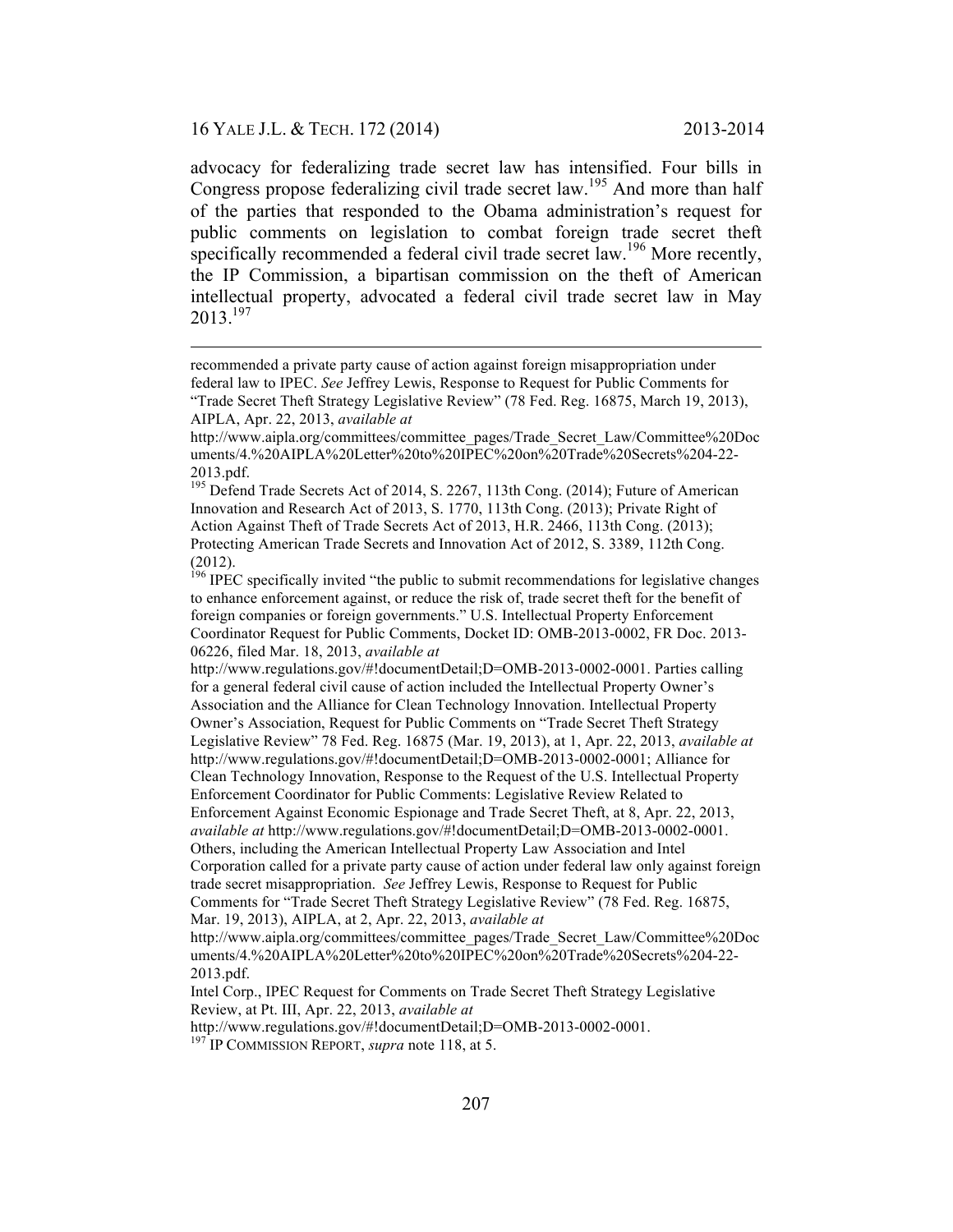advocacy for federalizing trade secret law has intensified. Four bills in Congress propose federalizing civil trade secret law.[195] And more than half of the parties that responded to the Obama administration's request for public comments on legislation to combat foreign trade secret theft specifically recommended a federal civil trade secret law.[196] More recently, the IP Commission, a bipartisan commission on the theft of American intellectual property, advocated a federal civil trade secret law in May 2013.[197]

---

recommended a private party cause of action against foreign misappropriation under federal law to IPEC. *See* Jeffrey Lewis, Response to Request for Public Comments for "Trade Secret Theft Strategy Legislative Review" (78 Fed. Reg. 16875, March 19, 2013), AIPLA, Apr. 22, 2013, *available at* http://www.aipla.org/committees/committee_pages/Trade_Secret_Law/Committee%20Documents/4.%20AIPLA%20Letter%20to%20IPEC%20on%20Trade%20Secrets%204-22-2013.pdf.

[195] Defend Trade Secrets Act of 2014, S. 2267, 113th Cong. (2014); Future of American Innovation and Research Act of 2013, S. 1770, 113th Cong. (2013); Private Right of Action Against Theft of Trade Secrets Act of 2013, H.R. 2466, 113th Cong. (2013); Protecting American Trade Secrets and Innovation Act of 2012, S. 3389, 112th Cong. (2012).

[196] IPEC specifically invited "the public to submit recommendations for legislative changes to enhance enforcement against, or reduce the risk of, trade secret theft for the benefit of foreign companies or foreign governments." U.S. Intellectual Property Enforcement Coordinator Request for Public Comments, Docket ID: OMB-2013-0002, FR Doc. 2013-06226, filed Mar. 18, 2013, *available at* http://www.regulations.gov/#!documentDetail;D=OMB-2013-0002-0001. Parties calling for a general federal civil cause of action included the Intellectual Property Owner's Association and the Alliance for Clean Technology Innovation. Intellectual Property Owner's Association, Request for Public Comments on "Trade Secret Theft Strategy Legislative Review" 78 Fed. Reg. 16875 (Mar. 19, 2013), at 1, Apr. 22, 2013, *available at* http://www.regulations.gov/#!documentDetail;D=OMB-2013-0002-0001; Alliance for Clean Technology Innovation, Response to the Request of the U.S. Intellectual Property Enforcement Coordinator for Public Comments: Legislative Review Related to Enforcement Against Economic Espionage and Trade Secret Theft, at 8, Apr. 22, 2013, *available at* http://www.regulations.gov/#!documentDetail;D=OMB-2013-0002-0001. Others, including the American Intellectual Property Law Association and Intel Corporation called for a private party cause of action under federal law only against foreign trade secret misappropriation. *See* Jeffrey Lewis, Response to Request for Public Comments for "Trade Secret Theft Strategy Legislative Review" (78 Fed. Reg. 16875, Mar. 19, 2013), AIPLA, at 2, Apr. 22, 2013, *available at* http://www.aipla.org/committees/committee_pages/Trade_Secret_Law/Committee%20Documents/4.%20AIPLA%20Letter%20to%20IPEC%20on%20Trade%20Secrets%204-22-2013.pdf.
Intel Corp., IPEC Request for Comments on Trade Secret Theft Strategy Legislative Review, at Pt. III, Apr. 22, 2013, *available at* http://www.regulations.gov/#!documentDetail;D=OMB-2013-0002-0001.

[197] IP COMMISSION REPORT, *supra* note 118, at 5.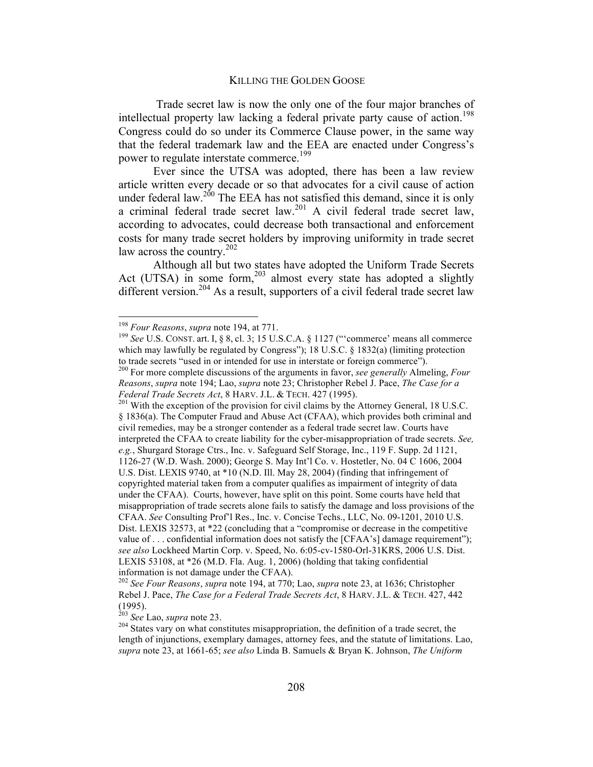Trade secret law is now the only one of the four major branches of intellectual property law lacking a federal private party cause of action.[198] Congress could do so under its Commerce Clause power, in the same way that the federal trademark law and the EEA are enacted under Congress's power to regulate interstate commerce.[199]

Ever since the UTSA was adopted, there has been a law review article written every decade or so that advocates for a civil cause of action under federal law.[200] The EEA has not satisfied this demand, since it is only a criminal federal trade secret law.[201] A civil federal trade secret law, according to advocates, could decrease both transactional and enforcement costs for many trade secret holders by improving uniformity in trade secret law across the country.[202]

Although all but two states have adopted the Uniform Trade Secrets Act (UTSA) in some form,[203] almost every state has adopted a slightly different version.[204] As a result, supporters of a civil federal trade secret law

---

[198] *Four Reasons*, *supra* note 194, at 771.

[199] *See* U.S. CONST. art. I, § 8, cl. 3; 15 U.S.C.A. § 1127 ("'commerce' means all commerce which may lawfully be regulated by Congress"); 18 U.S.C. § 1832(a) (limiting protection to trade secrets "used in or intended for use in interstate or foreign commerce").

[200] For more complete discussions of the arguments in favor, *see generally* Almeling, *Four Reasons*, *supra* note 194; Lao, *supra* note 23; Christopher Rebel J. Pace, *The Case for a Federal Trade Secrets Act*, 8 HARV. J.L. & TECH. 427 (1995).

[201] With the exception of the provision for civil claims by the Attorney General, 18 U.S.C. § 1836(a). The Computer Fraud and Abuse Act (CFAA), which provides both criminal and civil remedies, may be a stronger contender as a federal trade secret law. Courts have interpreted the CFAA to create liability for the cyber-misappropriation of trade secrets. *See, e.g.*, Shurgard Storage Ctrs., Inc. v. Safeguard Self Storage, Inc., 119 F. Supp. 2d 1121, 1126-27 (W.D. Wash. 2000); George S. May Int'l Co. v. Hostetler, No. 04 C 1606, 2004 U.S. Dist. LEXIS 9740, at *10 (N.D. Ill. May 28, 2004) (finding that infringement of copyrighted material taken from a computer qualifies as impairment of integrity of data under the CFAA). Courts, however, have split on this point. Some courts have held that misappropriation of trade secrets alone fails to satisfy the damage and loss provisions of the CFAA. *See* Consulting Prof'l Res., Inc. v. Concise Techs., LLC, No. 09-1201, 2010 U.S. Dist. LEXIS 32573, at *22 (concluding that a "compromise or decrease in the competitive value of . . . confidential information does not satisfy the [CFAA's] damage requirement"); *see also* Lockheed Martin Corp. v. Speed, No. 6:05-cv-1580-Orl-31KRS, 2006 U.S. Dist. LEXIS 53108, at *26 (M.D. Fla. Aug. 1, 2006) (holding that taking confidential information is not damage under the CFAA).

[202] *See Four Reasons*, *supra* note 194, at 770; Lao, *supra* note 23, at 1636; Christopher Rebel J. Pace, *The Case for a Federal Trade Secrets Act*, 8 HARV. J.L. & TECH. 427, 442 (1995).

[203] *See* Lao, *supra* note 23.

[204] States vary on what constitutes misappropriation, the definition of a trade secret, the length of injunctions, exemplary damages, attorney fees, and the statute of limitations. Lao, *supra* note 23, at 1661-65; *see also* Linda B. Samuels & Bryan K. Johnson, *The Uniform*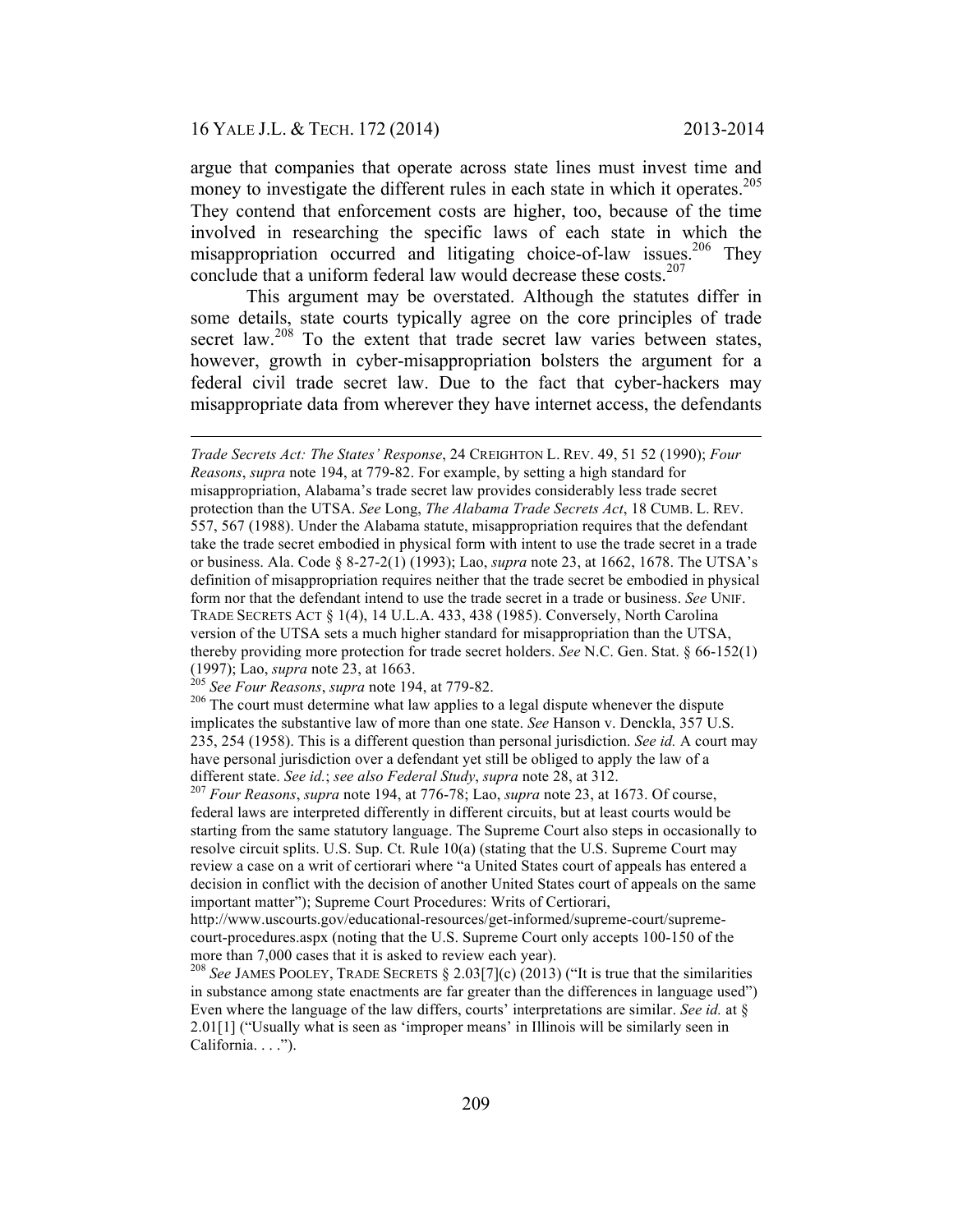argue that companies that operate across state lines must invest time and money to investigate the different rules in each state in which it operates.[205] They contend that enforcement costs are higher, too, because of the time involved in researching the specific laws of each state in which the misappropriation occurred and litigating choice-of-law issues.[206] They conclude that a uniform federal law would decrease these costs.[207]

This argument may be overstated. Although the statutes differ in some details, state courts typically agree on the core principles of trade secret law.[208] To the extent that trade secret law varies between states, however, growth in cyber-misappropriation bolsters the argument for a federal civil trade secret law. Due to the fact that cyber-hackers may misappropriate data from wherever they have internet access, the defendants

---

*Trade Secrets Act: The States' Response*, 24 CREIGHTON L. REV. 49, 51 52 (1990); *Four Reasons*, *supra* note 194, at 779-82. For example, by setting a high standard for misappropriation, Alabama's trade secret law provides considerably less trade secret protection than the UTSA. *See* Long, *The Alabama Trade Secrets Act*, 18 CUMB. L. REV. 557, 567 (1988). Under the Alabama statute, misappropriation requires that the defendant take the trade secret embodied in physical form with intent to use the trade secret in a trade or business. Ala. Code § 8-27-2(1) (1993); Lao, *supra* note 23, at 1662, 1678. The UTSA's definition of misappropriation requires neither that the trade secret be embodied in physical form nor that the defendant intend to use the trade secret in a trade or business. *See* UNIF. TRADE SECRETS ACT § 1(4), 14 U.L.A. 433, 438 (1985). Conversely, North Carolina version of the UTSA sets a much higher standard for misappropriation than the UTSA, thereby providing more protection for trade secret holders. *See* N.C. Gen. Stat. § 66-152(1) (1997); Lao, *supra* note 23, at 1663.

[205] *See Four Reasons*, *supra* note 194, at 779-82.

[206] The court must determine what law applies to a legal dispute whenever the dispute implicates the substantive law of more than one state. *See* Hanson v. Denckla, 357 U.S. 235, 254 (1958). This is a different question than personal jurisdiction. *See id.* A court may have personal jurisdiction over a defendant yet still be obliged to apply the law of a different state. *See id.*; *see also Federal Study*, *supra* note 28, at 312.

[207] *Four Reasons*, *supra* note 194, at 776-78; Lao, *supra* note 23, at 1673. Of course, federal laws are interpreted differently in different circuits, but at least courts would be starting from the same statutory language. The Supreme Court also steps in occasionally to resolve circuit splits. U.S. Sup. Ct. Rule 10(a) (stating that the U.S. Supreme Court may review a case on a writ of certiorari where "a United States court of appeals has entered a decision in conflict with the decision of another United States court of appeals on the same important matter"); Supreme Court Procedures: Writs of Certiorari, http://www.uscourts.gov/educational-resources/get-informed/supreme-court/supreme-court-procedures.aspx (noting that the U.S. Supreme Court only accepts 100-150 of the more than 7,000 cases that it is asked to review each year).

[208] *See* JAMES POOLEY, TRADE SECRETS § 2.03[7](c) (2013) ("It is true that the similarities in substance among state enactments are far greater than the differences in language used") Even where the language of the law differs, courts' interpretations are similar. *See id.* at § 2.01[1] ("Usually what is seen as 'improper means' in Illinois will be similarly seen in California. . . .").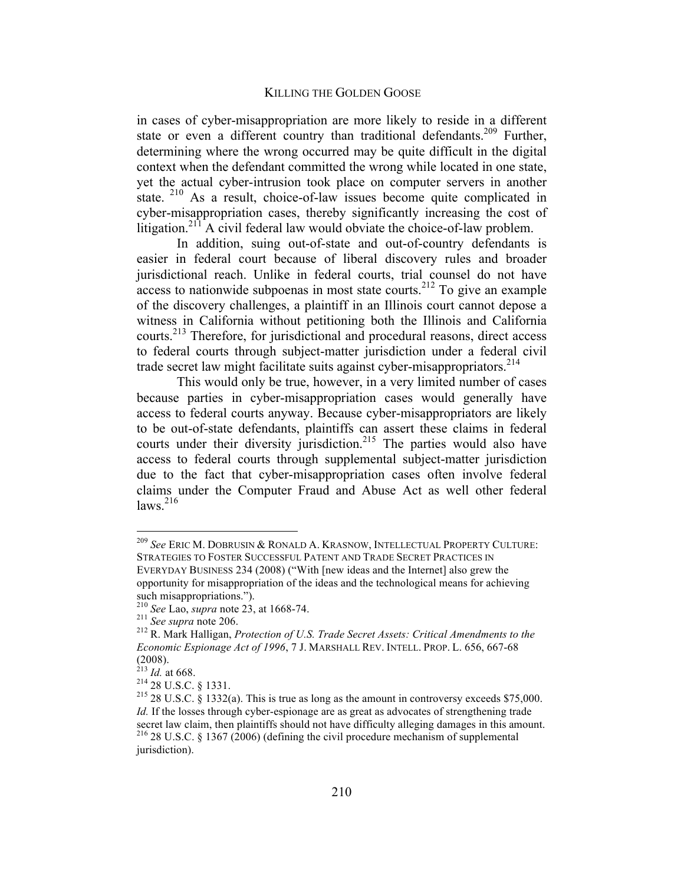in cases of cyber-misappropriation are more likely to reside in a different state or even a different country than traditional defendants.[209] Further, determining where the wrong occurred may be quite difficult in the digital context when the defendant committed the wrong while located in one state, yet the actual cyber-intrusion took place on computer servers in another state. [210] As a result, choice-of-law issues become quite complicated in cyber-misappropriation cases, thereby significantly increasing the cost of litigation.[211] A civil federal law would obviate the choice-of-law problem.

In addition, suing out-of-state and out-of-country defendants is easier in federal court because of liberal discovery rules and broader jurisdictional reach. Unlike in federal courts, trial counsel do not have access to nationwide subpoenas in most state courts.[212] To give an example of the discovery challenges, a plaintiff in an Illinois court cannot depose a witness in California without petitioning both the Illinois and California courts.[213] Therefore, for jurisdictional and procedural reasons, direct access to federal courts through subject-matter jurisdiction under a federal civil trade secret law might facilitate suits against cyber-misappropriators.[214]

This would only be true, however, in a very limited number of cases because parties in cyber-misappropriation cases would generally have access to federal courts anyway. Because cyber-misappropriators are likely to be out-of-state defendants, plaintiffs can assert these claims in federal courts under their diversity jurisdiction.[215] The parties would also have access to federal courts through supplemental subject-matter jurisdiction due to the fact that cyber-misappropriation cases often involve federal claims under the Computer Fraud and Abuse Act as well other federal laws.[216]

---

[209] *See* ERIC M. DOBRUSIN & RONALD A. KRASNOW, INTELLECTUAL PROPERTY CULTURE: STRATEGIES TO FOSTER SUCCESSFUL PATENT AND TRADE SECRET PRACTICES IN EVERYDAY BUSINESS 234 (2008) ("With [new ideas and the Internet] also grew the opportunity for misappropriation of the ideas and the technological means for achieving such misappropriations.").

[210] *See* Lao, *supra* note 23, at 1668-74.

[211] *See supra* note 206.

[212] R. Mark Halligan, *Protection of U.S. Trade Secret Assets: Critical Amendments to the Economic Espionage Act of 1996*, 7 J. MARSHALL REV. INTELL. PROP. L. 656, 667-68 (2008).

[213] *Id.* at 668.

[214] 28 U.S.C. § 1331.

[215] 28 U.S.C. § 1332(a). This is true as long as the amount in controversy exceeds $75,000. *Id.* If the losses through cyber-espionage are as great as advocates of strengthening trade secret law claim, then plaintiffs should not have difficulty alleging damages in this amount.

[216] 28 U.S.C. § 1367 (2006) (defining the civil procedure mechanism of supplemental jurisdiction).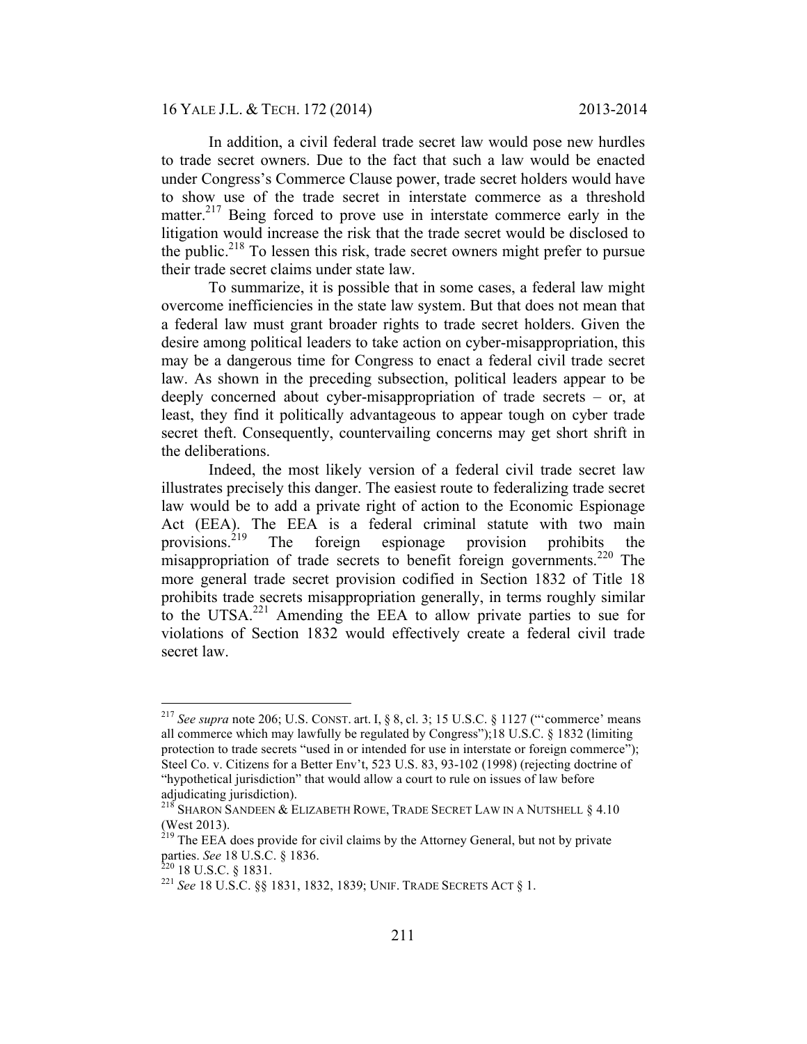In addition, a civil federal trade secret law would pose new hurdles to trade secret owners. Due to the fact that such a law would be enacted under Congress's Commerce Clause power, trade secret holders would have to show use of the trade secret in interstate commerce as a threshold matter.[217] Being forced to prove use in interstate commerce early in the litigation would increase the risk that the trade secret would be disclosed to the public.[218] To lessen this risk, trade secret owners might prefer to pursue their trade secret claims under state law.

To summarize, it is possible that in some cases, a federal law might overcome inefficiencies in the state law system. But that does not mean that a federal law must grant broader rights to trade secret holders. Given the desire among political leaders to take action on cyber-misappropriation, this may be a dangerous time for Congress to enact a federal civil trade secret law. As shown in the preceding subsection, political leaders appear to be deeply concerned about cyber-misappropriation of trade secrets – or, at least, they find it politically advantageous to appear tough on cyber trade secret theft. Consequently, countervailing concerns may get short shrift in the deliberations.

Indeed, the most likely version of a federal civil trade secret law illustrates precisely this danger. The easiest route to federalizing trade secret law would be to add a private right of action to the Economic Espionage Act (EEA). The EEA is a federal criminal statute with two main provisions.[219] The foreign espionage provision prohibits the misappropriation of trade secrets to benefit foreign governments.[220] The more general trade secret provision codified in Section 1832 of Title 18 prohibits trade secrets misappropriation generally, in terms roughly similar to the UTSA.[221] Amending the EEA to allow private parties to sue for violations of Section 1832 would effectively create a federal civil trade secret law.

---

[217] *See supra* note 206; U.S. CONST. art. I, § 8, cl. 3; 15 U.S.C. § 1127 ("'commerce' means all commerce which may lawfully be regulated by Congress");18 U.S.C. § 1832 (limiting protection to trade secrets "used in or intended for use in interstate or foreign commerce"); Steel Co. v. Citizens for a Better Env't, 523 U.S. 83, 93-102 (1998) (rejecting doctrine of "hypothetical jurisdiction" that would allow a court to rule on issues of law before adjudicating jurisdiction).

[218] SHARON SANDEEN & ELIZABETH ROWE, TRADE SECRET LAW IN A NUTSHELL § 4.10 (West 2013).

[219] The EEA does provide for civil claims by the Attorney General, but not by private parties. *See* 18 U.S.C. § 1836.

[220] 18 U.S.C. § 1831.

[221] *See* 18 U.S.C. §§ 1831, 1832, 1839; UNIF. TRADE SECRETS ACT § 1.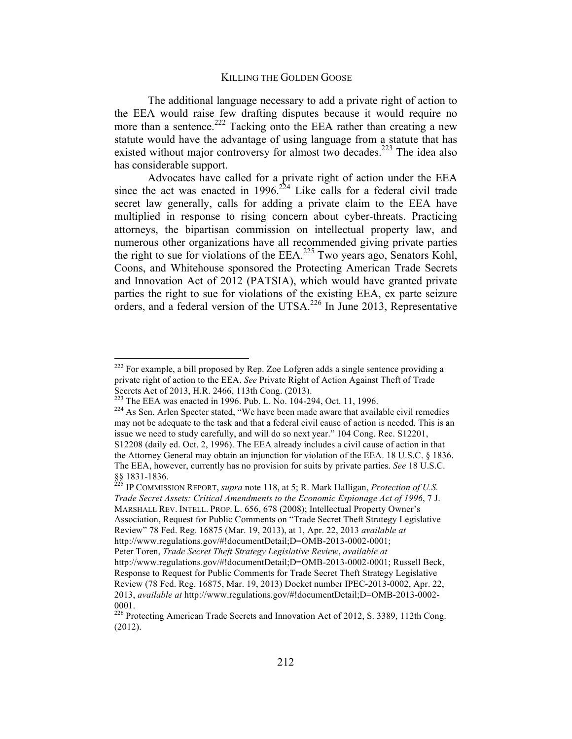The additional language necessary to add a private right of action to the EEA would raise few drafting disputes because it would require no more than a sentence.[222] Tacking onto the EEA rather than creating a new statute would have the advantage of using language from a statute that has existed without major controversy for almost two decades.[223] The idea also has considerable support.

Advocates have called for a private right of action under the EEA since the act was enacted in 1996.[224] Like calls for a federal civil trade secret law generally, calls for adding a private claim to the EEA have multiplied in response to rising concern about cyber-threats. Practicing attorneys, the bipartisan commission on intellectual property law, and numerous other organizations have all recommended giving private parties the right to sue for violations of the EEA.[225] Two years ago, Senators Kohl, Coons, and Whitehouse sponsored the Protecting American Trade Secrets and Innovation Act of 2012 (PATSIA), which would have granted private parties the right to sue for violations of the existing EEA, ex parte seizure orders, and a federal version of the UTSA.[226] In June 2013, Representative

---

[222] For example, a bill proposed by Rep. Zoe Lofgren adds a single sentence providing a private right of action to the EEA. *See* Private Right of Action Against Theft of Trade Secrets Act of 2013, H.R. 2466, 113th Cong. (2013).

[223] The EEA was enacted in 1996. Pub. L. No. 104-294, Oct. 11, 1996.

[224] As Sen. Arlen Specter stated, "We have been made aware that available civil remedies may not be adequate to the task and that a federal civil cause of action is needed. This is an issue we need to study carefully, and will do so next year." 104 Cong. Rec. S12201, S12208 (daily ed. Oct. 2, 1996). The EEA already includes a civil cause of action in that the Attorney General may obtain an injunction for violation of the EEA. 18 U.S.C. § 1836. The EEA, however, currently has no provision for suits by private parties. *See* 18 U.S.C. §§ 1831-1836.

[225] IP COMMISSION REPORT, *supra* note 118, at 5; R. Mark Halligan, *Protection of U.S. Trade Secret Assets: Critical Amendments to the Economic Espionage Act of 1996*, 7 J. MARSHALL REV. INTELL. PROP. L. 656, 678 (2008); Intellectual Property Owner's Association, Request for Public Comments on "Trade Secret Theft Strategy Legislative Review" 78 Fed. Reg. 16875 (Mar. 19, 2013), at 1, Apr. 22, 2013 *available at* http://www.regulations.gov/#!documentDetail;D=OMB-2013-0002-0001; Peter Toren, *Trade Secret Theft Strategy Legislative Review*, *available at* http://www.regulations.gov/#!documentDetail;D=OMB-2013-0002-0001; Russell Beck, Response to Request for Public Comments for Trade Secret Theft Strategy Legislative Review (78 Fed. Reg. 16875, Mar. 19, 2013) Docket number IPEC-2013-0002, Apr. 22, 2013, *available at* http://www.regulations.gov/#!documentDetail;D=OMB-2013-0002-0001.

[226] Protecting American Trade Secrets and Innovation Act of 2012, S. 3389, 112th Cong. (2012).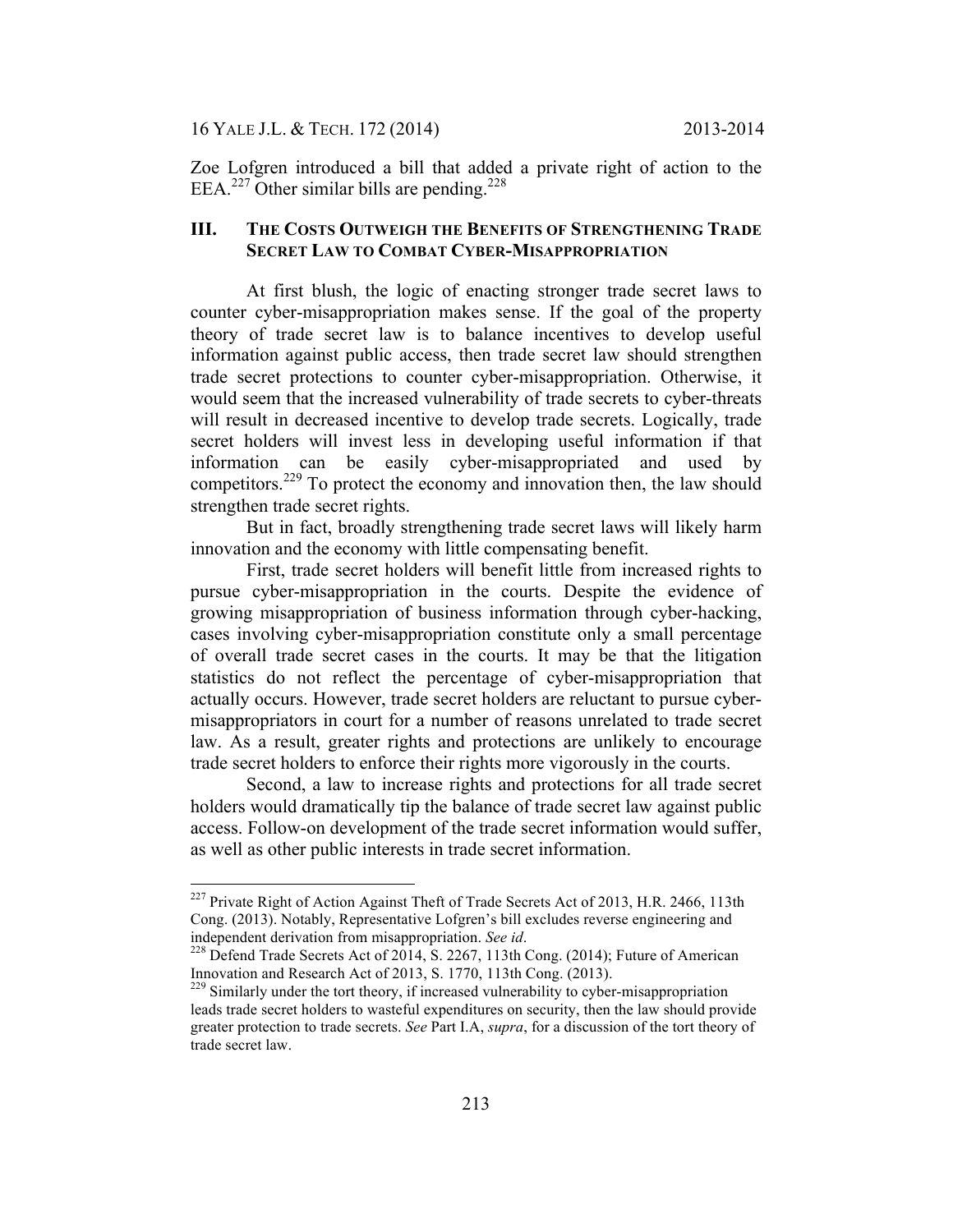Zoe Lofgren introduced a bill that added a private right of action to the EEA.[227] Other similar bills are pending.[228]

## III. THE COSTS OUTWEIGH THE BENEFITS OF STRENGTHENING TRADE SECRET LAW TO COMBAT CYBER-MISAPPROPRIATION

At first blush, the logic of enacting stronger trade secret laws to counter cyber-misappropriation makes sense. If the goal of the property theory of trade secret law is to balance incentives to develop useful information against public access, then trade secret law should strengthen trade secret protections to counter cyber-misappropriation. Otherwise, it would seem that the increased vulnerability of trade secrets to cyber-threats will result in decreased incentive to develop trade secrets. Logically, trade secret holders will invest less in developing useful information if that information can be easily cyber-misappropriated and used by competitors.[229] To protect the economy and innovation then, the law should strengthen trade secret rights.

But in fact, broadly strengthening trade secret laws will likely harm innovation and the economy with little compensating benefit.

First, trade secret holders will benefit little from increased rights to pursue cyber-misappropriation in the courts. Despite the evidence of growing misappropriation of business information through cyber-hacking, cases involving cyber-misappropriation constitute only a small percentage of overall trade secret cases in the courts. It may be that the litigation statistics do not reflect the percentage of cyber-misappropriation that actually occurs. However, trade secret holders are reluctant to pursue cyber-misappropriators in court for a number of reasons unrelated to trade secret law. As a result, greater rights and protections are unlikely to encourage trade secret holders to enforce their rights more vigorously in the courts.

Second, a law to increase rights and protections for all trade secret holders would dramatically tip the balance of trade secret law against public access. Follow-on development of the trade secret information would suffer, as well as other public interests in trade secret information.

---

[227] Private Right of Action Against Theft of Trade Secrets Act of 2013, H.R. 2466, 113th Cong. (2013). Notably, Representative Lofgren's bill excludes reverse engineering and independent derivation from misappropriation. *See id*.

[228] Defend Trade Secrets Act of 2014, S. 2267, 113th Cong. (2014); Future of American Innovation and Research Act of 2013, S. 1770, 113th Cong. (2013).

[229] Similarly under the tort theory, if increased vulnerability to cyber-misappropriation leads trade secret holders to wasteful expenditures on security, then the law should provide greater protection to trade secrets. *See* Part I.A, *supra*, for a discussion of the tort theory of trade secret law.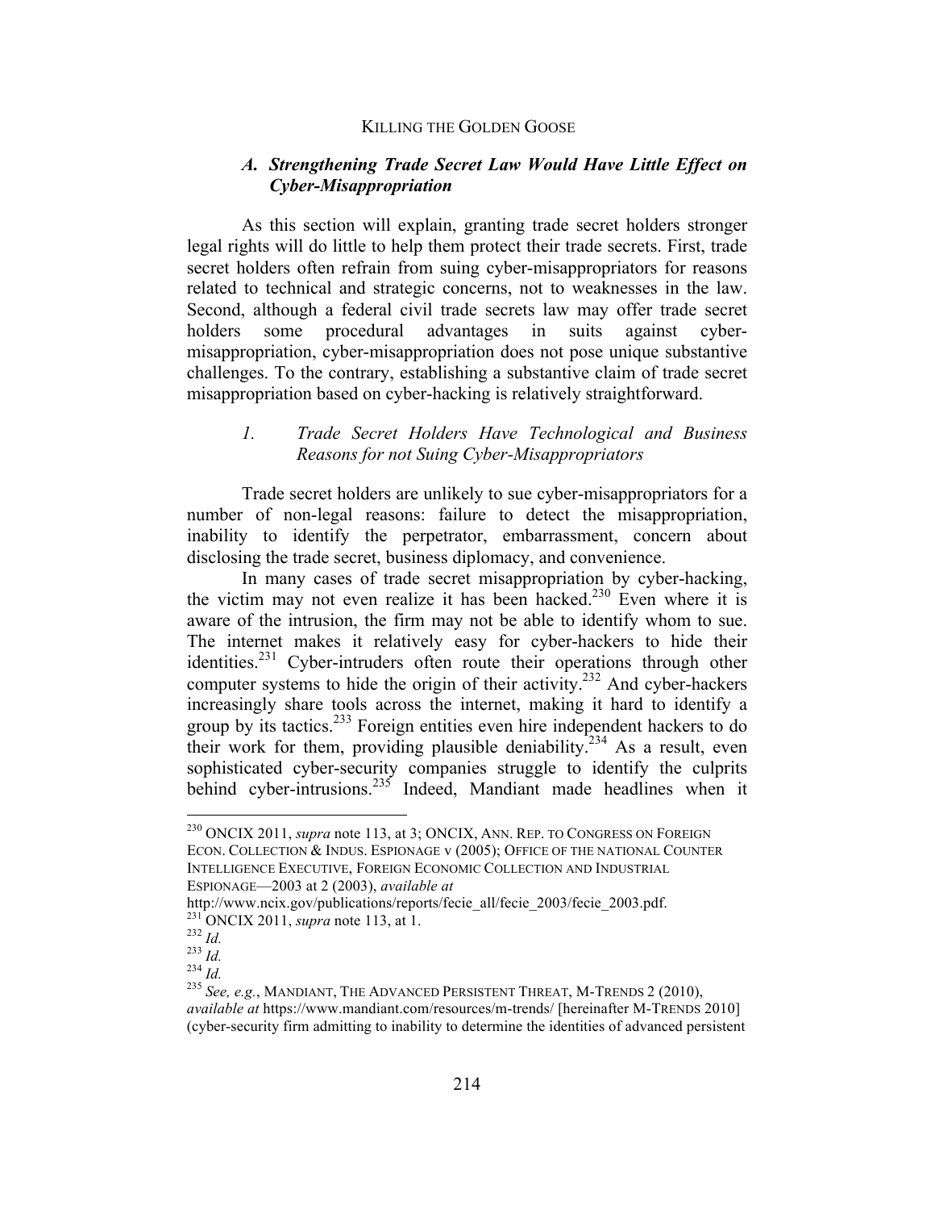### *A. Strengthening Trade Secret Law Would Have Little Effect on Cyber-Misappropriation*

As this section will explain, granting trade secret holders stronger legal rights will do little to help them protect their trade secrets. First, trade secret holders often refrain from suing cyber-misappropriators for reasons related to technical and strategic concerns, not to weaknesses in the law. Second, although a federal civil trade secrets law may offer trade secret holders some procedural advantages in suits against cyber-misappropriation, cyber-misappropriation does not pose unique substantive challenges. To the contrary, establishing a substantive claim of trade secret misappropriation based on cyber-hacking is relatively straightforward.

#### *1. Trade Secret Holders Have Technological and Business Reasons for not Suing Cyber-Misappropriators*

Trade secret holders are unlikely to sue cyber-misappropriators for a number of non-legal reasons: failure to detect the misappropriation, inability to identify the perpetrator, embarrassment, concern about disclosing the trade secret, business diplomacy, and convenience.

In many cases of trade secret misappropriation by cyber-hacking, the victim may not even realize it has been hacked.[230] Even where it is aware of the intrusion, the firm may not be able to identify whom to sue. The internet makes it relatively easy for cyber-hackers to hide their identities.[231] Cyber-intruders often route their operations through other computer systems to hide the origin of their activity.[232] And cyber-hackers increasingly share tools across the internet, making it hard to identify a group by its tactics.[233] Foreign entities even hire independent hackers to do their work for them, providing plausible deniability.[234] As a result, even sophisticated cyber-security companies struggle to identify the culprits behind cyber-intrusions.[235] Indeed, Mandiant made headlines when it

---

[230] ONCIX 2011, *supra* note 113, at 3; ONCIX, ANN. REP. TO CONGRESS ON FOREIGN ECON. COLLECTION & INDUS. ESPIONAGE v (2005); OFFICE OF THE NATIONAL COUNTER INTELLIGENCE EXECUTIVE, FOREIGN ECONOMIC COLLECTION AND INDUSTRIAL ESPIONAGE—2003 at 2 (2003), *available at* http://www.ncix.gov/publications/reports/fecie_all/fecie_2003/fecie_2003.pdf.

[231] ONCIX 2011, *supra* note 113, at 1.

[232] *Id.*

[233] *Id.*

[234] *Id.*

[235] *See, e.g.*, MANDIANT, THE ADVANCED PERSISTENT THREAT, M-TRENDS 2 (2010), *available at* https://www.mandiant.com/resources/m-trends/ [hereinafter M-TRENDS 2010] (cyber-security firm admitting to inability to determine the identities of advanced persistent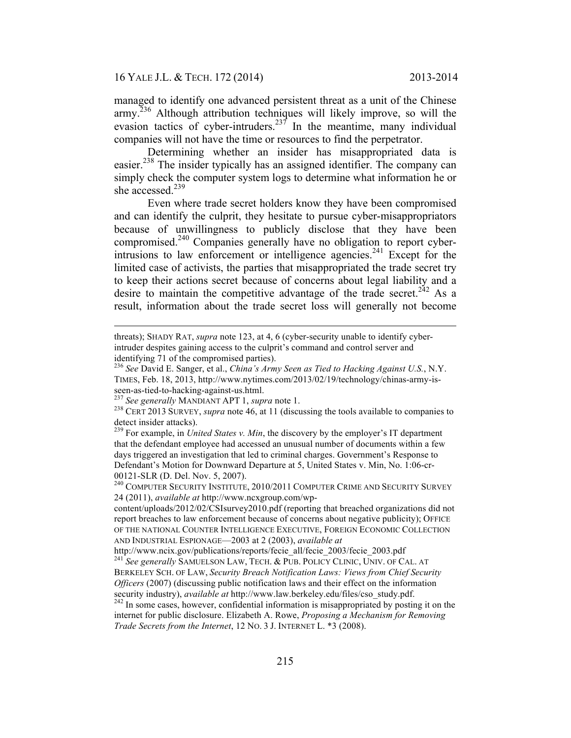managed to identify one advanced persistent threat as a unit of the Chinese army.[236] Although attribution techniques will likely improve, so will the evasion tactics of cyber-intruders.[237] In the meantime, many individual companies will not have the time or resources to find the perpetrator.

Determining whether an insider has misappropriated data is easier.[238] The insider typically has an assigned identifier. The company can simply check the computer system logs to determine what information he or she accessed.[239]

Even where trade secret holders know they have been compromised and can identify the culprit, they hesitate to pursue cyber-misappropriators because of unwillingness to publicly disclose that they have been compromised.[240] Companies generally have no obligation to report cyber-intrusions to law enforcement or intelligence agencies.[241] Except for the limited case of activists, the parties that misappropriated the trade secret try to keep their actions secret because of concerns about legal liability and a desire to maintain the competitive advantage of the trade secret.[242] As a result, information about the trade secret loss will generally not become

---

threats); SHADY RAT, *supra* note 123, at 4, 6 (cyber-security unable to identify cyber-intruder despites gaining access to the culprit's command and control server and identifying 71 of the compromised parties).

[236] *See* David E. Sanger, et al., *China's Army Seen as Tied to Hacking Against U.S.*, N.Y. TIMES, Feb. 18, 2013, http://www.nytimes.com/2013/02/19/technology/chinas-army-is-seen-as-tied-to-hacking-against-us.html.

[237] *See generally* MANDIANT APT 1, *supra* note 1.

[238] CERT 2013 SURVEY, *supra* note 46, at 11 (discussing the tools available to companies to detect insider attacks).

[239] For example, in *United States v. Min*, the discovery by the employer's IT department that the defendant employee had accessed an unusual number of documents within a few days triggered an investigation that led to criminal charges. Government's Response to Defendant's Motion for Downward Departure at 5, United States v. Min, No. 1:06-cr-00121-SLR (D. Del. Nov. 5, 2007).

[240] COMPUTER SECURITY INSTITUTE, 2010/2011 COMPUTER CRIME AND SECURITY SURVEY 24 (2011), *available at* http://www.ncxgroup.com/wp-content/uploads/2012/02/CSIsurvey2010.pdf (reporting that breached organizations did not report breaches to law enforcement because of concerns about negative publicity); OFFICE OF THE NATIONAL COUNTER INTELLIGENCE EXECUTIVE, FOREIGN ECONOMIC COLLECTION AND INDUSTRIAL ESPIONAGE—2003 at 2 (2003), *available at* http://www.ncix.gov/publications/reports/fecie_all/fecie_2003/fecie_2003.pdf

[241] *See generally* SAMUELSON LAW, TECH. & PUB. POLICY CLINIC, UNIV. OF CAL. AT BERKELEY SCH. OF LAW, *Security Breach Notification Laws: Views from Chief Security Officers* (2007) (discussing public notification laws and their effect on the information security industry), *available at* http://www.law.berkeley.edu/files/cso_study.pdf.

[242] In some cases, however, confidential information is misappropriated by posting it on the internet for public disclosure. Elizabeth A. Rowe, *Proposing a Mechanism for Removing Trade Secrets from the Internet*, 12 NO. 3 J. INTERNET L. *3 (2008).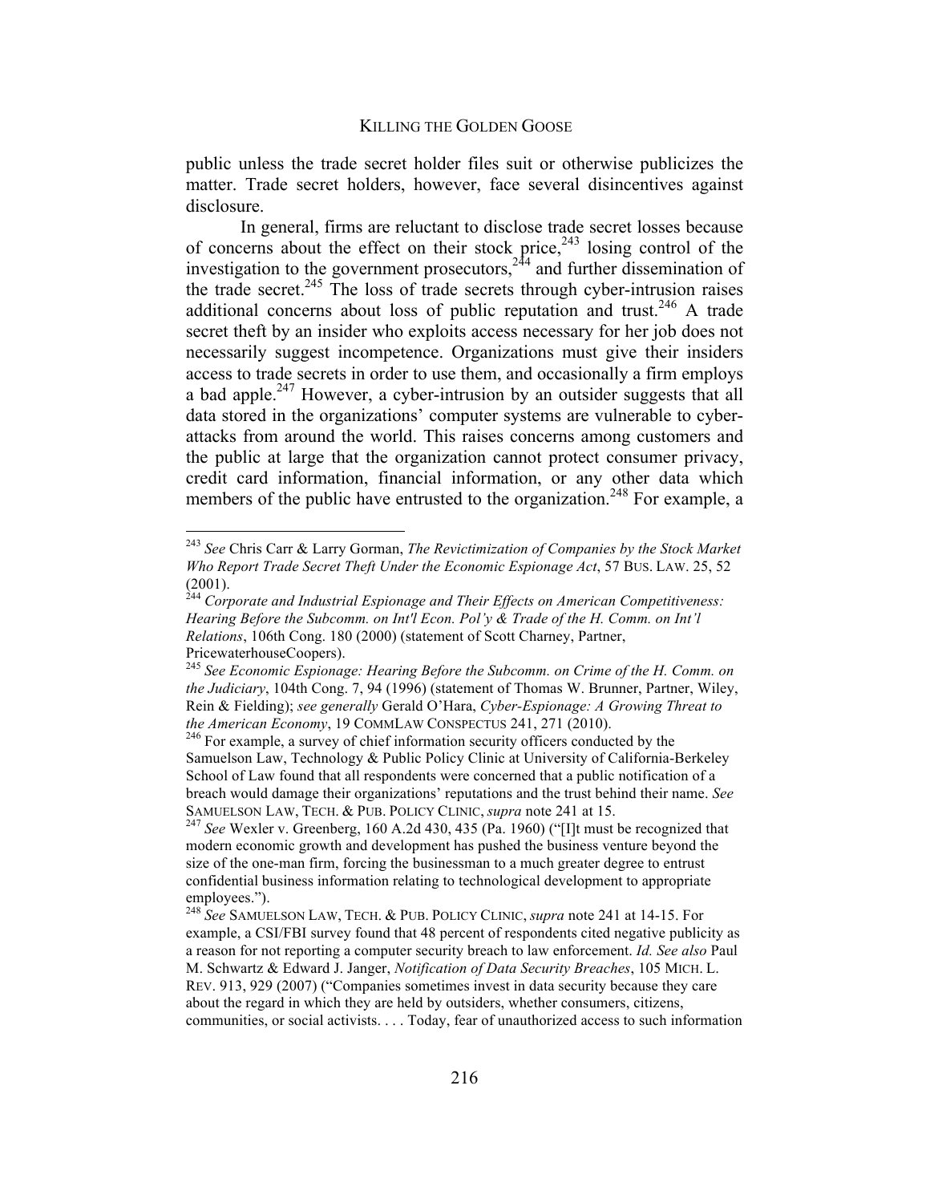public unless the trade secret holder files suit or otherwise publicizes the matter. Trade secret holders, however, face several disincentives against disclosure.

In general, firms are reluctant to disclose trade secret losses because of concerns about the effect on their stock price,[243] losing control of the investigation to the government prosecutors,[244] and further dissemination of the trade secret.[245] The loss of trade secrets through cyber-intrusion raises additional concerns about loss of public reputation and trust.[246] A trade secret theft by an insider who exploits access necessary for her job does not necessarily suggest incompetence. Organizations must give their insiders access to trade secrets in order to use them, and occasionally a firm employs a bad apple.[247] However, a cyber-intrusion by an outsider suggests that all data stored in the organizations' computer systems are vulnerable to cyber-attacks from around the world. This raises concerns among customers and the public at large that the organization cannot protect consumer privacy, credit card information, financial information, or any other data which members of the public have entrusted to the organization.[248] For example, a

---

[243] *See* Chris Carr & Larry Gorman, *The Revictimization of Companies by the Stock Market Who Report Trade Secret Theft Under the Economic Espionage Act*, 57 BUS. LAW. 25, 52 (2001).

[244] *Corporate and Industrial Espionage and Their Effects on American Competitiveness: Hearing Before the Subcomm. on Int'l Econ. Pol'y & Trade of the H. Comm. on Int'l Relations*, 106th Cong. 180 (2000) (statement of Scott Charney, Partner, PricewaterhouseCoopers).

[245] *See Economic Espionage: Hearing Before the Subcomm. on Crime of the H. Comm. on the Judiciary*, 104th Cong. 7, 94 (1996) (statement of Thomas W. Brunner, Partner, Wiley, Rein & Fielding); *see generally* Gerald O'Hara, *Cyber-Espionage: A Growing Threat to the American Economy*, 19 COMMLAW CONSPECTUS 241, 271 (2010).

[246] For example, a survey of chief information security officers conducted by the Samuelson Law, Technology & Public Policy Clinic at University of California-Berkeley School of Law found that all respondents were concerned that a public notification of a breach would damage their organizations' reputations and the trust behind their name. *See* SAMUELSON LAW, TECH. & PUB. POLICY CLINIC, *supra* note 241 at 15.

[247] *See* Wexler v. Greenberg, 160 A.2d 430, 435 (Pa. 1960) ("[I]t must be recognized that modern economic growth and development has pushed the business venture beyond the size of the one-man firm, forcing the businessman to a much greater degree to entrust confidential business information relating to technological development to appropriate employees.").

[248] *See* SAMUELSON LAW, TECH. & PUB. POLICY CLINIC, *supra* note 241 at 14-15. For example, a CSI/FBI survey found that 48 percent of respondents cited negative publicity as a reason for not reporting a computer security breach to law enforcement. *Id. See also* Paul M. Schwartz & Edward J. Janger, *Notification of Data Security Breaches*, 105 MICH. L. REV. 913, 929 (2007) ("Companies sometimes invest in data security because they care about the regard in which they are held by outsiders, whether consumers, citizens, communities, or social activists. . . . Today, fear of unauthorized access to such information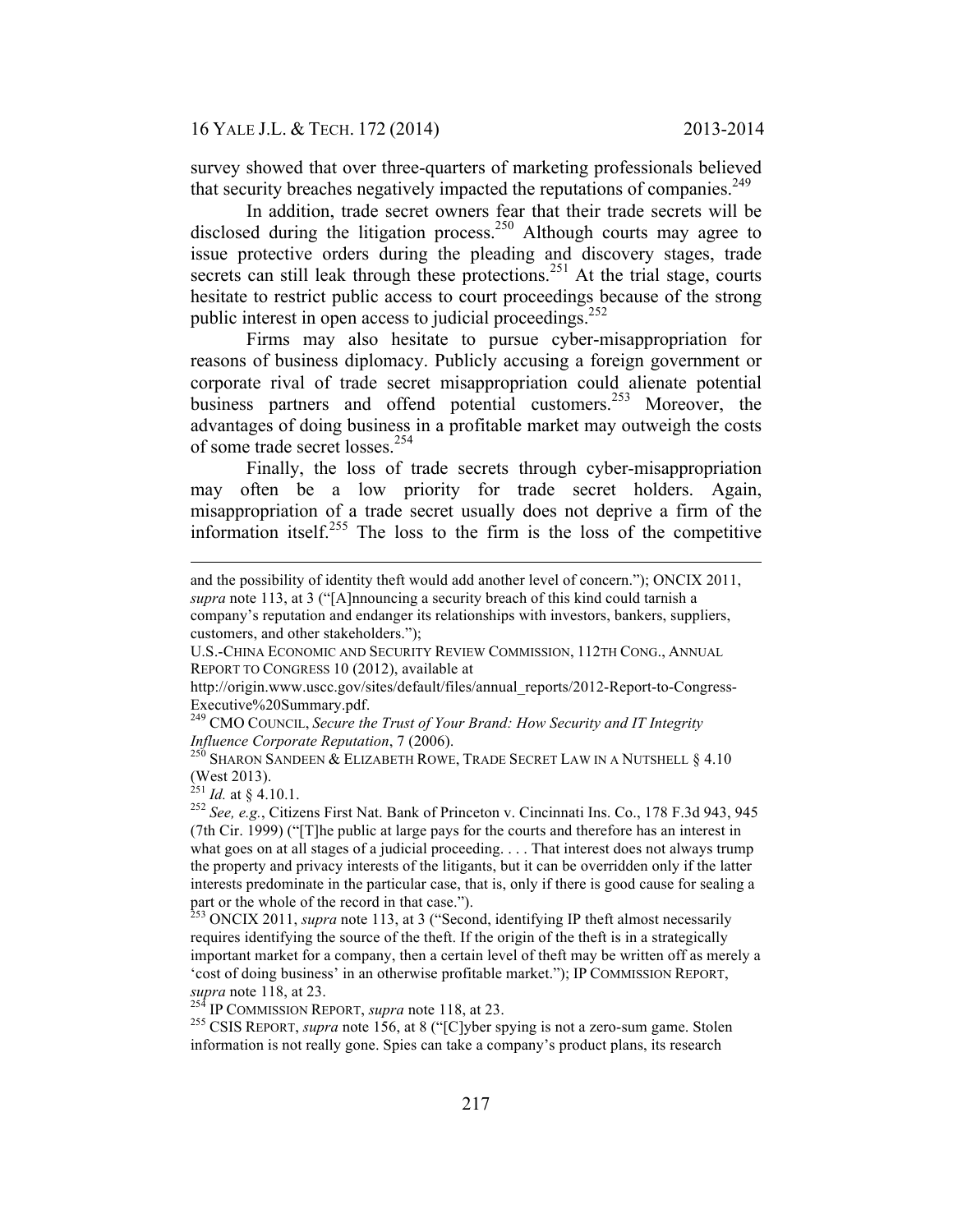survey showed that over three-quarters of marketing professionals believed that security breaches negatively impacted the reputations of companies.[249]

In addition, trade secret owners fear that their trade secrets will be disclosed during the litigation process.[250] Although courts may agree to issue protective orders during the pleading and discovery stages, trade secrets can still leak through these protections.[251] At the trial stage, courts hesitate to restrict public access to court proceedings because of the strong public interest in open access to judicial proceedings.[252]

Firms may also hesitate to pursue cyber-misappropriation for reasons of business diplomacy. Publicly accusing a foreign government or corporate rival of trade secret misappropriation could alienate potential business partners and offend potential customers.[253] Moreover, the advantages of doing business in a profitable market may outweigh the costs of some trade secret losses.[254]

Finally, the loss of trade secrets through cyber-misappropriation may often be a low priority for trade secret holders. Again, misappropriation of a trade secret usually does not deprive a firm of the information itself.[255] The loss to the firm is the loss of the competitive

---

and the possibility of identity theft would add another level of concern."); ONCIX 2011, *supra* note 113, at 3 ("[A]nnouncing a security breach of this kind could tarnish a company's reputation and endanger its relationships with investors, bankers, suppliers, customers, and other stakeholders.");

U.S.-CHINA ECONOMIC AND SECURITY REVIEW COMMISSION, 112TH CONG., ANNUAL REPORT TO CONGRESS 10 (2012), available at http://origin.www.uscc.gov/sites/default/files/annual_reports/2012-Report-to-Congress-Executive%20Summary.pdf.

[249] CMO COUNCIL, *Secure the Trust of Your Brand: How Security and IT Integrity Influence Corporate Reputation*, 7 (2006).

[250] SHARON SANDEEN & ELIZABETH ROWE, TRADE SECRET LAW IN A NUTSHELL § 4.10 (West 2013).

[251] *Id.* at § 4.10.1.

[252] *See, e.g.*, Citizens First Nat. Bank of Princeton v. Cincinnati Ins. Co., 178 F.3d 943, 945 (7th Cir. 1999) ("[T]he public at large pays for the courts and therefore has an interest in what goes on at all stages of a judicial proceeding. . . . That interest does not always trump the property and privacy interests of the litigants, but it can be overridden only if the latter interests predominate in the particular case, that is, only if there is good cause for sealing a part or the whole of the record in that case.").

[253] ONCIX 2011, *supra* note 113, at 3 ("Second, identifying IP theft almost necessarily requires identifying the source of the theft. If the origin of the theft is in a strategically important market for a company, then a certain level of theft may be written off as merely a 'cost of doing business' in an otherwise profitable market."); IP COMMISSION REPORT, *supra* note 118, at 23.

[254] IP COMMISSION REPORT, *supra* note 118, at 23.

[255] CSIS REPORT, *supra* note 156, at 8 ("[C]yber spying is not a zero-sum game. Stolen information is not really gone. Spies can take a company's product plans, its research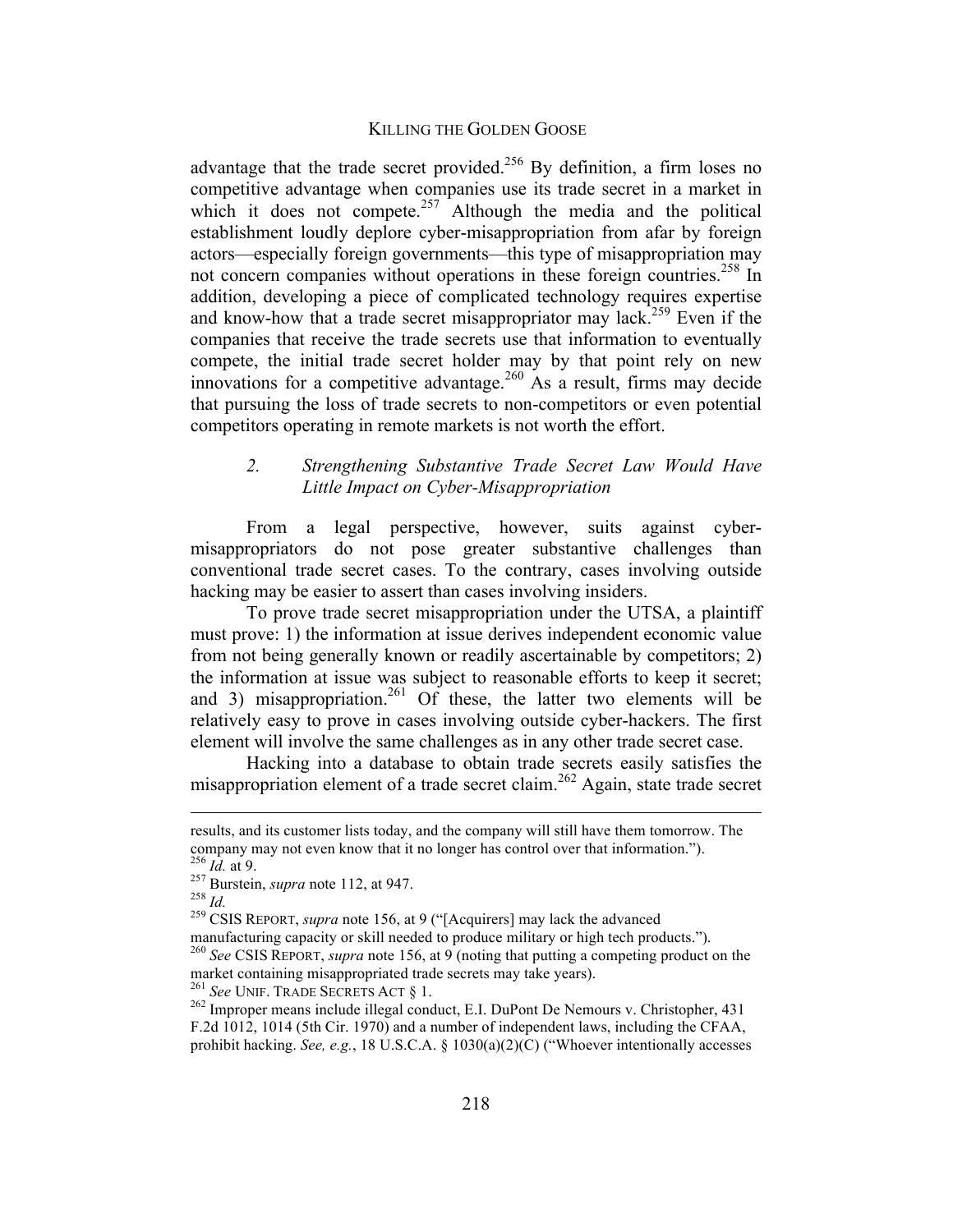advantage that the trade secret provided.[256] By definition, a firm loses no competitive advantage when companies use its trade secret in a market in which it does not compete.[257] Although the media and the political establishment loudly deplore cyber-misappropriation from afar by foreign actors—especially foreign governments—this type of misappropriation may not concern companies without operations in these foreign countries.[258] In addition, developing a piece of complicated technology requires expertise and know-how that a trade secret misappropriator may lack.[259] Even if the companies that receive the trade secrets use that information to eventually compete, the initial trade secret holder may by that point rely on new innovations for a competitive advantage.[260] As a result, firms may decide that pursuing the loss of trade secrets to non-competitors or even potential competitors operating in remote markets is not worth the effort.

### *2. Strengthening Substantive Trade Secret Law Would Have Little Impact on Cyber-Misappropriation*

From a legal perspective, however, suits against cyber-misappropriators do not pose greater substantive challenges than conventional trade secret cases. To the contrary, cases involving outside hacking may be easier to assert than cases involving insiders.

To prove trade secret misappropriation under the UTSA, a plaintiff must prove: 1) the information at issue derives independent economic value from not being generally known or readily ascertainable by competitors; 2) the information at issue was subject to reasonable efforts to keep it secret; and 3) misappropriation.[261] Of these, the latter two elements will be relatively easy to prove in cases involving outside cyber-hackers. The first element will involve the same challenges as in any other trade secret case.

Hacking into a database to obtain trade secrets easily satisfies the misappropriation element of a trade secret claim.[262] Again, state trade secret

---

results, and its customer lists today, and the company will still have them tomorrow. The company may not even know that it no longer has control over that information.").

[256] *Id.* at 9.

[257] Burstein, *supra* note 112, at 947.

[258] *Id.*

[259] CSIS REPORT, *supra* note 156, at 9 ("[Acquirers] may lack the advanced manufacturing capacity or skill needed to produce military or high tech products.").

[260] *See* CSIS REPORT, *supra* note 156, at 9 (noting that putting a competing product on the market containing misappropriated trade secrets may take years).

[261] *See* UNIF. TRADE SECRETS ACT § 1.

[262] Improper means include illegal conduct, E.I. DuPont De Nemours v. Christopher, 431 F.2d 1012, 1014 (5th Cir. 1970) and a number of independent laws, including the CFAA, prohibit hacking. *See, e.g.*, 18 U.S.C.A. § 1030(a)(2)(C) ("Whoever intentionally accesses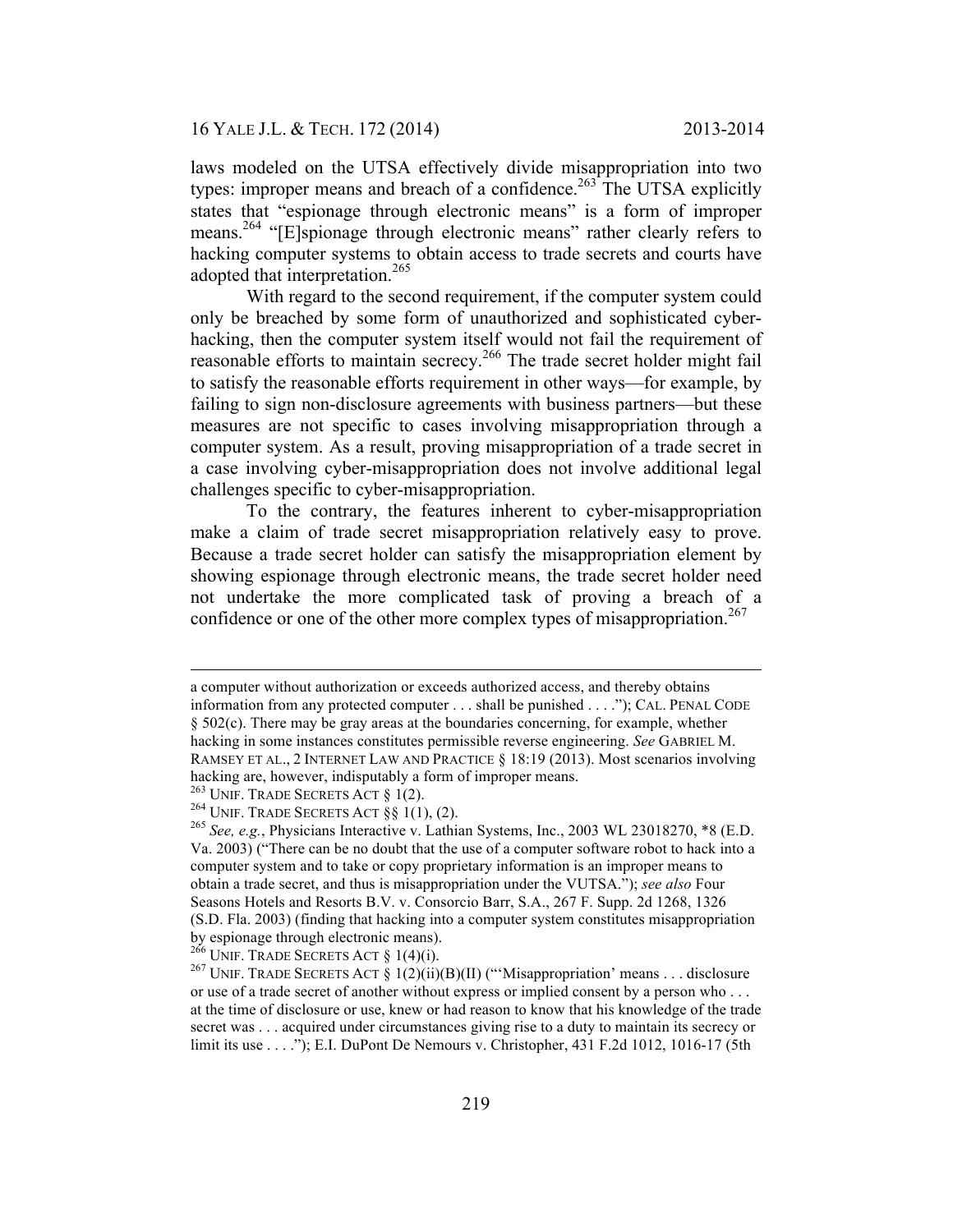laws modeled on the UTSA effectively divide misappropriation into two types: improper means and breach of a confidence.[263] The UTSA explicitly states that "espionage through electronic means" is a form of improper means.[264] "[E]spionage through electronic means" rather clearly refers to hacking computer systems to obtain access to trade secrets and courts have adopted that interpretation.[265]

With regard to the second requirement, if the computer system could only be breached by some form of unauthorized and sophisticated cyber-hacking, then the computer system itself would not fail the requirement of reasonable efforts to maintain secrecy.[266] The trade secret holder might fail to satisfy the reasonable efforts requirement in other ways—for example, by failing to sign non-disclosure agreements with business partners—but these measures are not specific to cases involving misappropriation through a computer system. As a result, proving misappropriation of a trade secret in a case involving cyber-misappropriation does not involve additional legal challenges specific to cyber-misappropriation.

To the contrary, the features inherent to cyber-misappropriation make a claim of trade secret misappropriation relatively easy to prove. Because a trade secret holder can satisfy the misappropriation element by showing espionage through electronic means, the trade secret holder need not undertake the more complicated task of proving a breach of a confidence or one of the other more complex types of misappropriation.[267]

---

a computer without authorization or exceeds authorized access, and thereby obtains information from any protected computer . . . shall be punished . . . ."); CAL. PENAL CODE § 502(c). There may be gray areas at the boundaries concerning, for example, whether hacking in some instances constitutes permissible reverse engineering. *See* GABRIEL M. RAMSEY ET AL., 2 INTERNET LAW AND PRACTICE § 18:19 (2013). Most scenarios involving hacking are, however, indisputably a form of improper means.

[263] UNIF. TRADE SECRETS ACT § 1(2).

[264] UNIF. TRADE SECRETS ACT §§ 1(1), (2).

[265] *See, e.g.*, Physicians Interactive v. Lathian Systems, Inc., 2003 WL 23018270, *8 (E.D. Va. 2003) ("There can be no doubt that the use of a computer software robot to hack into a computer system and to take or copy proprietary information is an improper means to obtain a trade secret, and thus is misappropriation under the VUTSA."); *see also* Four Seasons Hotels and Resorts B.V. v. Consorcio Barr, S.A., 267 F. Supp. 2d 1268, 1326 (S.D. Fla. 2003) (finding that hacking into a computer system constitutes misappropriation by espionage through electronic means).

[266] UNIF. TRADE SECRETS ACT § 1(4)(i).

[267] UNIF. TRADE SECRETS ACT § 1(2)(ii)(B)(II) ("'Misappropriation' means . . . disclosure or use of a trade secret of another without express or implied consent by a person who . . . at the time of disclosure or use, knew or had reason to know that his knowledge of the trade secret was . . . acquired under circumstances giving rise to a duty to maintain its secrecy or limit its use . . . ."); E.I. DuPont De Nemours v. Christopher, 431 F.2d 1012, 1016-17 (5th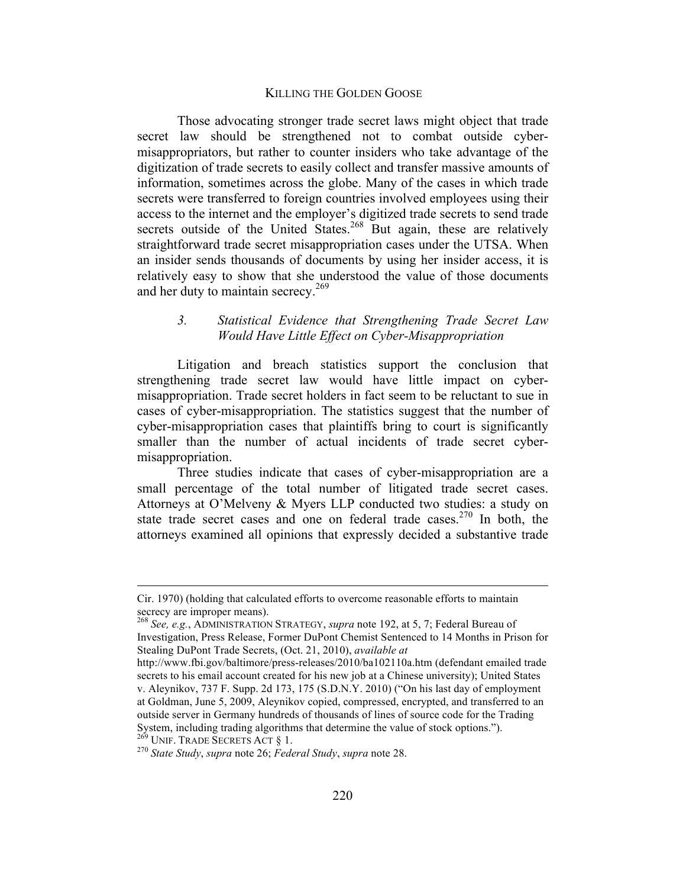Those advocating stronger trade secret laws might object that trade secret law should be strengthened not to combat outside cyber-misappropriators, but rather to counter insiders who take advantage of the digitization of trade secrets to easily collect and transfer massive amounts of information, sometimes across the globe. Many of the cases in which trade secrets were transferred to foreign countries involved employees using their access to the internet and the employer's digitized trade secrets to send trade secrets outside of the United States.[268] But again, these are relatively straightforward trade secret misappropriation cases under the UTSA. When an insider sends thousands of documents by using her insider access, it is relatively easy to show that she understood the value of those documents and her duty to maintain secrecy.[269]

### 3. *Statistical Evidence that Strengthening Trade Secret Law Would Have Little Effect on Cyber-Misappropriation*

Litigation and breach statistics support the conclusion that strengthening trade secret law would have little impact on cyber-misappropriation. Trade secret holders in fact seem to be reluctant to sue in cases of cyber-misappropriation. The statistics suggest that the number of cyber-misappropriation cases that plaintiffs bring to court is significantly smaller than the number of actual incidents of trade secret cyber-misappropriation.

Three studies indicate that cases of cyber-misappropriation are a small percentage of the total number of litigated trade secret cases. Attorneys at O'Melveny & Myers LLP conducted two studies: a study on state trade secret cases and one on federal trade cases.[270] In both, the attorneys examined all opinions that expressly decided a substantive trade

---

Cir. 1970) (holding that calculated efforts to overcome reasonable efforts to maintain secrecy are improper means).

[268] *See, e.g.*, ADMINISTRATION STRATEGY, *supra* note 192, at 5, 7; Federal Bureau of Investigation, Press Release, Former DuPont Chemist Sentenced to 14 Months in Prison for Stealing DuPont Trade Secrets, (Oct. 21, 2010), *available at* http://www.fbi.gov/baltimore/press-releases/2010/ba102110a.htm (defendant emailed trade secrets to his email account created for his new job at a Chinese university); United States v. Aleynikov, 737 F. Supp. 2d 173, 175 (S.D.N.Y. 2010) ("On his last day of employment at Goldman, June 5, 2009, Aleynikov copied, compressed, encrypted, and transferred to an outside server in Germany hundreds of thousands of lines of source code for the Trading System, including trading algorithms that determine the value of stock options.").

[269] UNIF. TRADE SECRETS ACT § 1.

[270] *State Study*, *supra* note 26; *Federal Study*, *supra* note 28.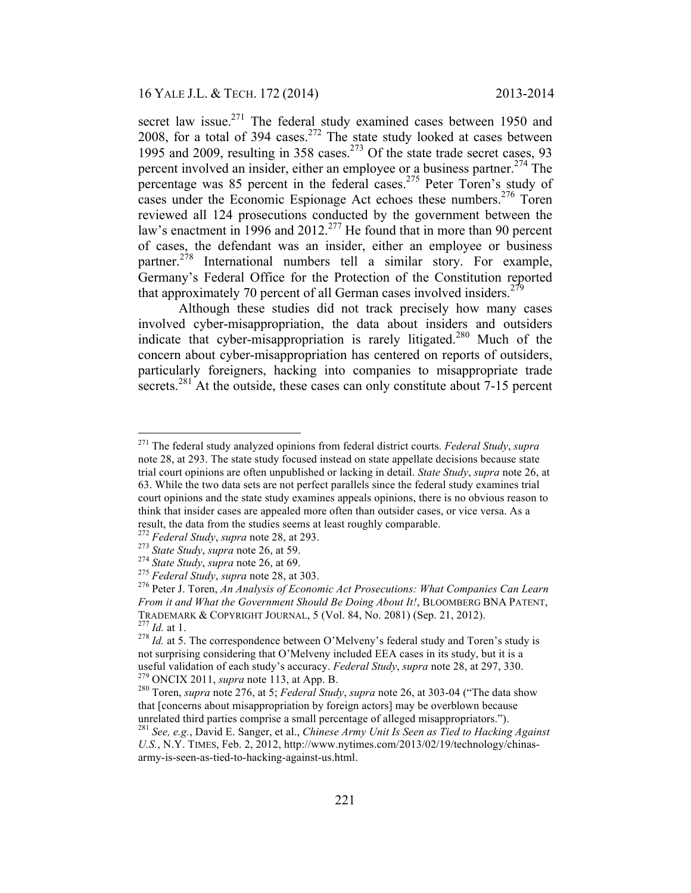secret law issue.[271] The federal study examined cases between 1950 and 2008, for a total of 394 cases.[272] The state study looked at cases between 1995 and 2009, resulting in 358 cases.[273] Of the state trade secret cases, 93 percent involved an insider, either an employee or a business partner.[274] The percentage was 85 percent in the federal cases.[275] Peter Toren's study of cases under the Economic Espionage Act echoes these numbers.[276] Toren reviewed all 124 prosecutions conducted by the government between the law's enactment in 1996 and 2012.[277] He found that in more than 90 percent of cases, the defendant was an insider, either an employee or business partner.[278] International numbers tell a similar story. For example, Germany's Federal Office for the Protection of the Constitution reported that approximately 70 percent of all German cases involved insiders.[279]

Although these studies did not track precisely how many cases involved cyber-misappropriation, the data about insiders and outsiders indicate that cyber-misappropriation is rarely litigated.[280] Much of the concern about cyber-misappropriation has centered on reports of outsiders, particularly foreigners, hacking into companies to misappropriate trade secrets.[281] At the outside, these cases can only constitute about 7-15 percent

---

[271] The federal study analyzed opinions from federal district courts. *Federal Study*, *supra* note 28, at 293. The state study focused instead on state appellate decisions because state trial court opinions are often unpublished or lacking in detail. *State Study*, *supra* note 26, at 63. While the two data sets are not perfect parallels since the federal study examines trial court opinions and the state study examines appeals opinions, there is no obvious reason to think that insider cases are appealed more often than outsider cases, or vice versa. As a result, the data from the studies seems at least roughly comparable.

[272] *Federal Study*, *supra* note 28, at 293.

[273] *State Study*, *supra* note 26, at 59.

[274] *State Study*, *supra* note 26, at 69.

[275] *Federal Study*, *supra* note 28, at 303.

[276] Peter J. Toren, *An Analysis of Economic Act Prosecutions: What Companies Can Learn From it and What the Government Should Be Doing About It!*, BLOOMBERG BNA PATENT, TRADEMARK & COPYRIGHT JOURNAL, 5 (Vol. 84, No. 2081) (Sep. 21, 2012).

[277] *Id.* at 1.

[278] *Id.* at 5. The correspondence between O'Melveny's federal study and Toren's study is not surprising considering that O'Melveny included EEA cases in its study, but it is a useful validation of each study's accuracy. *Federal Study*, *supra* note 28, at 297, 330.

[279] ONCIX 2011, *supra* note 113, at App. B.

[280] Toren, *supra* note 276, at 5; *Federal Study*, *supra* note 26, at 303-04 ("The data show that [concerns about misappropriation by foreign actors] may be overblown because unrelated third parties comprise a small percentage of alleged misappropriators.").

[281] *See, e.g.*, David E. Sanger, et al., *Chinese Army Unit Is Seen as Tied to Hacking Against U.S.*, N.Y. TIMES, Feb. 2, 2012, http://www.nytimes.com/2013/02/19/technology/chinas-army-is-seen-as-tied-to-hacking-against-us.html.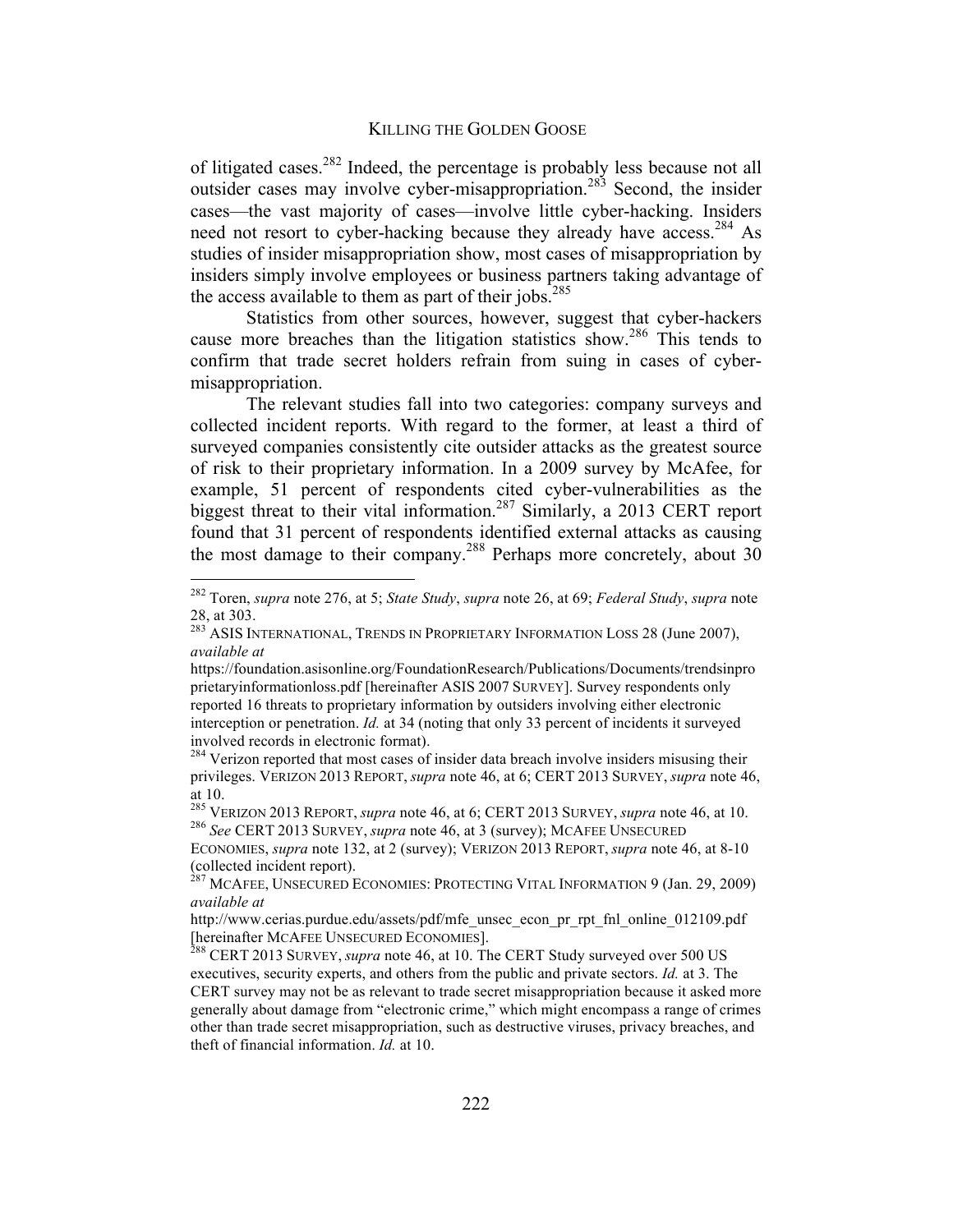of litigated cases.[282] Indeed, the percentage is probably less because not all outsider cases may involve cyber-misappropriation.[283] Second, the insider cases—the vast majority of cases—involve little cyber-hacking. Insiders need not resort to cyber-hacking because they already have access.[284] As studies of insider misappropriation show, most cases of misappropriation by insiders simply involve employees or business partners taking advantage of the access available to them as part of their jobs.[285]

Statistics from other sources, however, suggest that cyber-hackers cause more breaches than the litigation statistics show.[286] This tends to confirm that trade secret holders refrain from suing in cases of cyber-misappropriation.

The relevant studies fall into two categories: company surveys and collected incident reports. With regard to the former, at least a third of surveyed companies consistently cite outsider attacks as the greatest source of risk to their proprietary information. In a 2009 survey by McAfee, for example, 51 percent of respondents cited cyber-vulnerabilities as the biggest threat to their vital information.[287] Similarly, a 2013 CERT report found that 31 percent of respondents identified external attacks as causing the most damage to their company.[288] Perhaps more concretely, about 30

---

[282] Toren, *supra* note 276, at 5; *State Study*, *supra* note 26, at 69; *Federal Study*, *supra* note 28, at 303.

[283] ASIS INTERNATIONAL, TRENDS IN PROPRIETARY INFORMATION LOSS 28 (June 2007), *available at* https://foundation.asisonline.org/FoundationResearch/Publications/Documents/trendsinproprietaryinformationloss.pdf [hereinafter ASIS 2007 SURVEY]. Survey respondents only reported 16 threats to proprietary information by outsiders involving either electronic interception or penetration. *Id.* at 34 (noting that only 33 percent of incidents it surveyed involved records in electronic format).

[284] Verizon reported that most cases of insider data breach involve insiders misusing their privileges. VERIZON 2013 REPORT, *supra* note 46, at 6; CERT 2013 SURVEY, *supra* note 46, at 10.

[285] VERIZON 2013 REPORT, *supra* note 46, at 6; CERT 2013 SURVEY, *supra* note 46, at 10.

[286] *See* CERT 2013 SURVEY, *supra* note 46, at 3 (survey); MCAFEE UNSECURED ECONOMIES, *supra* note 132, at 2 (survey); VERIZON 2013 REPORT, *supra* note 46, at 8-10 (collected incident report).

[287] MCAFEE, UNSECURED ECONOMIES: PROTECTING VITAL INFORMATION 9 (Jan. 29, 2009) *available at* http://www.cerias.purdue.edu/assets/pdf/mfe_unsec_econ_pr_rpt_fnl_online_012109.pdf [hereinafter MCAFEE UNSECURED ECONOMIES].

[288] CERT 2013 SURVEY, *supra* note 46, at 10. The CERT Study surveyed over 500 US executives, security experts, and others from the public and private sectors. *Id.* at 3. The CERT survey may not be as relevant to trade secret misappropriation because it asked more generally about damage from "electronic crime," which might encompass a range of crimes other than trade secret misappropriation, such as destructive viruses, privacy breaches, and theft of financial information. *Id.* at 10.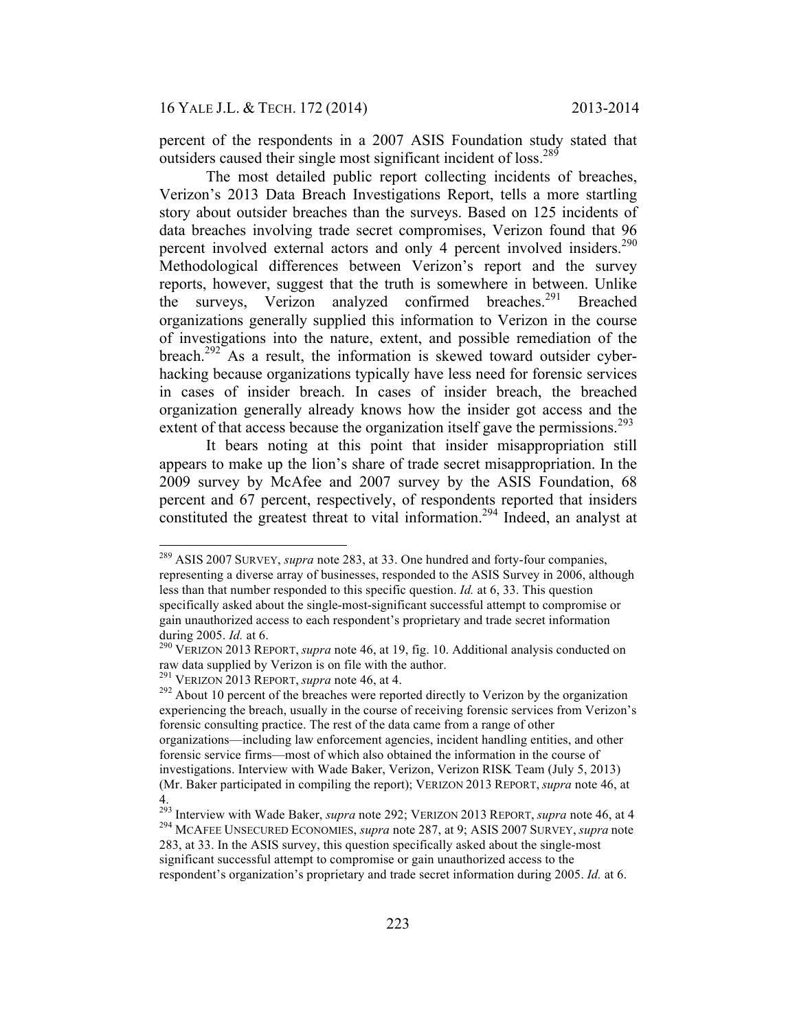percent of the respondents in a 2007 ASIS Foundation study stated that outsiders caused their single most significant incident of loss.[289]

The most detailed public report collecting incidents of breaches, Verizon's 2013 Data Breach Investigations Report, tells a more startling story about outsider breaches than the surveys. Based on 125 incidents of data breaches involving trade secret compromises, Verizon found that 96 percent involved external actors and only 4 percent involved insiders.[290] Methodological differences between Verizon's report and the survey reports, however, suggest that the truth is somewhere in between. Unlike the surveys, Verizon analyzed confirmed breaches.[291] Breached organizations generally supplied this information to Verizon in the course of investigations into the nature, extent, and possible remediation of the breach.[292] As a result, the information is skewed toward outsider cyber-hacking because organizations typically have less need for forensic services in cases of insider breach. In cases of insider breach, the breached organization generally already knows how the insider got access and the extent of that access because the organization itself gave the permissions.[293]

It bears noting at this point that insider misappropriation still appears to make up the lion's share of trade secret misappropriation. In the 2009 survey by McAfee and 2007 survey by the ASIS Foundation, 68 percent and 67 percent, respectively, of respondents reported that insiders constituted the greatest threat to vital information.[294] Indeed, an analyst at

---

[289] ASIS 2007 SURVEY, *supra* note 283, at 33. One hundred and forty-four companies, representing a diverse array of businesses, responded to the ASIS Survey in 2006, although less than that number responded to this specific question. *Id.* at 6, 33. This question specifically asked about the single-most-significant successful attempt to compromise or gain unauthorized access to each respondent's proprietary and trade secret information during 2005. *Id.* at 6.

[290] VERIZON 2013 REPORT, *supra* note 46, at 19, fig. 10. Additional analysis conducted on raw data supplied by Verizon is on file with the author.

[291] VERIZON 2013 REPORT, *supra* note 46, at 4.

[292] About 10 percent of the breaches were reported directly to Verizon by the organization experiencing the breach, usually in the course of receiving forensic services from Verizon's forensic consulting practice. The rest of the data came from a range of other organizations—including law enforcement agencies, incident handling entities, and other forensic service firms—most of which also obtained the information in the course of investigations. Interview with Wade Baker, Verizon, Verizon RISK Team (July 5, 2013) (Mr. Baker participated in compiling the report); VERIZON 2013 REPORT, *supra* note 46, at 4.

[293] Interview with Wade Baker, *supra* note 292; VERIZON 2013 REPORT, *supra* note 46, at 4

[294] MCAFEE UNSECURED ECONOMIES, *supra* note 287, at 9; ASIS 2007 SURVEY, *supra* note 283, at 33. In the ASIS survey, this question specifically asked about the single-most significant successful attempt to compromise or gain unauthorized access to the respondent's organization's proprietary and trade secret information during 2005. *Id.* at 6.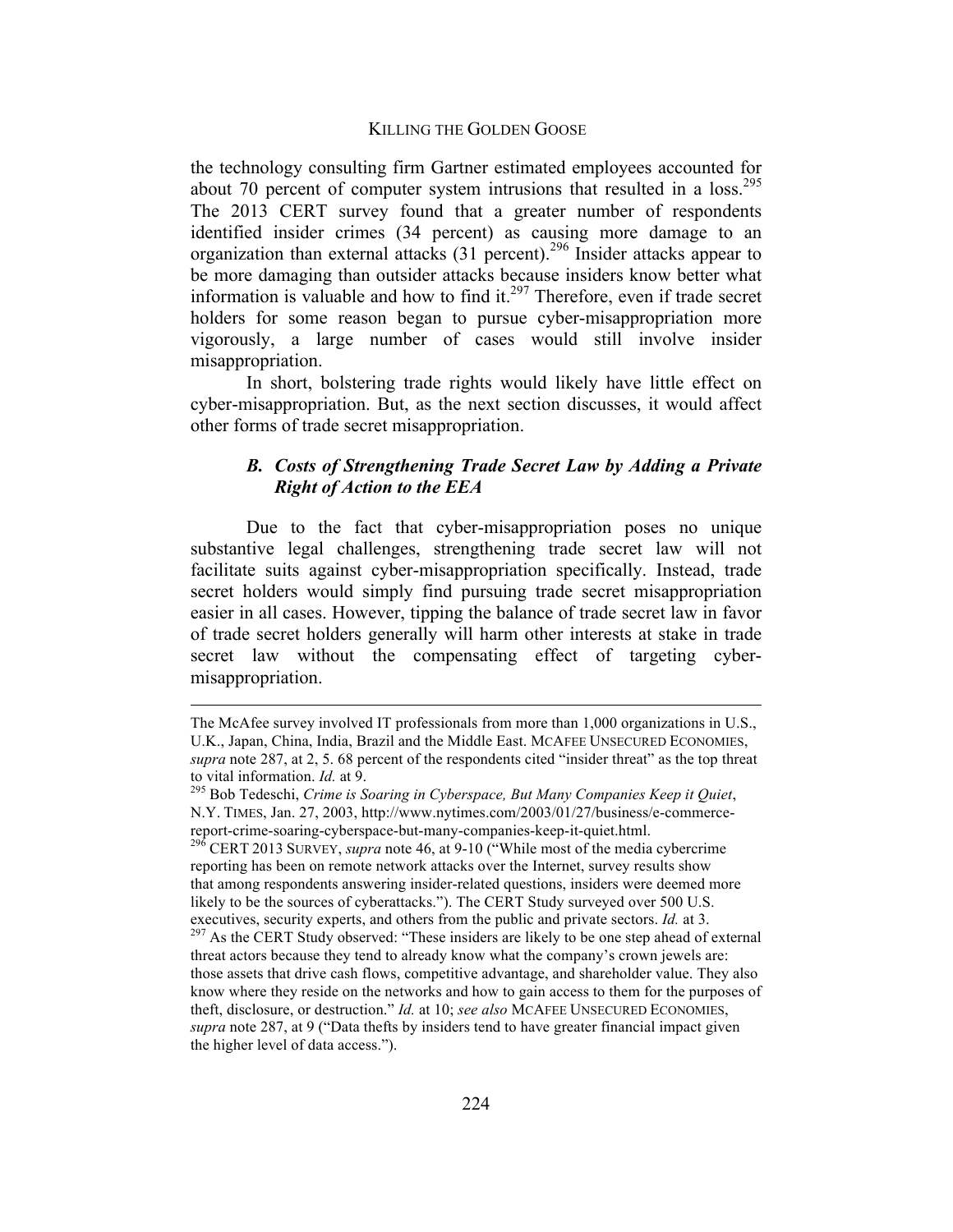the technology consulting firm Gartner estimated employees accounted for about 70 percent of computer system intrusions that resulted in a loss.[295] The 2013 CERT survey found that a greater number of respondents identified insider crimes (34 percent) as causing more damage to an organization than external attacks (31 percent).[296] Insider attacks appear to be more damaging than outsider attacks because insiders know better what information is valuable and how to find it.[297] Therefore, even if trade secret holders for some reason began to pursue cyber-misappropriation more vigorously, a large number of cases would still involve insider misappropriation.

In short, bolstering trade rights would likely have little effect on cyber-misappropriation. But, as the next section discusses, it would affect other forms of trade secret misappropriation.

### *B. Costs of Strengthening Trade Secret Law by Adding a Private Right of Action to the EEA*

Due to the fact that cyber-misappropriation poses no unique substantive legal challenges, strengthening trade secret law will not facilitate suits against cyber-misappropriation specifically. Instead, trade secret holders would simply find pursuing trade secret misappropriation easier in all cases. However, tipping the balance of trade secret law in favor of trade secret holders generally will harm other interests at stake in trade secret law without the compensating effect of targeting cyber-misappropriation.

---

The McAfee survey involved IT professionals from more than 1,000 organizations in U.S., U.K., Japan, China, India, Brazil and the Middle East. MCAFEE UNSECURED ECONOMIES, *supra* note 287, at 2, 5. 68 percent of the respondents cited "insider threat" as the top threat to vital information. *Id.* at 9.

[295] Bob Tedeschi, *Crime is Soaring in Cyberspace, But Many Companies Keep it Quiet*, N.Y. TIMES, Jan. 27, 2003, http://www.nytimes.com/2003/01/27/business/e-commerce-report-crime-soaring-cyberspace-but-many-companies-keep-it-quiet.html.

[296] CERT 2013 SURVEY, *supra* note 46, at 9-10 ("While most of the media cybercrime reporting has been on remote network attacks over the Internet, survey results show that among respondents answering insider-related questions, insiders were deemed more likely to be the sources of cyberattacks."). The CERT Study surveyed over 500 U.S. executives, security experts, and others from the public and private sectors. *Id.* at 3.

[297] As the CERT Study observed: "These insiders are likely to be one step ahead of external threat actors because they tend to already know what the company's crown jewels are: those assets that drive cash flows, competitive advantage, and shareholder value. They also know where they reside on the networks and how to gain access to them for the purposes of theft, disclosure, or destruction." *Id.* at 10; *see also* MCAFEE UNSECURED ECONOMIES, *supra* note 287, at 9 ("Data thefts by insiders tend to have greater financial impact given the higher level of data access.").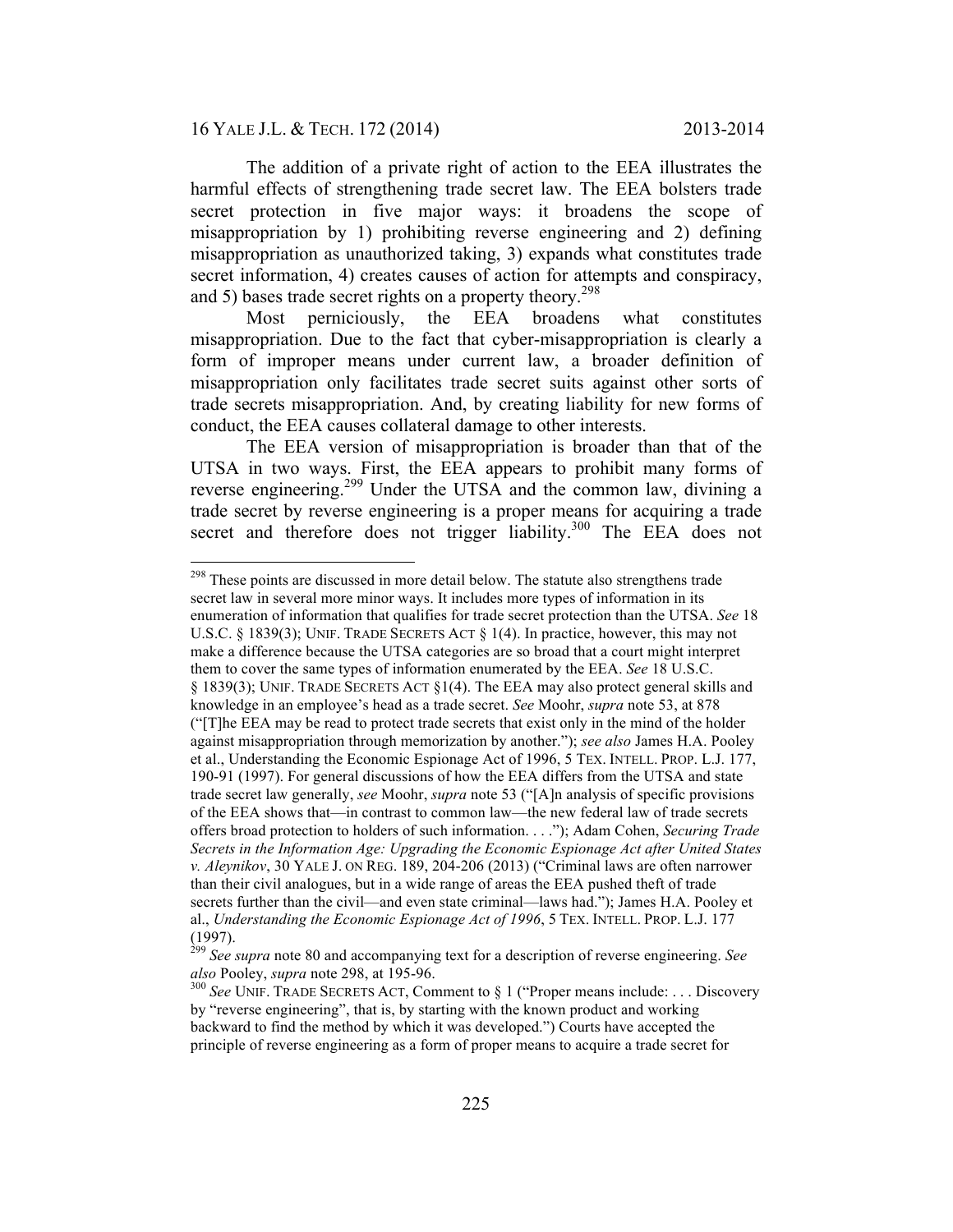The addition of a private right of action to the EEA illustrates the harmful effects of strengthening trade secret law. The EEA bolsters trade secret protection in five major ways: it broadens the scope of misappropriation by 1) prohibiting reverse engineering and 2) defining misappropriation as unauthorized taking, 3) expands what constitutes trade secret information, 4) creates causes of action for attempts and conspiracy, and 5) bases trade secret rights on a property theory.[298]

Most perniciously, the EEA broadens what constitutes misappropriation. Due to the fact that cyber-misappropriation is clearly a form of improper means under current law, a broader definition of misappropriation only facilitates trade secret suits against other sorts of trade secrets misappropriation. And, by creating liability for new forms of conduct, the EEA causes collateral damage to other interests.

The EEA version of misappropriation is broader than that of the UTSA in two ways. First, the EEA appears to prohibit many forms of reverse engineering.[299] Under the UTSA and the common law, divining a trade secret by reverse engineering is a proper means for acquiring a trade secret and therefore does not trigger liability.[300] The EEA does not

---

[298] These points are discussed in more detail below. The statute also strengthens trade secret law in several more minor ways. It includes more types of information in its enumeration of information that qualifies for trade secret protection than the UTSA. *See* 18 U.S.C. § 1839(3); UNIF. TRADE SECRETS ACT § 1(4). In practice, however, this may not make a difference because the UTSA categories are so broad that a court might interpret them to cover the same types of information enumerated by the EEA. *See* 18 U.S.C. § 1839(3); UNIF. TRADE SECRETS ACT §1(4). The EEA may also protect general skills and knowledge in an employee's head as a trade secret. *See* Moohr, *supra* note 53, at 878 ("[T]he EEA may be read to protect trade secrets that exist only in the mind of the holder against misappropriation through memorization by another."); *see also* James H.A. Pooley et al., Understanding the Economic Espionage Act of 1996, 5 TEX. INTELL. PROP. L.J. 177, 190-91 (1997). For general discussions of how the EEA differs from the UTSA and state trade secret law generally, *see* Moohr, *supra* note 53 ("[A]n analysis of specific provisions of the EEA shows that—in contrast to common law—the new federal law of trade secrets offers broad protection to holders of such information. . . ."); Adam Cohen, *Securing Trade Secrets in the Information Age: Upgrading the Economic Espionage Act after United States v. Aleynikov*, 30 YALE J. ON REG. 189, 204-206 (2013) ("Criminal laws are often narrower than their civil analogues, but in a wide range of areas the EEA pushed theft of trade secrets further than the civil—and even state criminal—laws had."); James H.A. Pooley et al., *Understanding the Economic Espionage Act of 1996*, 5 TEX. INTELL. PROP. L.J. 177 (1997).

[299] *See supra* note 80 and accompanying text for a description of reverse engineering. *See also* Pooley, *supra* note 298, at 195-96.

[300] *See* UNIF. TRADE SECRETS ACT, Comment to § 1 ("Proper means include: . . . Discovery by "reverse engineering", that is, by starting with the known product and working backward to find the method by which it was developed.") Courts have accepted the principle of reverse engineering as a form of proper means to acquire a trade secret for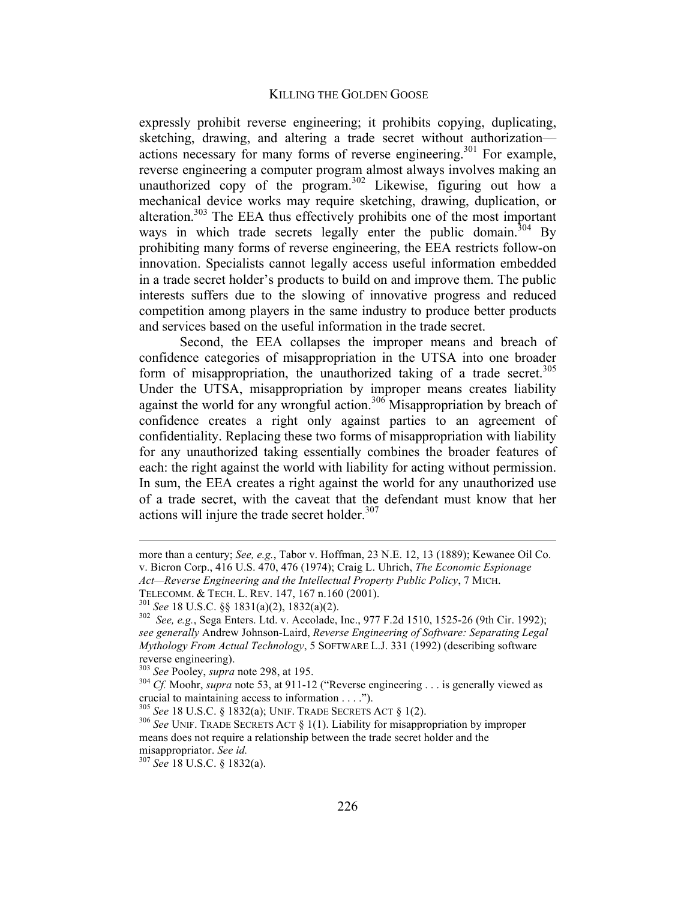expressly prohibit reverse engineering; it prohibits copying, duplicating, sketching, drawing, and altering a trade secret without authorization—actions necessary for many forms of reverse engineering.[301] For example, reverse engineering a computer program almost always involves making an unauthorized copy of the program.[302] Likewise, figuring out how a mechanical device works may require sketching, drawing, duplication, or alteration.[303] The EEA thus effectively prohibits one of the most important ways in which trade secrets legally enter the public domain.[304] By prohibiting many forms of reverse engineering, the EEA restricts follow-on innovation. Specialists cannot legally access useful information embedded in a trade secret holder's products to build on and improve them. The public interests suffers due to the slowing of innovative progress and reduced competition among players in the same industry to produce better products and services based on the useful information in the trade secret.

Second, the EEA collapses the improper means and breach of confidence categories of misappropriation in the UTSA into one broader form of misappropriation, the unauthorized taking of a trade secret.[305] Under the UTSA, misappropriation by improper means creates liability against the world for any wrongful action.[306] Misappropriation by breach of confidence creates a right only against parties to an agreement of confidentiality. Replacing these two forms of misappropriation with liability for any unauthorized taking essentially combines the broader features of each: the right against the world with liability for acting without permission. In sum, the EEA creates a right against the world for any unauthorized use of a trade secret, with the caveat that the defendant must know that her actions will injure the trade secret holder.[307]

---

more than a century; *See, e.g.*, Tabor v. Hoffman, 23 N.E. 12, 13 (1889); Kewanee Oil Co. v. Bicron Corp., 416 U.S. 470, 476 (1974); Craig L. Uhrich, *The Economic Espionage Act—Reverse Engineering and the Intellectual Property Public Policy*, 7 MICH. TELECOMM. & TECH. L. REV. 147, 167 n.160 (2001).

[301] *See* 18 U.S.C. §§ 1831(a)(2), 1832(a)(2).

[302] *See, e.g.*, Sega Enters. Ltd. v. Accolade, Inc., 977 F.2d 1510, 1525-26 (9th Cir. 1992); *see generally* Andrew Johnson-Laird, *Reverse Engineering of Software: Separating Legal Mythology From Actual Technology*, 5 SOFTWARE L.J. 331 (1992) (describing software reverse engineering).

[303] *See* Pooley, *supra* note 298, at 195.

[304] *Cf.* Moohr, *supra* note 53, at 911-12 ("Reverse engineering . . . is generally viewed as crucial to maintaining access to information . . . .").

[305] *See* 18 U.S.C. § 1832(a); UNIF. TRADE SECRETS ACT § 1(2).

[306] *See* UNIF. TRADE SECRETS ACT § 1(1). Liability for misappropriation by improper means does not require a relationship between the trade secret holder and the misappropriator. *See id.*

[307] *See* 18 U.S.C. § 1832(a).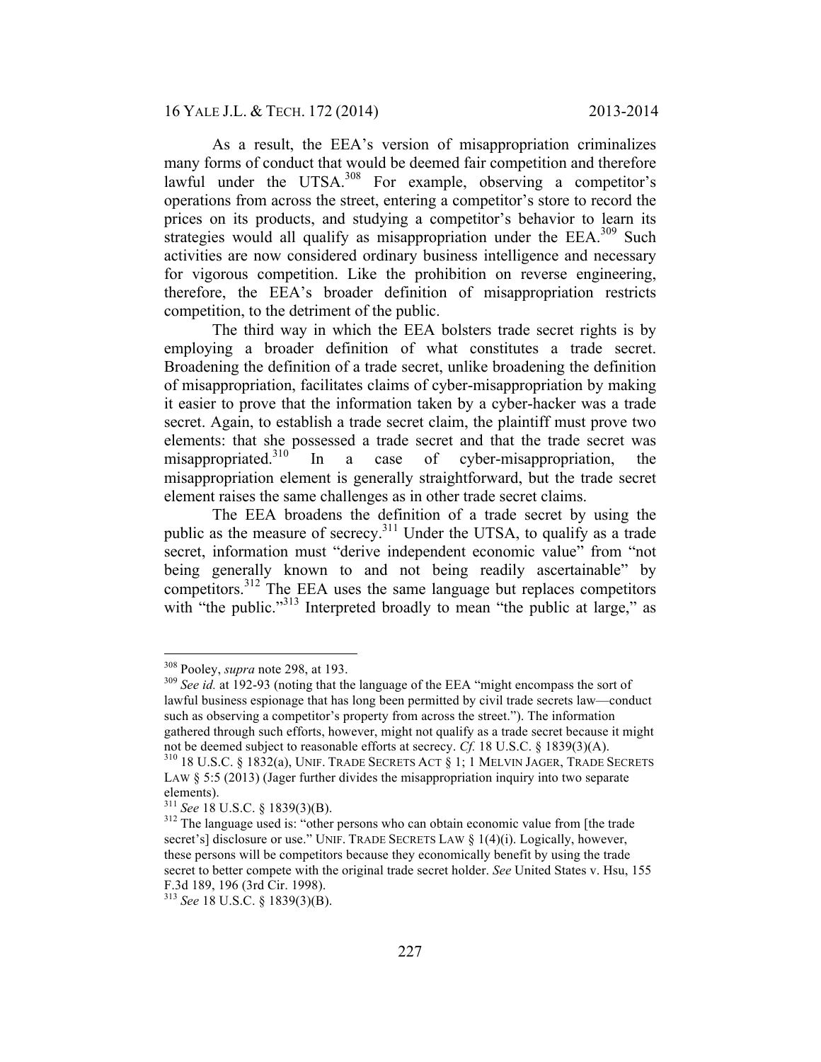As a result, the EEA's version of misappropriation criminalizes many forms of conduct that would be deemed fair competition and therefore lawful under the UTSA.[308] For example, observing a competitor's operations from across the street, entering a competitor's store to record the prices on its products, and studying a competitor's behavior to learn its strategies would all qualify as misappropriation under the EEA.[309] Such activities are now considered ordinary business intelligence and necessary for vigorous competition. Like the prohibition on reverse engineering, therefore, the EEA's broader definition of misappropriation restricts competition, to the detriment of the public.

The third way in which the EEA bolsters trade secret rights is by employing a broader definition of what constitutes a trade secret. Broadening the definition of a trade secret, unlike broadening the definition of misappropriation, facilitates claims of cyber-misappropriation by making it easier to prove that the information taken by a cyber-hacker was a trade secret. Again, to establish a trade secret claim, the plaintiff must prove two elements: that she possessed a trade secret and that the trade secret was misappropriated.[310] In a case of cyber-misappropriation, the misappropriation element is generally straightforward, but the trade secret element raises the same challenges as in other trade secret claims.

The EEA broadens the definition of a trade secret by using the public as the measure of secrecy.[311] Under the UTSA, to qualify as a trade secret, information must "derive independent economic value" from "not being generally known to and not being readily ascertainable" by competitors.[312] The EEA uses the same language but replaces competitors with "the public."[313] Interpreted broadly to mean "the public at large," as

---

[308] Pooley, *supra* note 298, at 193.

[309] *See id.* at 192-93 (noting that the language of the EEA "might encompass the sort of lawful business espionage that has long been permitted by civil trade secrets law—conduct such as observing a competitor's property from across the street."). The information gathered through such efforts, however, might not qualify as a trade secret because it might not be deemed subject to reasonable efforts at secrecy. *Cf.* 18 U.S.C. § 1839(3)(A).

[310] 18 U.S.C. § 1832(a), UNIF. TRADE SECRETS ACT § 1; 1 MELVIN JAGER, TRADE SECRETS LAW § 5:5 (2013) (Jager further divides the misappropriation inquiry into two separate elements).

[311] *See* 18 U.S.C. § 1839(3)(B).

[312] The language used is: "other persons who can obtain economic value from [the trade secret's] disclosure or use." UNIF. TRADE SECRETS LAW § 1(4)(i). Logically, however, these persons will be competitors because they economically benefit by using the trade secret to better compete with the original trade secret holder. *See* United States v. Hsu, 155 F.3d 189, 196 (3rd Cir. 1998).

[313] *See* 18 U.S.C. § 1839(3)(B).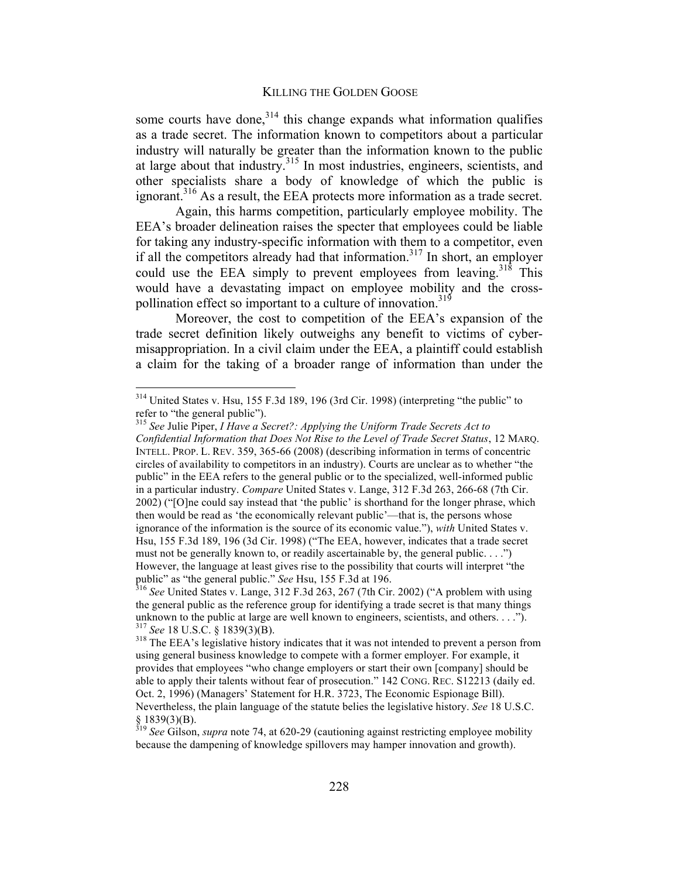some courts have done,[314] this change expands what information qualifies as a trade secret. The information known to competitors about a particular industry will naturally be greater than the information known to the public at large about that industry.[315] In most industries, engineers, scientists, and other specialists share a body of knowledge of which the public is ignorant.[316] As a result, the EEA protects more information as a trade secret.

Again, this harms competition, particularly employee mobility. The EEA's broader delineation raises the specter that employees could be liable for taking any industry-specific information with them to a competitor, even if all the competitors already had that information.[317] In short, an employer could use the EEA simply to prevent employees from leaving.[318] This would have a devastating impact on employee mobility and the cross-pollination effect so important to a culture of innovation.[319]

Moreover, the cost to competition of the EEA's expansion of the trade secret definition likely outweighs any benefit to victims of cyber-misappropriation. In a civil claim under the EEA, a plaintiff could establish a claim for the taking of a broader range of information than under the

---

[314] United States v. Hsu, 155 F.3d 189, 196 (3rd Cir. 1998) (interpreting "the public" to refer to "the general public").

[315] *See* Julie Piper, *I Have a Secret?: Applying the Uniform Trade Secrets Act to Confidential Information that Does Not Rise to the Level of Trade Secret Status*, 12 MARQ. INTELL. PROP. L. REV. 359, 365-66 (2008) (describing information in terms of concentric circles of availability to competitors in an industry). Courts are unclear as to whether "the public" in the EEA refers to the general public or to the specialized, well-informed public in a particular industry. *Compare* United States v. Lange, 312 F.3d 263, 266-68 (7th Cir. 2002) ("[O]ne could say instead that 'the public' is shorthand for the longer phrase, which then would be read as 'the economically relevant public'—that is, the persons whose ignorance of the information is the source of its economic value."), *with* United States v. Hsu, 155 F.3d 189, 196 (3d Cir. 1998) ("The EEA, however, indicates that a trade secret must not be generally known to, or readily ascertainable by, the general public. . . .") However, the language at least gives rise to the possibility that courts will interpret "the public" as "the general public." *See* Hsu, 155 F.3d at 196.

[316] *See* United States v. Lange, 312 F.3d 263, 267 (7th Cir. 2002) ("A problem with using the general public as the reference group for identifying a trade secret is that many things unknown to the public at large are well known to engineers, scientists, and others. . . .").

[317] *See* 18 U.S.C. § 1839(3)(B).

[318] The EEA's legislative history indicates that it was not intended to prevent a person from using general business knowledge to compete with a former employer. For example, it provides that employees "who change employers or start their own [company] should be able to apply their talents without fear of prosecution." 142 CONG. REC. S12213 (daily ed. Oct. 2, 1996) (Managers' Statement for H.R. 3723, The Economic Espionage Bill). Nevertheless, the plain language of the statute belies the legislative history. *See* 18 U.S.C. § 1839(3)(B).

[319] *See* Gilson, *supra* note 74, at 620-29 (cautioning against restricting employee mobility because the dampening of knowledge spillovers may hamper innovation and growth).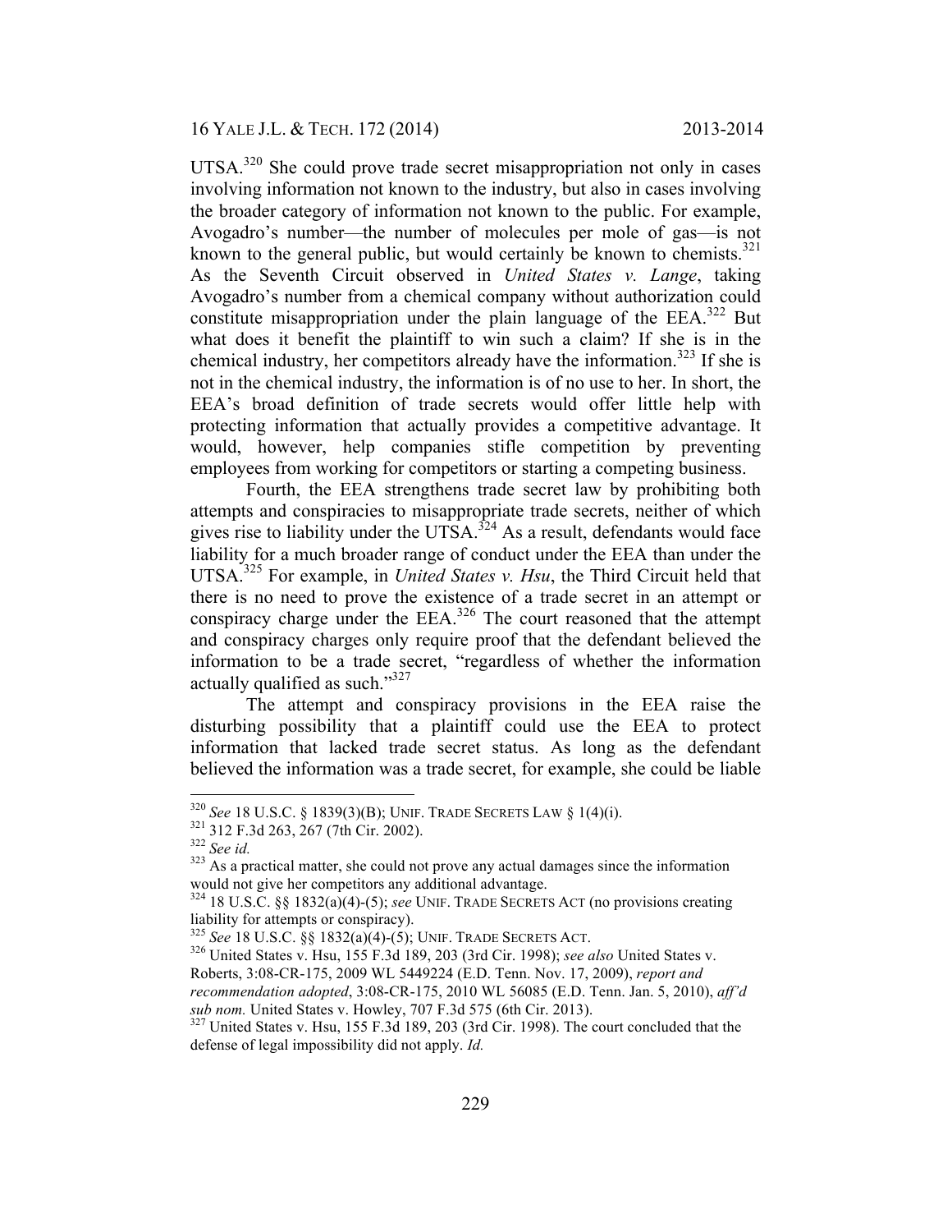UTSA.[320] She could prove trade secret misappropriation not only in cases involving information not known to the industry, but also in cases involving the broader category of information not known to the public. For example, Avogadro's number—the number of molecules per mole of gas—is not known to the general public, but would certainly be known to chemists.[321] As the Seventh Circuit observed in *United States v. Lange*, taking Avogadro's number from a chemical company without authorization could constitute misappropriation under the plain language of the EEA.[322] But what does it benefit the plaintiff to win such a claim? If she is in the chemical industry, her competitors already have the information.[323] If she is not in the chemical industry, the information is of no use to her. In short, the EEA's broad definition of trade secrets would offer little help with protecting information that actually provides a competitive advantage. It would, however, help companies stifle competition by preventing employees from working for competitors or starting a competing business.

Fourth, the EEA strengthens trade secret law by prohibiting both attempts and conspiracies to misappropriate trade secrets, neither of which gives rise to liability under the UTSA.[324] As a result, defendants would face liability for a much broader range of conduct under the EEA than under the UTSA.[325] For example, in *United States v. Hsu*, the Third Circuit held that there is no need to prove the existence of a trade secret in an attempt or conspiracy charge under the EEA.[326] The court reasoned that the attempt and conspiracy charges only require proof that the defendant believed the information to be a trade secret, "regardless of whether the information actually qualified as such."[327]

The attempt and conspiracy provisions in the EEA raise the disturbing possibility that a plaintiff could use the EEA to protect information that lacked trade secret status. As long as the defendant believed the information was a trade secret, for example, she could be liable

---

[320] *See* 18 U.S.C. § 1839(3)(B); UNIF. TRADE SECRETS LAW § 1(4)(i).

[321] 312 F.3d 263, 267 (7th Cir. 2002).

[322] *See id.*

[323] As a practical matter, she could not prove any actual damages since the information would not give her competitors any additional advantage.

[324] 18 U.S.C. §§ 1832(a)(4)-(5); *see* UNIF. TRADE SECRETS ACT (no provisions creating liability for attempts or conspiracy).

[325] *See* 18 U.S.C. §§ 1832(a)(4)-(5); UNIF. TRADE SECRETS ACT.

[326] United States v. Hsu, 155 F.3d 189, 203 (3rd Cir. 1998); *see also* United States v. Roberts, 3:08-CR-175, 2009 WL 5449224 (E.D. Tenn. Nov. 17, 2009), *report and recommendation adopted*, 3:08-CR-175, 2010 WL 56085 (E.D. Tenn. Jan. 5, 2010), *aff'd sub nom.* United States v. Howley, 707 F.3d 575 (6th Cir. 2013).

[327] United States v. Hsu, 155 F.3d 189, 203 (3rd Cir. 1998). The court concluded that the defense of legal impossibility did not apply. *Id.*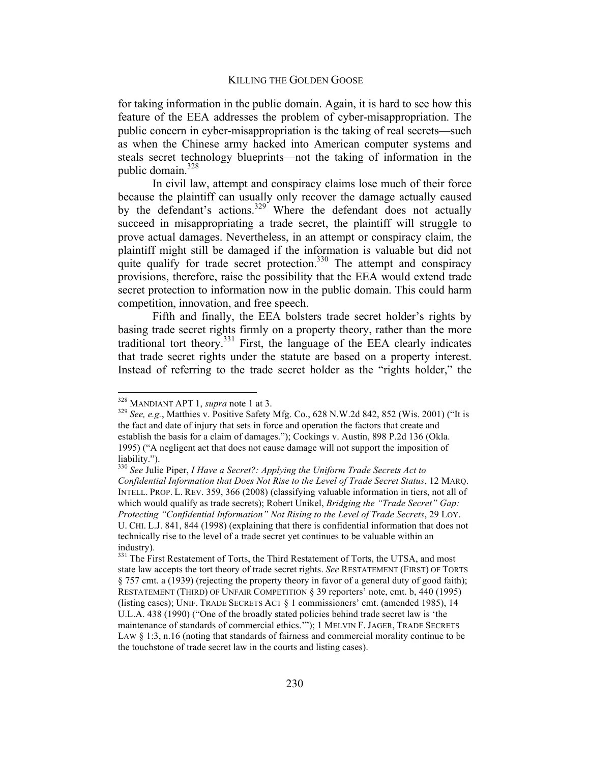for taking information in the public domain. Again, it is hard to see how this feature of the EEA addresses the problem of cyber-misappropriation. The public concern in cyber-misappropriation is the taking of real secrets—such as when the Chinese army hacked into American computer systems and steals secret technology blueprints—not the taking of information in the public domain.[328]

In civil law, attempt and conspiracy claims lose much of their force because the plaintiff can usually only recover the damage actually caused by the defendant's actions.[329] Where the defendant does not actually succeed in misappropriating a trade secret, the plaintiff will struggle to prove actual damages. Nevertheless, in an attempt or conspiracy claim, the plaintiff might still be damaged if the information is valuable but did not quite qualify for trade secret protection.[330] The attempt and conspiracy provisions, therefore, raise the possibility that the EEA would extend trade secret protection to information now in the public domain. This could harm competition, innovation, and free speech.

Fifth and finally, the EEA bolsters trade secret holder's rights by basing trade secret rights firmly on a property theory, rather than the more traditional tort theory.[331] First, the language of the EEA clearly indicates that trade secret rights under the statute are based on a property interest. Instead of referring to the trade secret holder as the "rights holder," the

---

[328] MANDIANT APT 1, *supra* note 1 at 3.

[329] *See, e.g.*, Matthies v. Positive Safety Mfg. Co., 628 N.W.2d 842, 852 (Wis. 2001) ("It is the fact and date of injury that sets in force and operation the factors that create and establish the basis for a claim of damages."); Cockings v. Austin, 898 P.2d 136 (Okla. 1995) ("A negligent act that does not cause damage will not support the imposition of liability.").

[330] *See* Julie Piper, *I Have a Secret?: Applying the Uniform Trade Secrets Act to Confidential Information that Does Not Rise to the Level of Trade Secret Status*, 12 MARQ. INTELL. PROP. L. REV. 359, 366 (2008) (classifying valuable information in tiers, not all of which would qualify as trade secrets); Robert Unikel, *Bridging the "Trade Secret" Gap: Protecting "Confidential Information" Not Rising to the Level of Trade Secrets*, 29 LOY. U. CHI. L.J. 841, 844 (1998) (explaining that there is confidential information that does not technically rise to the level of a trade secret yet continues to be valuable within an industry).

[331] The First Restatement of Torts, the Third Restatement of Torts, the UTSA, and most state law accepts the tort theory of trade secret rights. *See* RESTATEMENT (FIRST) OF TORTS § 757 cmt. a (1939) (rejecting the property theory in favor of a general duty of good faith); RESTATEMENT (THIRD) OF UNFAIR COMPETITION § 39 reporters' note, cmt. b, 440 (1995) (listing cases); UNIF. TRADE SECRETS ACT § 1 commissioners' cmt. (amended 1985), 14 U.L.A. 438 (1990) ("One of the broadly stated policies behind trade secret law is 'the maintenance of standards of commercial ethics.'"); 1 MELVIN F. JAGER, TRADE SECRETS LAW § 1:3, n.16 (noting that standards of fairness and commercial morality continue to be the touchstone of trade secret law in the courts and listing cases).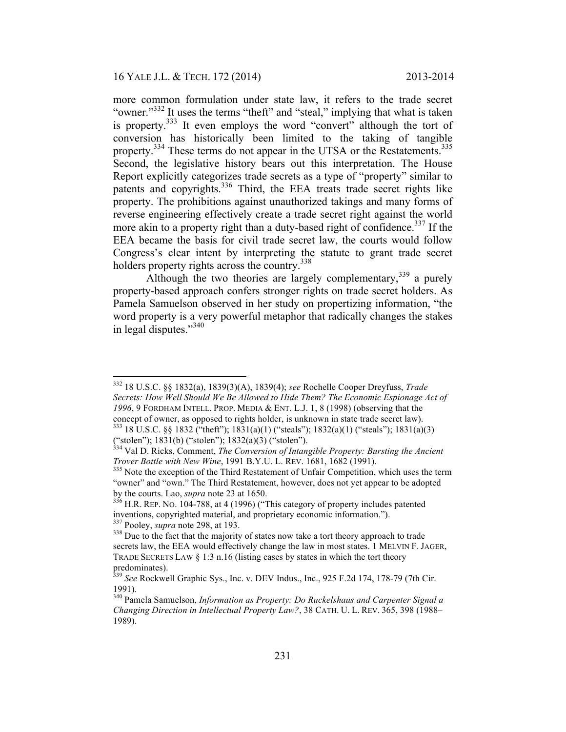more common formulation under state law, it refers to the trade secret "owner."[332] It uses the terms "theft" and "steal," implying that what is taken is property.[333] It even employs the word "convert" although the tort of conversion has historically been limited to the taking of tangible property.[334] These terms do not appear in the UTSA or the Restatements.[335] Second, the legislative history bears out this interpretation. The House Report explicitly categorizes trade secrets as a type of "property" similar to patents and copyrights.[336] Third, the EEA treats trade secret rights like property. The prohibitions against unauthorized takings and many forms of reverse engineering effectively create a trade secret right against the world more akin to a property right than a duty-based right of confidence.[337] If the EEA became the basis for civil trade secret law, the courts would follow Congress's clear intent by interpreting the statute to grant trade secret holders property rights across the country.[338]

Although the two theories are largely complementary,[339] a purely property-based approach confers stronger rights on trade secret holders. As Pamela Samuelson observed in her study on propertizing information, "the word property is a very powerful metaphor that radically changes the stakes in legal disputes."[340]

---

[332] 18 U.S.C. §§ 1832(a), 1839(3)(A), 1839(4); *see* Rochelle Cooper Dreyfuss, *Trade Secrets: How Well Should We Be Allowed to Hide Them? The Economic Espionage Act of 1996*, 9 FORDHAM INTELL. PROP. MEDIA & ENT. L.J. 1, 8 (1998) (observing that the concept of owner, as opposed to rights holder, is unknown in state trade secret law).

[333] 18 U.S.C. §§ 1832 ("theft"); 1831(a)(1) ("steals"); 1832(a)(1) ("steals"); 1831(a)(3) ("stolen"); 1831(b) ("stolen"); 1832(a)(3) ("stolen").

[334] Val D. Ricks, Comment, *The Conversion of Intangible Property: Bursting the Ancient Trover Bottle with New Wine*, 1991 B.Y.U. L. REV. 1681, 1682 (1991).

[335] Note the exception of the Third Restatement of Unfair Competition, which uses the term "owner" and "own." The Third Restatement, however, does not yet appear to be adopted by the courts. Lao, *supra* note 23 at 1650.

[336] H.R. REP. NO. 104-788, at 4 (1996) ("This category of property includes patented inventions, copyrighted material, and proprietary economic information.").

[337] Pooley, *supra* note 298, at 193.

[338] Due to the fact that the majority of states now take a tort theory approach to trade secrets law, the EEA would effectively change the law in most states. 1 MELVIN F. JAGER, TRADE SECRETS LAW § 1:3 n.16 (listing cases by states in which the tort theory predominates).

[339] *See* Rockwell Graphic Sys., Inc. v. DEV Indus., Inc., 925 F.2d 174, 178-79 (7th Cir. 1991).

[340] Pamela Samuelson, *Information as Property: Do Ruckelshaus and Carpenter Signal a Changing Direction in Intellectual Property Law?*, 38 CATH. U. L. REV. 365, 398 (1988–1989).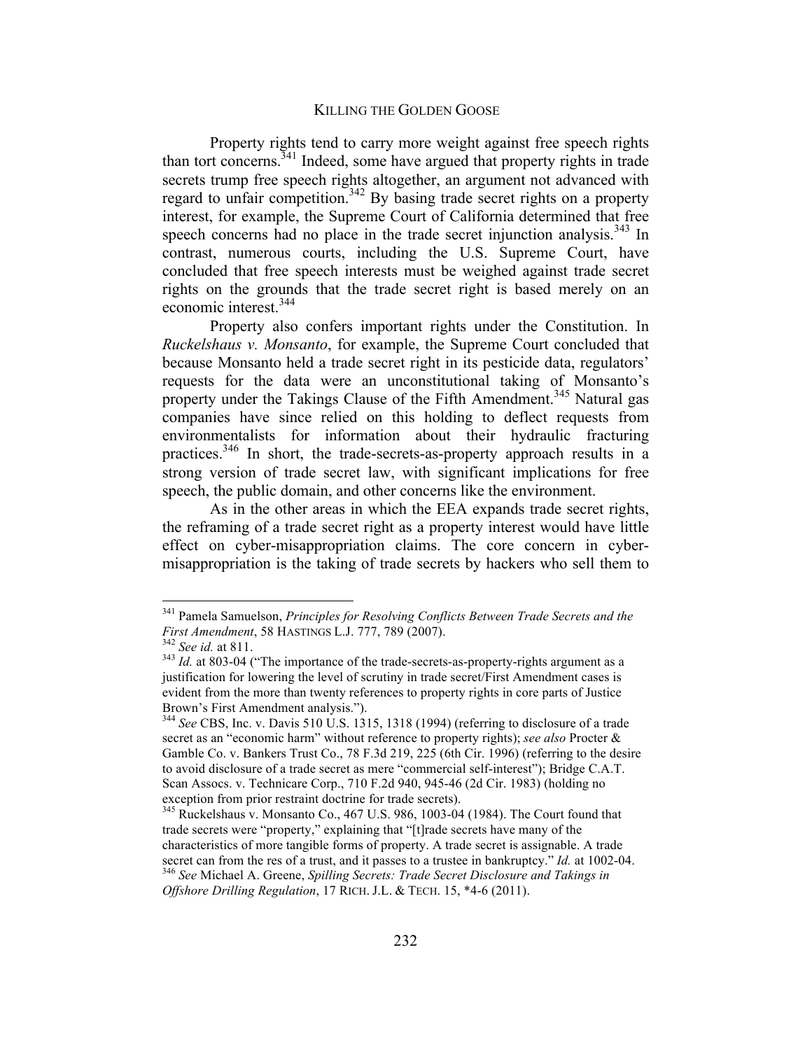Property rights tend to carry more weight against free speech rights than tort concerns.[341] Indeed, some have argued that property rights in trade secrets trump free speech rights altogether, an argument not advanced with regard to unfair competition.[342] By basing trade secret rights on a property interest, for example, the Supreme Court of California determined that free speech concerns had no place in the trade secret injunction analysis.[343] In contrast, numerous courts, including the U.S. Supreme Court, have concluded that free speech interests must be weighed against trade secret rights on the grounds that the trade secret right is based merely on an economic interest.[344]

Property also confers important rights under the Constitution. In *Ruckelshaus v. Monsanto*, for example, the Supreme Court concluded that because Monsanto held a trade secret right in its pesticide data, regulators' requests for the data were an unconstitutional taking of Monsanto's property under the Takings Clause of the Fifth Amendment.[345] Natural gas companies have since relied on this holding to deflect requests from environmentalists for information about their hydraulic fracturing practices.[346] In short, the trade-secrets-as-property approach results in a strong version of trade secret law, with significant implications for free speech, the public domain, and other concerns like the environment.

As in the other areas in which the EEA expands trade secret rights, the reframing of a trade secret right as a property interest would have little effect on cyber-misappropriation claims. The core concern in cyber-misappropriation is the taking of trade secrets by hackers who sell them to

---

[341] Pamela Samuelson, *Principles for Resolving Conflicts Between Trade Secrets and the First Amendment*, 58 HASTINGS L.J. 777, 789 (2007).

[342] *See id.* at 811.

[343] *Id.* at 803-04 ("The importance of the trade-secrets-as-property-rights argument as a justification for lowering the level of scrutiny in trade secret/First Amendment cases is evident from the more than twenty references to property rights in core parts of Justice Brown's First Amendment analysis.").

[344] *See* CBS, Inc. v. Davis 510 U.S. 1315, 1318 (1994) (referring to disclosure of a trade secret as an "economic harm" without reference to property rights); *see also* Procter & Gamble Co. v. Bankers Trust Co., 78 F.3d 219, 225 (6th Cir. 1996) (referring to the desire to avoid disclosure of a trade secret as mere "commercial self-interest"); Bridge C.A.T. Scan Assocs. v. Technicare Corp., 710 F.2d 940, 945-46 (2d Cir. 1983) (holding no exception from prior restraint doctrine for trade secrets).

[345] Ruckelshaus v. Monsanto Co., 467 U.S. 986, 1003-04 (1984). The Court found that trade secrets were "property," explaining that "[t]rade secrets have many of the characteristics of more tangible forms of property. A trade secret is assignable. A trade secret can from the res of a trust, and it passes to a trustee in bankruptcy." *Id.* at 1002-04.

[346] *See* Michael A. Greene, *Spilling Secrets: Trade Secret Disclosure and Takings in Offshore Drilling Regulation*, 17 RICH. J.L. & TECH. 15, *4-6 (2011).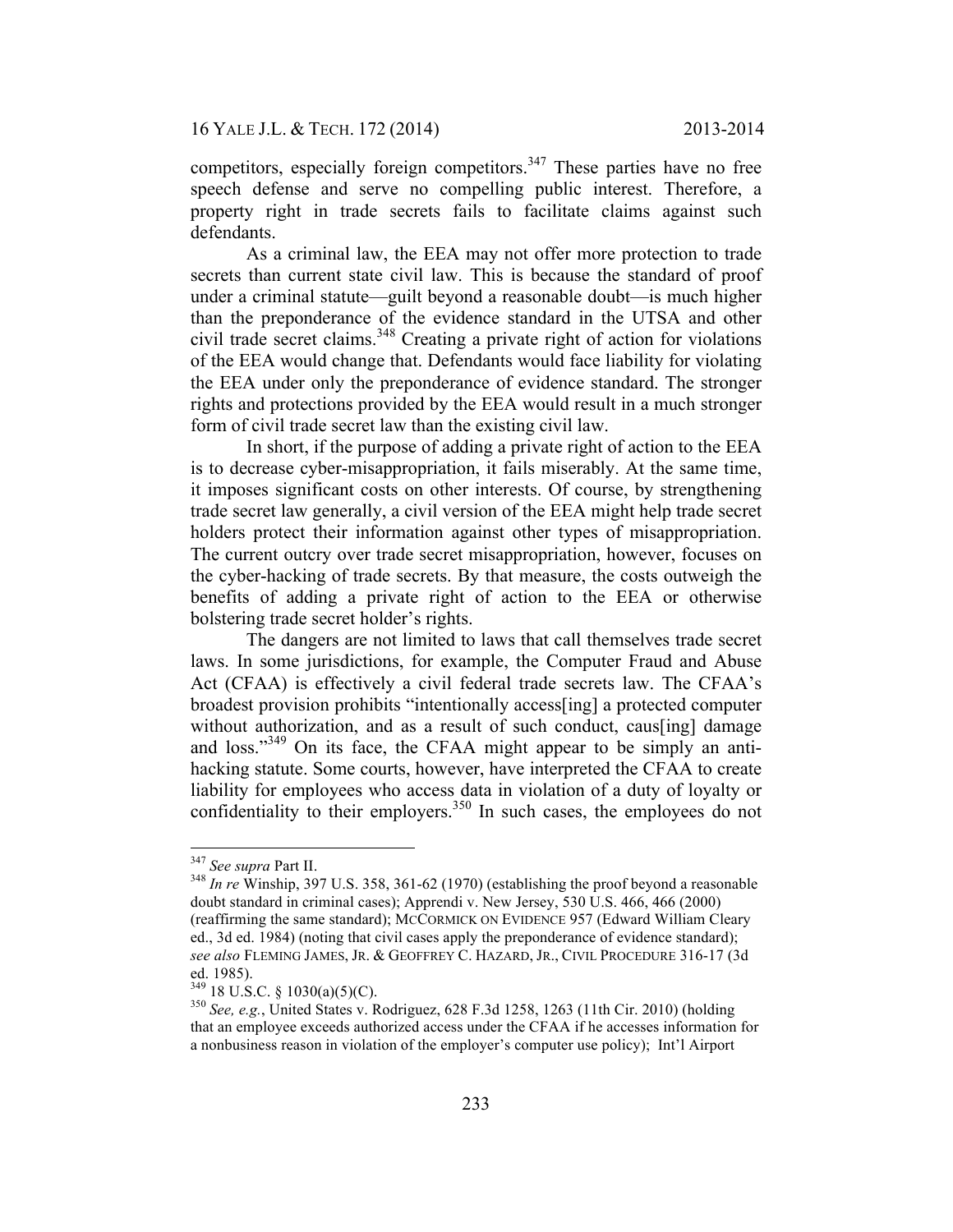competitors, especially foreign competitors.[347] These parties have no free speech defense and serve no compelling public interest. Therefore, a property right in trade secrets fails to facilitate claims against such defendants.

As a criminal law, the EEA may not offer more protection to trade secrets than current state civil law. This is because the standard of proof under a criminal statute—guilt beyond a reasonable doubt—is much higher than the preponderance of the evidence standard in the UTSA and other civil trade secret claims.[348] Creating a private right of action for violations of the EEA would change that. Defendants would face liability for violating the EEA under only the preponderance of evidence standard. The stronger rights and protections provided by the EEA would result in a much stronger form of civil trade secret law than the existing civil law.

In short, if the purpose of adding a private right of action to the EEA is to decrease cyber-misappropriation, it fails miserably. At the same time, it imposes significant costs on other interests. Of course, by strengthening trade secret law generally, a civil version of the EEA might help trade secret holders protect their information against other types of misappropriation. The current outcry over trade secret misappropriation, however, focuses on the cyber-hacking of trade secrets. By that measure, the costs outweigh the benefits of adding a private right of action to the EEA or otherwise bolstering trade secret holder's rights.

The dangers are not limited to laws that call themselves trade secret laws. In some jurisdictions, for example, the Computer Fraud and Abuse Act (CFAA) is effectively a civil federal trade secrets law. The CFAA's broadest provision prohibits "intentionally access[ing] a protected computer without authorization, and as a result of such conduct, caus[ing] damage and loss."[349] On its face, the CFAA might appear to be simply an anti-hacking statute. Some courts, however, have interpreted the CFAA to create liability for employees who access data in violation of a duty of loyalty or confidentiality to their employers.[350] In such cases, the employees do not

---

[347] *See supra* Part II.

[348] *In re* Winship, 397 U.S. 358, 361-62 (1970) (establishing the proof beyond a reasonable doubt standard in criminal cases); Apprendi v. New Jersey, 530 U.S. 466, 466 (2000) (reaffirming the same standard); MCCORMICK ON EVIDENCE 957 (Edward William Cleary ed., 3d ed. 1984) (noting that civil cases apply the preponderance of evidence standard); *see also* FLEMING JAMES, JR. & GEOFFREY C. HAZARD, JR., CIVIL PROCEDURE 316-17 (3d ed. 1985).

[349] 18 U.S.C. § 1030(a)(5)(C).

[350] *See, e.g.*, United States v. Rodriguez, 628 F.3d 1258, 1263 (11th Cir. 2010) (holding that an employee exceeds authorized access under the CFAA if he accesses information for a nonbusiness reason in violation of the employer's computer use policy); Int'l Airport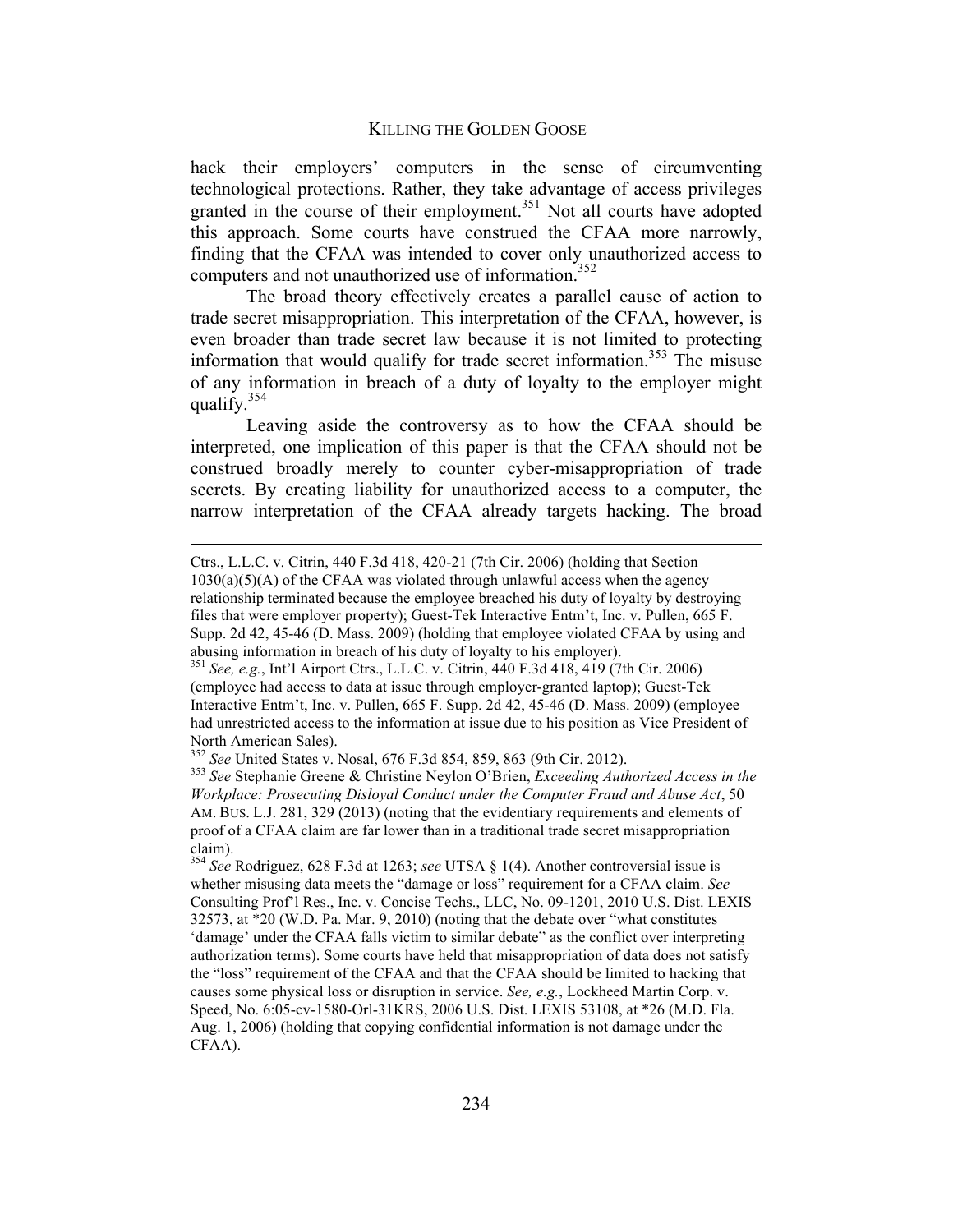hack their employers' computers in the sense of circumventing technological protections. Rather, they take advantage of access privileges granted in the course of their employment.[351] Not all courts have adopted this approach. Some courts have construed the CFAA more narrowly, finding that the CFAA was intended to cover only unauthorized access to computers and not unauthorized use of information.[352]

The broad theory effectively creates a parallel cause of action to trade secret misappropriation. This interpretation of the CFAA, however, is even broader than trade secret law because it is not limited to protecting information that would qualify for trade secret information.[353] The misuse of any information in breach of a duty of loyalty to the employer might qualify.[354]

Leaving aside the controversy as to how the CFAA should be interpreted, one implication of this paper is that the CFAA should not be construed broadly merely to counter cyber-misappropriation of trade secrets. By creating liability for unauthorized access to a computer, the narrow interpretation of the CFAA already targets hacking. The broad

---

Ctrs., L.L.C. v. Citrin, 440 F.3d 418, 420-21 (7th Cir. 2006) (holding that Section 1030(a)(5)(A) of the CFAA was violated through unlawful access when the agency relationship terminated because the employee breached his duty of loyalty by destroying files that were employer property); Guest-Tek Interactive Entm't, Inc. v. Pullen, 665 F. Supp. 2d 42, 45-46 (D. Mass. 2009) (holding that employee violated CFAA by using and abusing information in breach of his duty of loyalty to his employer).

[351] *See, e.g.*, Int'l Airport Ctrs., L.L.C. v. Citrin, 440 F.3d 418, 419 (7th Cir. 2006) (employee had access to data at issue through employer-granted laptop); Guest-Tek Interactive Entm't, Inc. v. Pullen, 665 F. Supp. 2d 42, 45-46 (D. Mass. 2009) (employee had unrestricted access to the information at issue due to his position as Vice President of North American Sales).

[352] *See* United States v. Nosal, 676 F.3d 854, 859, 863 (9th Cir. 2012).

[353] *See* Stephanie Greene & Christine Neylon O'Brien, *Exceeding Authorized Access in the Workplace: Prosecuting Disloyal Conduct under the Computer Fraud and Abuse Act*, 50 AM. BUS. L.J. 281, 329 (2013) (noting that the evidentiary requirements and elements of proof of a CFAA claim are far lower than in a traditional trade secret misappropriation claim).

[354] *See* Rodriguez, 628 F.3d at 1263; *see* UTSA § 1(4). Another controversial issue is whether misusing data meets the "damage or loss" requirement for a CFAA claim. *See* Consulting Prof'l Res., Inc. v. Concise Techs., LLC, No. 09-1201, 2010 U.S. Dist. LEXIS 32573, at *20 (W.D. Pa. Mar. 9, 2010) (noting that the debate over "what constitutes 'damage' under the CFAA falls victim to similar debate" as the conflict over interpreting authorization terms). Some courts have held that misappropriation of data does not satisfy the "loss" requirement of the CFAA and that the CFAA should be limited to hacking that causes some physical loss or disruption in service. *See, e.g.*, Lockheed Martin Corp. v. Speed, No. 6:05-cv-1580-Orl-31KRS, 2006 U.S. Dist. LEXIS 53108, at *26 (M.D. Fla. Aug. 1, 2006) (holding that copying confidential information is not damage under the CFAA).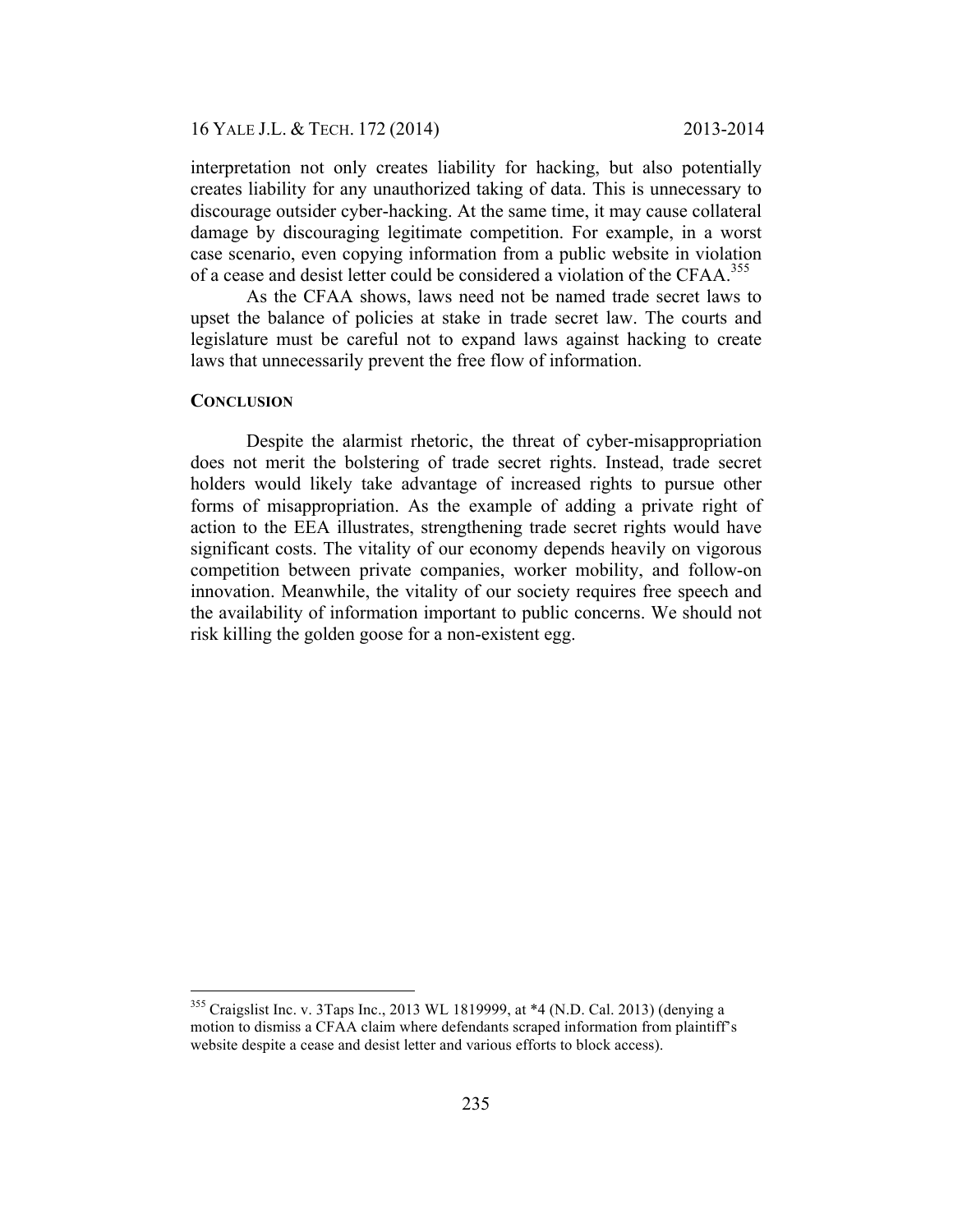interpretation not only creates liability for hacking, but also potentially creates liability for any unauthorized taking of data. This is unnecessary to discourage outsider cyber-hacking. At the same time, it may cause collateral damage by discouraging legitimate competition. For example, in a worst case scenario, even copying information from a public website in violation of a cease and desist letter could be considered a violation of the CFAA.[355]

As the CFAA shows, laws need not be named trade secret laws to upset the balance of policies at stake in trade secret law. The courts and legislature must be careful not to expand laws against hacking to create laws that unnecessarily prevent the free flow of information.

## CONCLUSION

Despite the alarmist rhetoric, the threat of cyber-misappropriation does not merit the bolstering of trade secret rights. Instead, trade secret holders would likely take advantage of increased rights to pursue other forms of misappropriation. As the example of adding a private right of action to the EEA illustrates, strengthening trade secret rights would have significant costs. The vitality of our economy depends heavily on vigorous competition between private companies, worker mobility, and follow-on innovation. Meanwhile, the vitality of our society requires free speech and the availability of information important to public concerns. We should not risk killing the golden goose for a non-existent egg.

---

[355] Craigslist Inc. v. 3Taps Inc., 2013 WL 1819999, at *4 (N.D. Cal. 2013) (denying a motion to dismiss a CFAA claim where defendants scraped information from plaintiff's website despite a cease and desist letter and various efforts to block access).